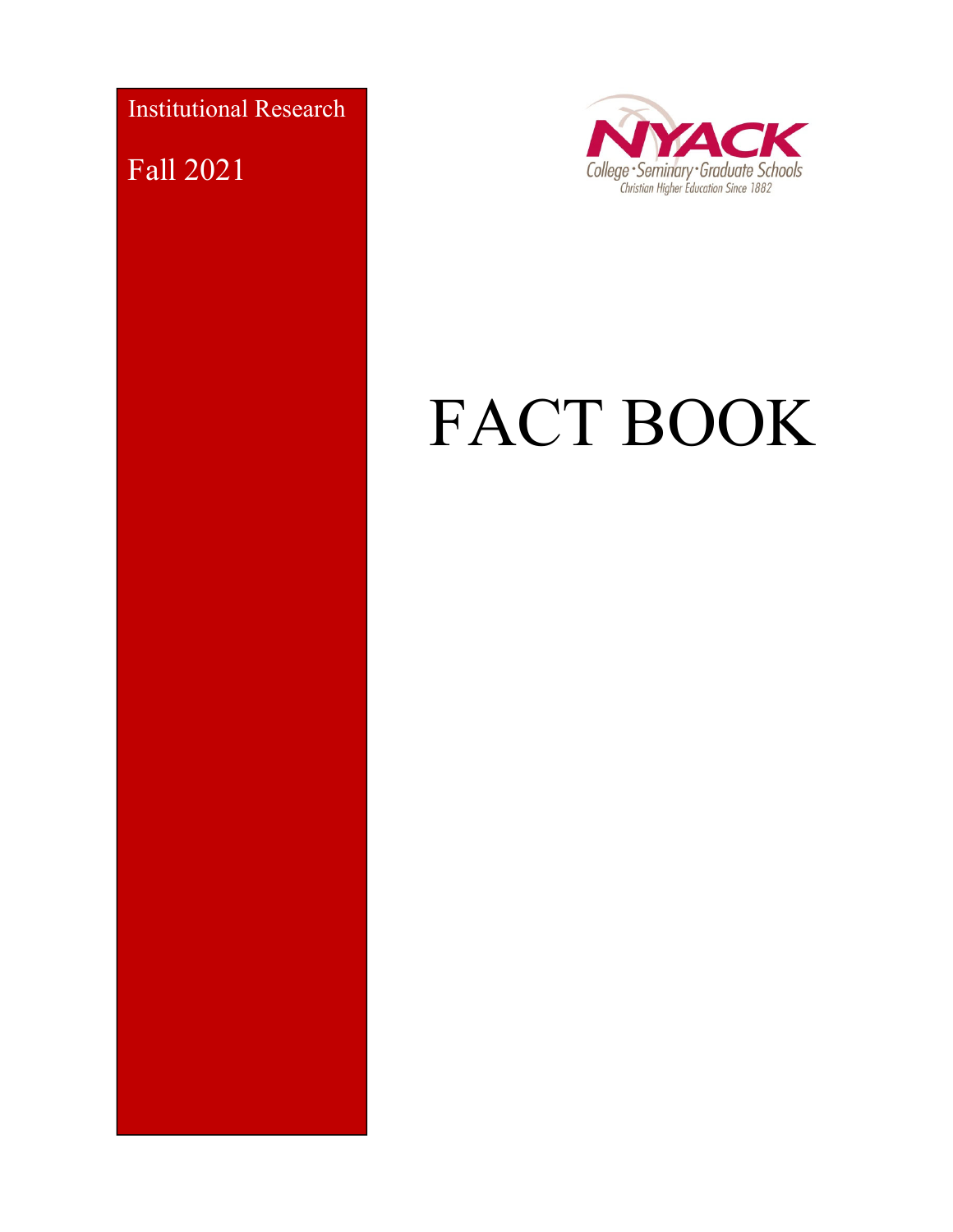Institutional Research

Fall 2021

NYACK
College · Seminary · Graduate Schools
Christian Higher Education Since 1882

# FACT BOOK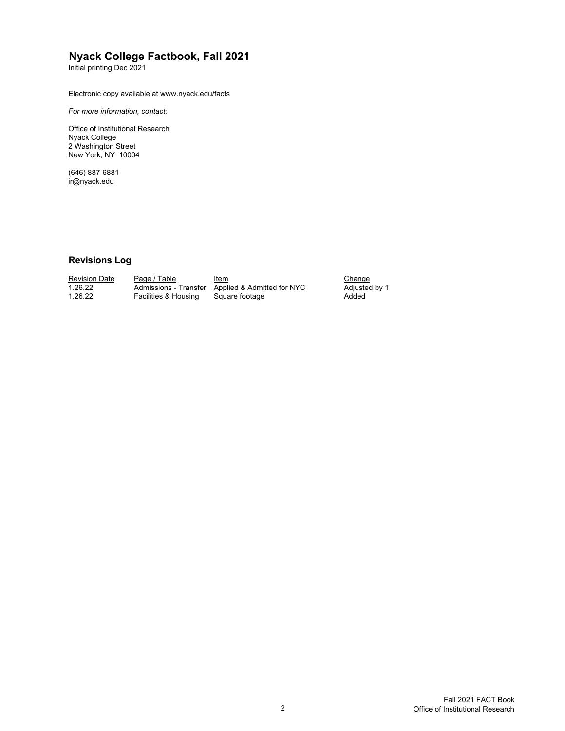# Nyack College Factbook, Fall 2021

Initial printing Dec 2021

Electronic copy available at www.nyack.edu/facts

*For more information, contact:*

Office of Institutional Research
Nyack College
2 Washington Street
New York, NY 10004

(646) 887-6881
ir@nyack.edu

## Revisions Log

| Revision Date | Page / Table | Item | Change |
|---|---|---|---|
| 1.26.22 | Admissions - Transfer | Applied & Admitted for NYC | Adjusted by 1 |
| 1.26.22 | Facilities & Housing | Square footage | Added |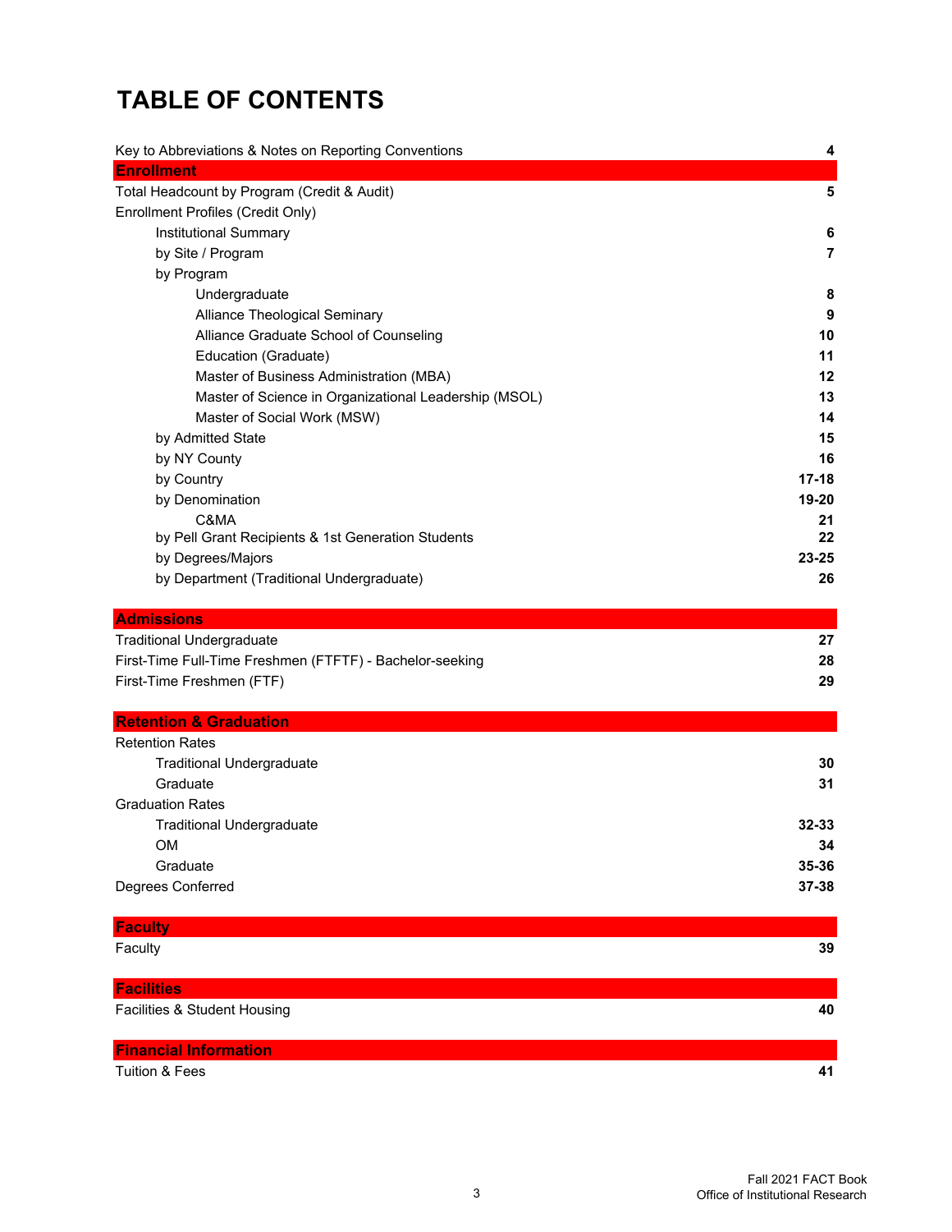# TABLE OF CONTENTS

| | |
|---|---|
| Key to Abbreviations & Notes on Reporting Conventions | **4** |
| **Enrollment** | |
| Total Headcount by Program (Credit & Audit) | **5** |
| Enrollment Profiles (Credit Only) | |
| Institutional Summary | **6** |
| by Site / Program | **7** |
| by Program | |
| Undergraduate | **8** |
| Alliance Theological Seminary | **9** |
| Alliance Graduate School of Counseling | **10** |
| Education (Graduate) | **11** |
| Master of Business Administration (MBA) | **12** |
| Master of Science in Organizational Leadership (MSOL) | **13** |
| Master of Social Work (MSW) | **14** |
| by Admitted State | **15** |
| by NY County | **16** |
| by Country | **17-18** |
| by Denomination | **19-20** |
| C&MA | **21** |
| by Pell Grant Recipients & 1st Generation Students | **22** |
| by Degrees/Majors | **23-25** |
| by Department (Traditional Undergraduate) | **26** |
| **Admissions** | |
| Traditional Undergraduate | **27** |
| First-Time Full-Time Freshmen (FTFTF) - Bachelor-seeking | **28** |
| First-Time Freshmen (FTF) | **29** |
| **Retention & Graduation** | |
| Retention Rates | |
| Traditional Undergraduate | **30** |
| Graduate | **31** |
| Graduation Rates | |
| Traditional Undergraduate | **32-33** |
| OM | **34** |
| Graduate | **35-36** |
| Degrees Conferred | **37-38** |
| **Faculty** | |
| Faculty | **39** |
| **Facilities** | |
| Facilities & Student Housing | **40** |
| **Financial Information** | |
| Tuition & Fees | **41** |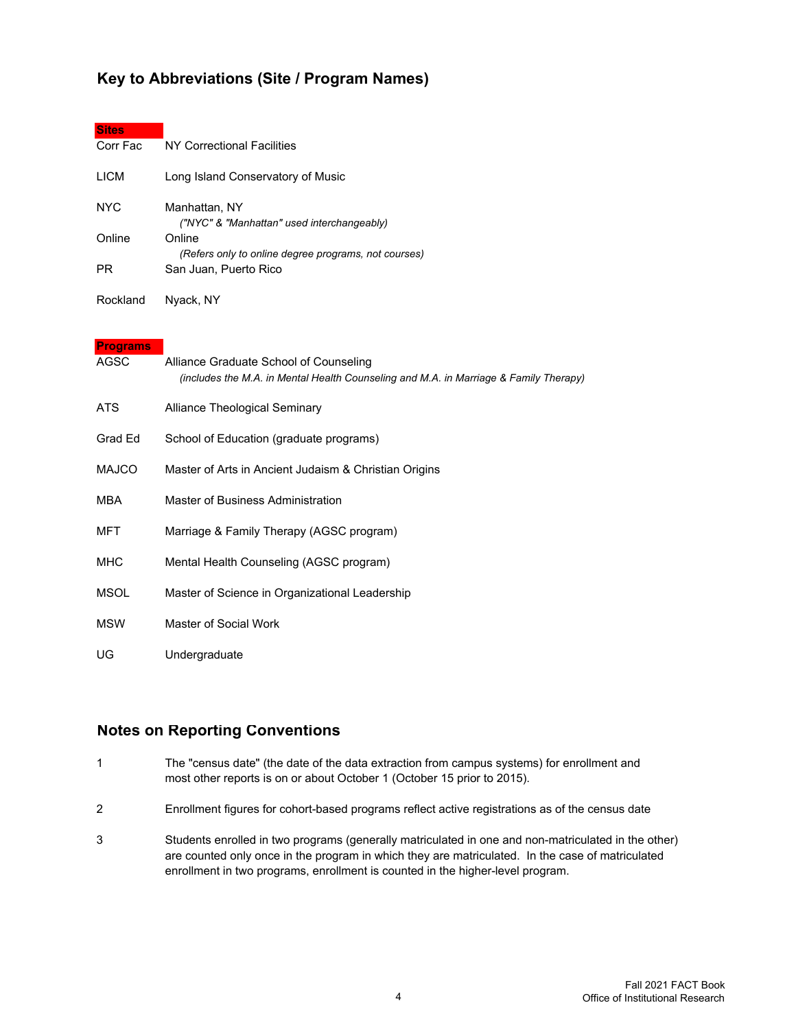## Key to Abbreviations (Site / Program Names)

**Sites**

| | |
|---|---|
| Corr Fac | NY Correctional Facilities |
| LICM | Long Island Conservatory of Music |
| NYC | Manhattan, NY<br>*("NYC" & "Manhattan" used interchangeably)* |
| Online | Online<br>*(Refers only to online degree programs, not courses)* |
| PR | San Juan, Puerto Rico |
| Rockland | Nyack, NY |

**Programs**

| | |
|---|---|
| AGSC | Alliance Graduate School of Counseling<br>*(includes the M.A. in Mental Health Counseling and M.A. in Marriage & Family Therapy)* |
| ATS | Alliance Theological Seminary |
| Grad Ed | School of Education (graduate programs) |
| MAJCO | Master of Arts in Ancient Judaism & Christian Origins |
| MBA | Master of Business Administration |
| MFT | Marriage & Family Therapy (AGSC program) |
| MHC | Mental Health Counseling (AGSC program) |
| MSOL | Master of Science in Organizational Leadership |
| MSW | Master of Social Work |
| UG | Undergraduate |

## Notes on Reporting Conventions

1. The "census date" (the date of the data extraction from campus systems) for enrollment and most other reports is on or about October 1 (October 15 prior to 2015).

2. Enrollment figures for cohort-based programs reflect active registrations as of the census date

3. Students enrolled in two programs (generally matriculated in one and non-matriculated in the other) are counted only once in the program in which they are matriculated. In the case of matriculated enrollment in two programs, enrollment is counted in the higher-level program.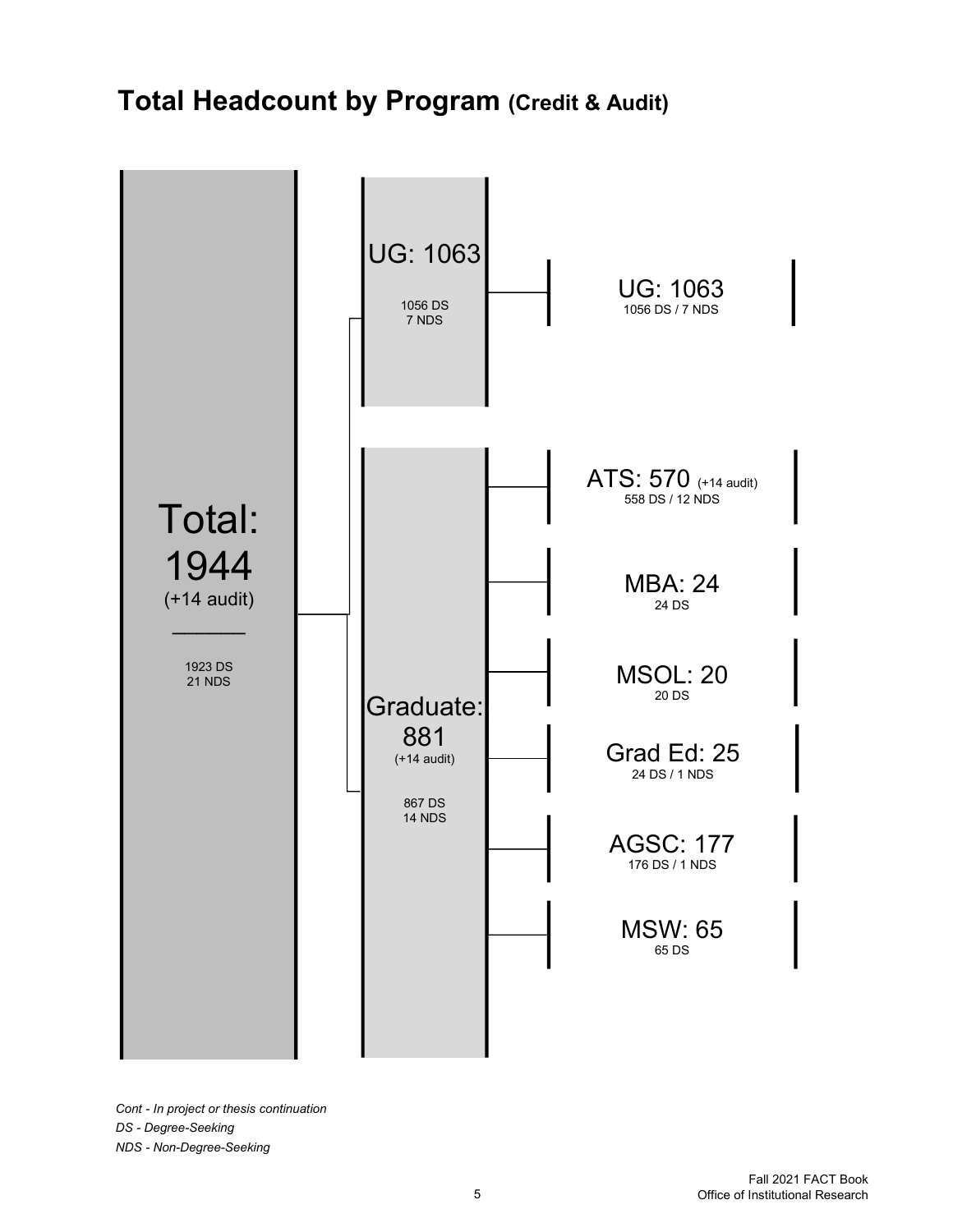# Total Headcount by Program (Credit & Audit)

Total: 1944 (+14 audit)

1923 DS
21 NDS

UG: 1063

1056 DS
7 NDS

- UG: 1063
  1056 DS / 7 NDS

Graduate: 881 (+14 audit)

867 DS
14 NDS

- ATS: 570 (+14 audit)
  558 DS / 12 NDS
- MBA: 24
  24 DS
- MSOL: 20
  20 DS
- Grad Ed: 25
  24 DS / 1 NDS
- AGSC: 177
  176 DS / 1 NDS
- MSW: 65
  65 DS

*Cont - In project or thesis continuation*
*DS - Degree-Seeking*
*NDS - Non-Degree-Seeking*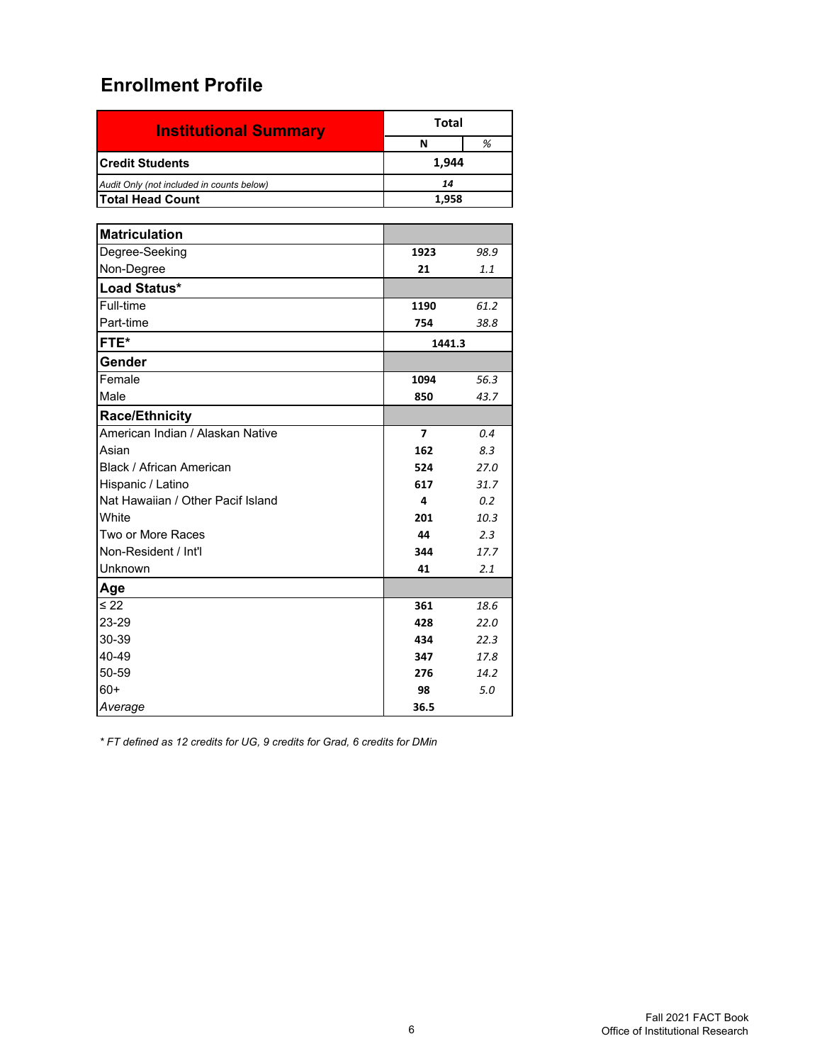## Enrollment Profile

| Institutional Summary | Total | |
|---|---|---|
| | N | % |
| **Credit Students** | **1,944** | |
| *Audit Only (not included in counts below)* | *14* | |
| **Total Head Count** | **1,958** | |

| | | |
|---|---|---|
| **Matriculation** | | |
| Degree-Seeking | **1923** | *98.9* |
| Non-Degree | **21** | *1.1* |
| **Load Status*** | | |
| Full-time | **1190** | *61.2* |
| Part-time | **754** | *38.8* |
| **FTE*** | **1441.3** | |
| **Gender** | | |
| Female | **1094** | *56.3* |
| Male | **850** | *43.7* |
| **Race/Ethnicity** | | |
| American Indian / Alaskan Native | **7** | *0.4* |
| Asian | **162** | *8.3* |
| Black / African American | **524** | *27.0* |
| Hispanic / Latino | **617** | *31.7* |
| Nat Hawaiian / Other Pacif Island | **4** | *0.2* |
| White | **201** | *10.3* |
| Two or More Races | **44** | *2.3* |
| Non-Resident / Int'l | **344** | *17.7* |
| Unknown | **41** | *2.1* |
| **Age** | | |
| ≤ 22 | **361** | *18.6* |
| 23-29 | **428** | *22.0* |
| 30-39 | **434** | *22.3* |
| 40-49 | **347** | *17.8* |
| 50-59 | **276** | *14.2* |
| 60+ | **98** | *5.0* |
| *Average* | **36.5** | |

*\* FT defined as 12 credits for UG, 9 credits for Grad, 6 credits for DMin*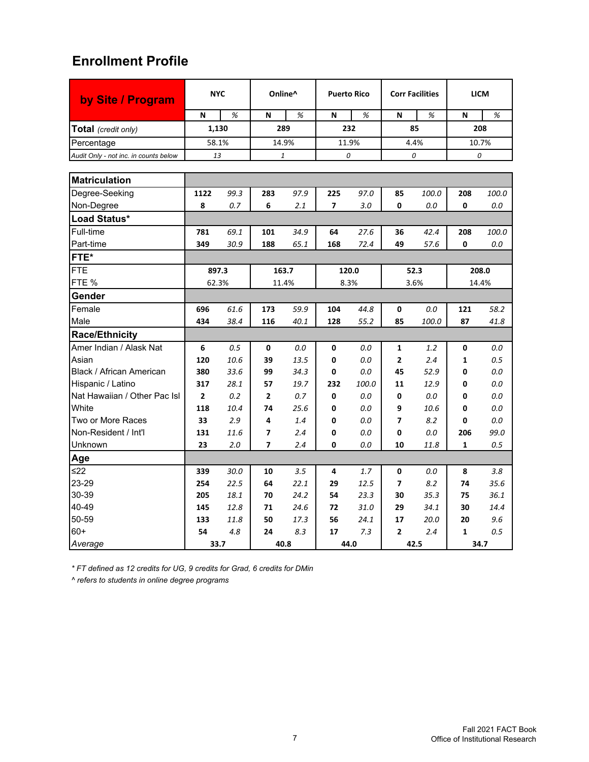# Enrollment Profile

| by Site / Program | NYC | | Online^ | | Puerto Rico | | Corr Facilities | | LICM | |
|---|---|---|---|---|---|---|---|---|---|---|
| | N | % | N | % | N | % | N | % | N | % |
| **Total** *(credit only)* | 1,130 | | 289 | | 232 | | 85 | | 208 | |
| Percentage | 58.1% | | 14.9% | | 11.9% | | 4.4% | | 10.7% | |
| *Audit Only - not inc. in counts below* | *13* | | *1* | | *0* | | *0* | | *0* | |
| **Matriculation** | | | | | | | | | | |
| Degree-Seeking | 1122 | 99.3 | 283 | 97.9 | 225 | 97.0 | 85 | 100.0 | 208 | 100.0 |
| Non-Degree | 8 | 0.7 | 6 | 2.1 | 7 | 3.0 | 0 | 0.0 | 0 | 0.0 |
| **Load Status*** | | | | | | | | | | |
| Full-time | 781 | 69.1 | 101 | 34.9 | 64 | 27.6 | 36 | 42.4 | 208 | 100.0 |
| Part-time | 349 | 30.9 | 188 | 65.1 | 168 | 72.4 | 49 | 57.6 | 0 | 0.0 |
| **FTE*** | | | | | | | | | | |
| FTE | 897.3 | | 163.7 | | 120.0 | | 52.3 | | 208.0 | |
| FTE % | 62.3% | | 11.4% | | 8.3% | | 3.6% | | 14.4% | |
| **Gender** | | | | | | | | | | |
| Female | 696 | 61.6 | 173 | 59.9 | 104 | 44.8 | 0 | 0.0 | 121 | 58.2 |
| Male | 434 | 38.4 | 116 | 40.1 | 128 | 55.2 | 85 | 100.0 | 87 | 41.8 |
| **Race/Ethnicity** | | | | | | | | | | |
| Amer Indian / Alask Nat | 6 | 0.5 | 0 | 0.0 | 0 | 0.0 | 1 | 1.2 | 0 | 0.0 |
| Asian | 120 | 10.6 | 39 | 13.5 | 0 | 0.0 | 2 | 2.4 | 1 | 0.5 |
| Black / African American | 380 | 33.6 | 99 | 34.3 | 0 | 0.0 | 45 | 52.9 | 0 | 0.0 |
| Hispanic / Latino | 317 | 28.1 | 57 | 19.7 | 232 | 100.0 | 11 | 12.9 | 0 | 0.0 |
| Nat Hawaiian / Other Pac Isl | 2 | 0.2 | 2 | 0.7 | 0 | 0.0 | 0 | 0.0 | 0 | 0.0 |
| White | 118 | 10.4 | 74 | 25.6 | 0 | 0.0 | 9 | 10.6 | 0 | 0.0 |
| Two or More Races | 33 | 2.9 | 4 | 1.4 | 0 | 0.0 | 7 | 8.2 | 0 | 0.0 |
| Non-Resident / Int'l | 131 | 11.6 | 7 | 2.4 | 0 | 0.0 | 0 | 0.0 | 206 | 99.0 |
| Unknown | 23 | 2.0 | 7 | 2.4 | 0 | 0.0 | 10 | 11.8 | 1 | 0.5 |
| **Age** | | | | | | | | | | |
| ≤22 | 339 | 30.0 | 10 | 3.5 | 4 | 1.7 | 0 | 0.0 | 8 | 3.8 |
| 23-29 | 254 | 22.5 | 64 | 22.1 | 29 | 12.5 | 7 | 8.2 | 74 | 35.6 |
| 30-39 | 205 | 18.1 | 70 | 24.2 | 54 | 23.3 | 30 | 35.3 | 75 | 36.1 |
| 40-49 | 145 | 12.8 | 71 | 24.6 | 72 | 31.0 | 29 | 34.1 | 30 | 14.4 |
| 50-59 | 133 | 11.8 | 50 | 17.3 | 56 | 24.1 | 17 | 20.0 | 20 | 9.6 |
| 60+ | 54 | 4.8 | 24 | 8.3 | 17 | 7.3 | 2 | 2.4 | 1 | 0.5 |
| *Average* | 33.7 | | 40.8 | | 44.0 | | 42.5 | | 34.7 | |

*\* FT defined as 12 credits for UG, 9 credits for Grad, 6 credits for DMin*

*^ refers to students in online degree programs*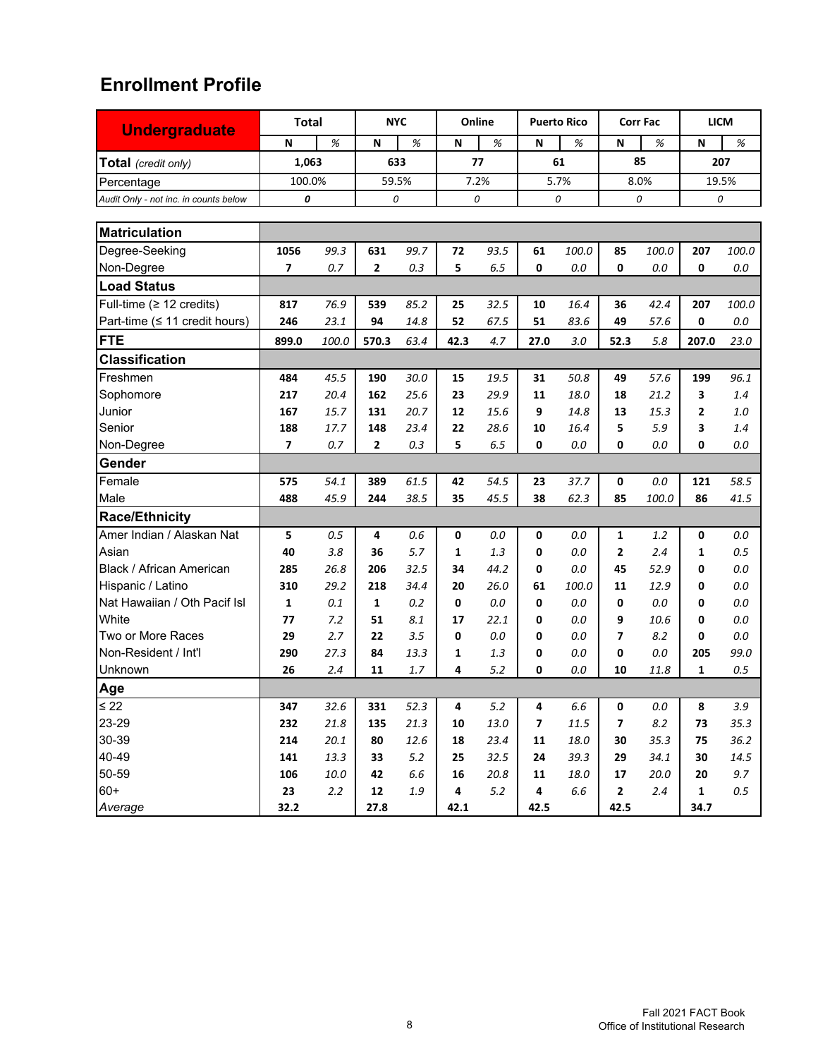# Enrollment Profile

| Undergraduate | Total | | NYC | | Online | | Puerto Rico | | Corr Fac | | LICM | |
|---|---|---|---|---|---|---|---|---|---|---|---|---|
| | N | % | N | % | N | % | N | % | N | % | N | % |
| **Total** *(credit only)* | **1,063** | | **633** | | **77** | | **61** | | **85** | | **207** | |
| Percentage | 100.0% | | 59.5% | | 7.2% | | 5.7% | | 8.0% | | 19.5% | |
| *Audit Only - not inc. in counts below* | ***0*** | | *0* | | *0* | | *0* | | *0* | | *0* | |
| **Matriculation** | | | | | | | | | | | | |
| Degree-Seeking | **1056** | *99.3* | **631** | *99.7* | **72** | *93.5* | **61** | *100.0* | **85** | *100.0* | **207** | *100.0* |
| Non-Degree | **7** | *0.7* | **2** | *0.3* | **5** | *6.5* | **0** | *0.0* | **0** | *0.0* | **0** | *0.0* |
| **Load Status** | | | | | | | | | | | | |
| Full-time (≥ 12 credits) | **817** | *76.9* | **539** | *85.2* | **25** | *32.5* | **10** | *16.4* | **36** | *42.4* | **207** | *100.0* |
| Part-time (≤ 11 credit hours) | **246** | *23.1* | **94** | *14.8* | **52** | *67.5* | **51** | *83.6* | **49** | *57.6* | **0** | *0.0* |
| **FTE** | **899.0** | *100.0* | **570.3** | *63.4* | **42.3** | *4.7* | **27.0** | *3.0* | **52.3** | *5.8* | **207.0** | *23.0* |
| **Classification** | | | | | | | | | | | | |
| Freshmen | **484** | *45.5* | **190** | *30.0* | **15** | *19.5* | **31** | *50.8* | **49** | *57.6* | **199** | *96.1* |
| Sophomore | **217** | *20.4* | **162** | *25.6* | **23** | *29.9* | **11** | *18.0* | **18** | *21.2* | **3** | *1.4* |
| Junior | **167** | *15.7* | **131** | *20.7* | **12** | *15.6* | **9** | *14.8* | **13** | *15.3* | **2** | *1.0* |
| Senior | **188** | *17.7* | **148** | *23.4* | **22** | *28.6* | **10** | *16.4* | **5** | *5.9* | **3** | *1.4* |
| Non-Degree | **7** | *0.7* | **2** | *0.3* | **5** | *6.5* | **0** | *0.0* | **0** | *0.0* | **0** | *0.0* |
| **Gender** | | | | | | | | | | | | |
| Female | **575** | *54.1* | **389** | *61.5* | **42** | *54.5* | **23** | *37.7* | **0** | *0.0* | **121** | *58.5* |
| Male | **488** | *45.9* | **244** | *38.5* | **35** | *45.5* | **38** | *62.3* | **85** | *100.0* | **86** | *41.5* |
| **Race/Ethnicity** | | | | | | | | | | | | |
| Amer Indian / Alaskan Nat | **5** | *0.5* | **4** | *0.6* | **0** | *0.0* | **0** | *0.0* | **1** | *1.2* | **0** | *0.0* |
| Asian | **40** | *3.8* | **36** | *5.7* | **1** | *1.3* | **0** | *0.0* | **2** | *2.4* | **1** | *0.5* |
| Black / African American | **285** | *26.8* | **206** | *32.5* | **34** | *44.2* | **0** | *0.0* | **45** | *52.9* | **0** | *0.0* |
| Hispanic / Latino | **310** | *29.2* | **218** | *34.4* | **20** | *26.0* | **61** | *100.0* | **11** | *12.9* | **0** | *0.0* |
| Nat Hawaiian / Oth Pacif Isl | **1** | *0.1* | **1** | *0.2* | **0** | *0.0* | **0** | *0.0* | **0** | *0.0* | **0** | *0.0* |
| White | **77** | *7.2* | **51** | *8.1* | **17** | *22.1* | **0** | *0.0* | **9** | *10.6* | **0** | *0.0* |
| Two or More Races | **29** | *2.7* | **22** | *3.5* | **0** | *0.0* | **0** | *0.0* | **7** | *8.2* | **0** | *0.0* |
| Non-Resident / Int'l | **290** | *27.3* | **84** | *13.3* | **1** | *1.3* | **0** | *0.0* | **0** | *0.0* | **205** | *99.0* |
| Unknown | **26** | *2.4* | **11** | *1.7* | **4** | *5.2* | **0** | *0.0* | **10** | *11.8* | **1** | *0.5* |
| **Age** | | | | | | | | | | | | |
| ≤ 22 | **347** | *32.6* | **331** | *52.3* | **4** | *5.2* | **4** | *6.6* | **0** | *0.0* | **8** | *3.9* |
| 23-29 | **232** | *21.8* | **135** | *21.3* | **10** | *13.0* | **7** | *11.5* | **7** | *8.2* | **73** | *35.3* |
| 30-39 | **214** | *20.1* | **80** | *12.6* | **18** | *23.4* | **11** | *18.0* | **30** | *35.3* | **75** | *36.2* |
| 40-49 | **141** | *13.3* | **33** | *5.2* | **25** | *32.5* | **24** | *39.3* | **29** | *34.1* | **30** | *14.5* |
| 50-59 | **106** | *10.0* | **42** | *6.6* | **16** | *20.8* | **11** | *18.0* | **17** | *20.0* | **20** | *9.7* |
| 60+ | **23** | *2.2* | **12** | *1.9* | **4** | *5.2* | **4** | *6.6* | **2** | *2.4* | **1** | *0.5* |
| *Average* | **32.2** | | **27.8** | | **42.1** | | **42.5** | | **42.5** | | **34.7** | |

Fall 2021 FACT Book
Office of Institutional Research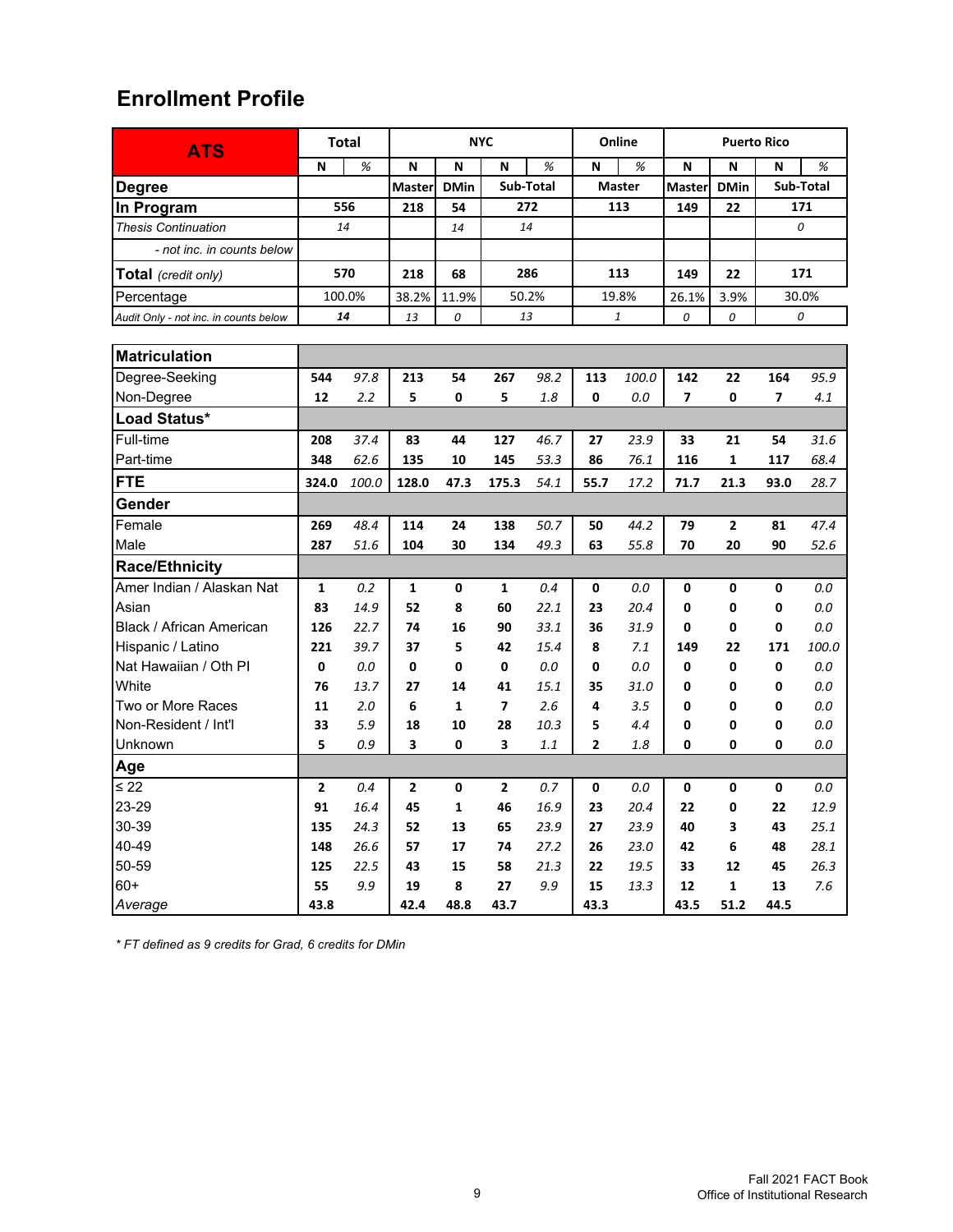## Enrollment Profile

| ATS | Total | | NYC | | | | Online | | Puerto Rico | | | |
|---|---|---|---|---|---|---|---|---|---|---|---|---|
| | N | % | N | N | N | % | N | % | N | N | N | % |
| **Degree** | | | Master | DMin | Sub-Total | | Master | | Master | DMin | Sub-Total | |
| **In Program** | 556 | | 218 | 54 | 272 | | 113 | | 149 | 22 | 171 | |
| *Thesis Continuation* | *14* | | | *14* | *14* | | | | | | *0* | |
| *- not inc. in counts below* | | | | | | | | | | | | |
| **Total** *(credit only)* | 570 | | 218 | 68 | 286 | | 113 | | 149 | 22 | 171 | |
| Percentage | 100.0% | | 38.2% | 11.9% | 50.2% | | 19.8% | | 26.1% | 3.9% | 30.0% | |
| *Audit Only - not inc. in counts below* | ***14*** | | *13* | *0* | *13* | | *1* | | *0* | *0* | *0* | |
| **Matriculation** | | | | | | | | | | | | |
| Degree-Seeking | **544** | *97.8* | **213** | **54** | **267** | *98.2* | **113** | *100.0* | **142** | **22** | **164** | *95.9* |
| Non-Degree | **12** | *2.2* | **5** | **0** | **5** | *1.8* | **0** | *0.0* | **7** | **0** | **7** | *4.1* |
| **Load Status*** | | | | | | | | | | | | |
| Full-time | **208** | *37.4* | **83** | **44** | **127** | *46.7* | **27** | *23.9* | **33** | **21** | **54** | *31.6* |
| Part-time | **348** | *62.6* | **135** | **10** | **145** | *53.3* | **86** | *76.1* | **116** | **1** | **117** | *68.4* |
| **FTE** | **324.0** | *100.0* | **128.0** | **47.3** | **175.3** | *54.1* | **55.7** | *17.2* | **71.7** | **21.3** | **93.0** | *28.7* |
| **Gender** | | | | | | | | | | | | |
| Female | **269** | *48.4* | **114** | **24** | **138** | *50.7* | **50** | *44.2* | **79** | **2** | **81** | *47.4* |
| Male | **287** | *51.6* | **104** | **30** | **134** | *49.3* | **63** | *55.8* | **70** | **20** | **90** | *52.6* |
| **Race/Ethnicity** | | | | | | | | | | | | |
| Amer Indian / Alaskan Nat | **1** | *0.2* | **1** | **0** | **1** | *0.4* | **0** | *0.0* | **0** | **0** | **0** | *0.0* |
| Asian | **83** | *14.9* | **52** | **8** | **60** | *22.1* | **23** | *20.4* | **0** | **0** | **0** | *0.0* |
| Black / African American | **126** | *22.7* | **74** | **16** | **90** | *33.1* | **36** | *31.9* | **0** | **0** | **0** | *0.0* |
| Hispanic / Latino | **221** | *39.7* | **37** | **5** | **42** | *15.4* | **8** | *7.1* | **149** | **22** | **171** | *100.0* |
| Nat Hawaiian / Oth PI | **0** | *0.0* | **0** | **0** | **0** | *0.0* | **0** | *0.0* | **0** | **0** | **0** | *0.0* |
| White | **76** | *13.7* | **27** | **14** | **41** | *15.1* | **35** | *31.0* | **0** | **0** | **0** | *0.0* |
| Two or More Races | **11** | *2.0* | **6** | **1** | **7** | *2.6* | **4** | *3.5* | **0** | **0** | **0** | *0.0* |
| Non-Resident / Int'l | **33** | *5.9* | **18** | **10** | **28** | *10.3* | **5** | *4.4* | **0** | **0** | **0** | *0.0* |
| Unknown | **5** | *0.9* | **3** | **0** | **3** | *1.1* | **2** | *1.8* | **0** | **0** | **0** | *0.0* |
| **Age** | | | | | | | | | | | | |
| ≤ 22 | **2** | *0.4* | **2** | **0** | **2** | *0.7* | **0** | *0.0* | **0** | **0** | **0** | *0.0* |
| 23-29 | **91** | *16.4* | **45** | **1** | **46** | *16.9* | **23** | *20.4* | **22** | **0** | **22** | *12.9* |
| 30-39 | **135** | *24.3* | **52** | **13** | **65** | *23.9* | **27** | *23.9* | **40** | **3** | **43** | *25.1* |
| 40-49 | **148** | *26.6* | **57** | **17** | **74** | *27.2* | **26** | *23.0* | **42** | **6** | **48** | *28.1* |
| 50-59 | **125** | *22.5* | **43** | **15** | **58** | *21.3* | **22** | *19.5* | **33** | **12** | **45** | *26.3* |
| 60+ | **55** | *9.9* | **19** | **8** | **27** | *9.9* | **15** | *13.3* | **12** | **1** | **13** | *7.6* |
| *Average* | **43.8** | | **42.4** | **48.8** | **43.7** | | **43.3** | | **43.5** | **51.2** | **44.5** | |

*\* FT defined as 9 credits for Grad, 6 credits for DMin*

Fall 2021 FACT Book
Office of Institutional Research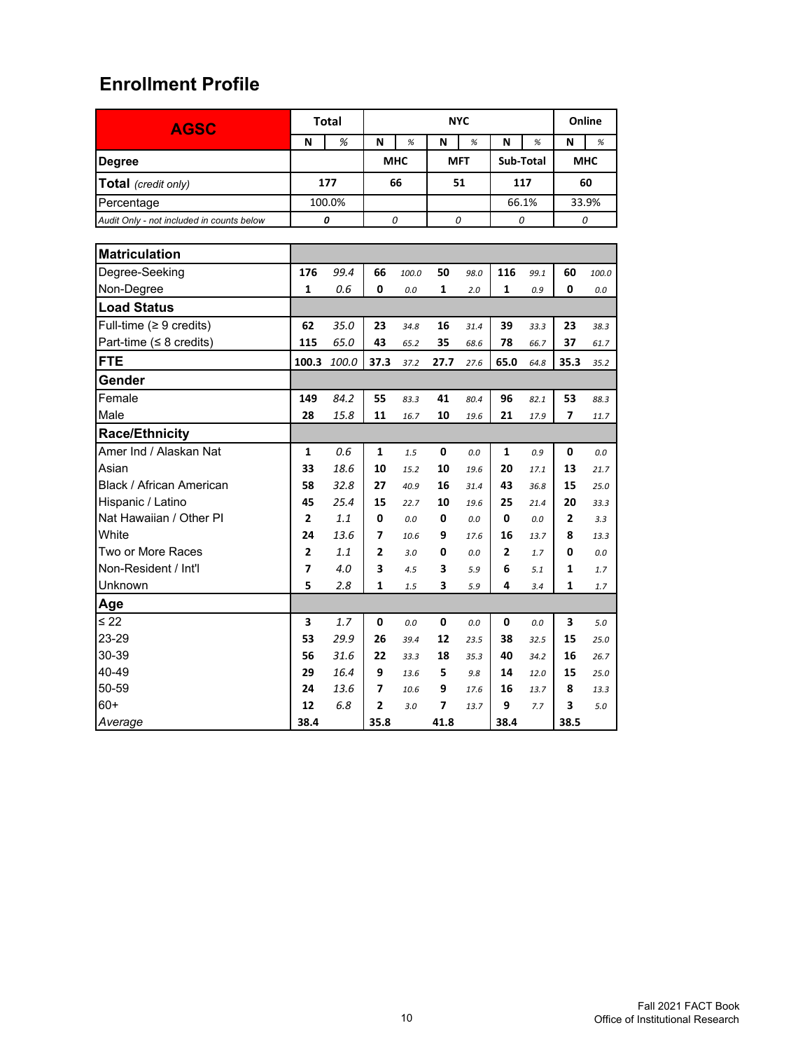## Enrollment Profile

| AGSC | Total | | NYC | | | | | | Online | |
|---|---|---|---|---|---|---|---|---|---|---|
| | N | % | N | % | N | % | N | % | N | % |
| **Degree** | | | MHC | | MFT | | Sub-Total | | MHC | |
| **Total** *(credit only)* | 177 | | 66 | | 51 | | 117 | | 60 | |
| Percentage | 100.0% | | | | | | 66.1% | | 33.9% | |
| *Audit Only - not included in counts below* | 0 | | 0 | | 0 | | 0 | | 0 | |
| **Matriculation** | | | | | | | | | | |
| Degree-Seeking | 176 | 99.4 | 66 | 100.0 | 50 | 98.0 | 116 | 99.1 | 60 | 100.0 |
| Non-Degree | 1 | 0.6 | 0 | 0.0 | 1 | 2.0 | 1 | 0.9 | 0 | 0.0 |
| **Load Status** | | | | | | | | | | |
| Full-time (≥ 9 credits) | 62 | 35.0 | 23 | 34.8 | 16 | 31.4 | 39 | 33.3 | 23 | 38.3 |
| Part-time (≤ 8 credits) | 115 | 65.0 | 43 | 65.2 | 35 | 68.6 | 78 | 66.7 | 37 | 61.7 |
| **FTE** | 100.3 | 100.0 | 37.3 | 37.2 | 27.7 | 27.6 | 65.0 | 64.8 | 35.3 | 35.2 |
| **Gender** | | | | | | | | | | |
| Female | 149 | 84.2 | 55 | 83.3 | 41 | 80.4 | 96 | 82.1 | 53 | 88.3 |
| Male | 28 | 15.8 | 11 | 16.7 | 10 | 19.6 | 21 | 17.9 | 7 | 11.7 |
| **Race/Ethnicity** | | | | | | | | | | |
| Amer Ind / Alaskan Nat | 1 | 0.6 | 1 | 1.5 | 0 | 0.0 | 1 | 0.9 | 0 | 0.0 |
| Asian | 33 | 18.6 | 10 | 15.2 | 10 | 19.6 | 20 | 17.1 | 13 | 21.7 |
| Black / African American | 58 | 32.8 | 27 | 40.9 | 16 | 31.4 | 43 | 36.8 | 15 | 25.0 |
| Hispanic / Latino | 45 | 25.4 | 15 | 22.7 | 10 | 19.6 | 25 | 21.4 | 20 | 33.3 |
| Nat Hawaiian / Other PI | 2 | 1.1 | 0 | 0.0 | 0 | 0.0 | 0 | 0.0 | 2 | 3.3 |
| White | 24 | 13.6 | 7 | 10.6 | 9 | 17.6 | 16 | 13.7 | 8 | 13.3 |
| Two or More Races | 2 | 1.1 | 2 | 3.0 | 0 | 0.0 | 2 | 1.7 | 0 | 0.0 |
| Non-Resident / Int'l | 7 | 4.0 | 3 | 4.5 | 3 | 5.9 | 6 | 5.1 | 1 | 1.7 |
| Unknown | 5 | 2.8 | 1 | 1.5 | 3 | 5.9 | 4 | 3.4 | 1 | 1.7 |
| **Age** | | | | | | | | | | |
| ≤ 22 | 3 | 1.7 | 0 | 0.0 | 0 | 0.0 | 0 | 0.0 | 3 | 5.0 |
| 23-29 | 53 | 29.9 | 26 | 39.4 | 12 | 23.5 | 38 | 32.5 | 15 | 25.0 |
| 30-39 | 56 | 31.6 | 22 | 33.3 | 18 | 35.3 | 40 | 34.2 | 16 | 26.7 |
| 40-49 | 29 | 16.4 | 9 | 13.6 | 5 | 9.8 | 14 | 12.0 | 15 | 25.0 |
| 50-59 | 24 | 13.6 | 7 | 10.6 | 9 | 17.6 | 16 | 13.7 | 8 | 13.3 |
| 60+ | 12 | 6.8 | 2 | 3.0 | 7 | 13.7 | 9 | 7.7 | 3 | 5.0 |
| *Average* | 38.4 | | 35.8 | | 41.8 | | 38.4 | | 38.5 | |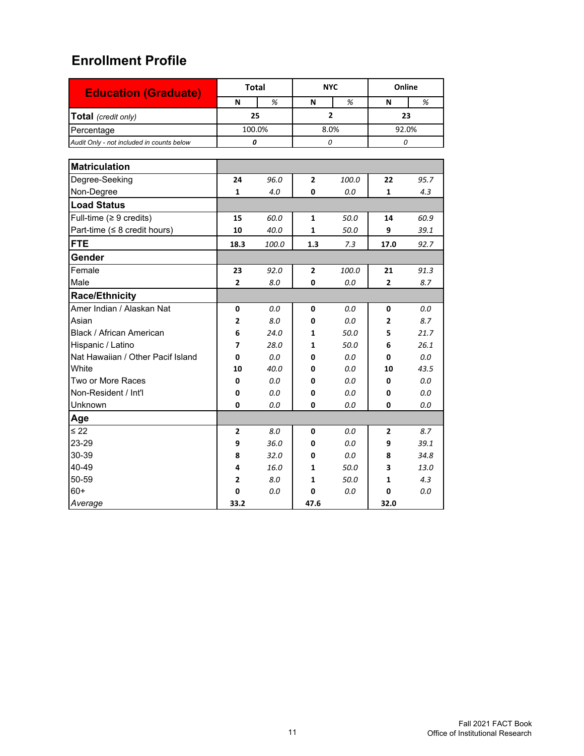# Enrollment Profile

| Education (Graduate) | Total | | NYC | | Online | |
|---|---|---|---|---|---|---|
| | N | % | N | % | N | % |
| **Total** *(credit only)* | **25** | | **2** | | **23** | |
| Percentage | 100.0% | | 8.0% | | 92.0% | |
| *Audit Only - not included in counts below* | *0* | | *0* | | *0* | |
| **Matriculation** | | | | | | |
| Degree-Seeking | **24** | *96.0* | **2** | *100.0* | **22** | *95.7* |
| Non-Degree | **1** | *4.0* | **0** | *0.0* | **1** | *4.3* |
| **Load Status** | | | | | | |
| Full-time (≥ 9 credits) | **15** | *60.0* | **1** | *50.0* | **14** | *60.9* |
| Part-time (≤ 8 credit hours) | **10** | *40.0* | **1** | *50.0* | **9** | *39.1* |
| **FTE** | **18.3** | *100.0* | **1.3** | *7.3* | **17.0** | *92.7* |
| **Gender** | | | | | | |
| Female | **23** | *92.0* | **2** | *100.0* | **21** | *91.3* |
| Male | **2** | *8.0* | **0** | *0.0* | **2** | *8.7* |
| **Race/Ethnicity** | | | | | | |
| Amer Indian / Alaskan Nat | **0** | *0.0* | **0** | *0.0* | **0** | *0.0* |
| Asian | **2** | *8.0* | **0** | *0.0* | **2** | *8.7* |
| Black / African American | **6** | *24.0* | **1** | *50.0* | **5** | *21.7* |
| Hispanic / Latino | **7** | *28.0* | **1** | *50.0* | **6** | *26.1* |
| Nat Hawaiian / Other Pacif Island | **0** | *0.0* | **0** | *0.0* | **0** | *0.0* |
| White | **10** | *40.0* | **0** | *0.0* | **10** | *43.5* |
| Two or More Races | **0** | *0.0* | **0** | *0.0* | **0** | *0.0* |
| Non-Resident / Int'l | **0** | *0.0* | **0** | *0.0* | **0** | *0.0* |
| Unknown | **0** | *0.0* | **0** | *0.0* | **0** | *0.0* |
| **Age** | | | | | | |
| ≤ 22 | **2** | *8.0* | **0** | *0.0* | **2** | *8.7* |
| 23-29 | **9** | *36.0* | **0** | *0.0* | **9** | *39.1* |
| 30-39 | **8** | *32.0* | **0** | *0.0* | **8** | *34.8* |
| 40-49 | **4** | *16.0* | **1** | *50.0* | **3** | *13.0* |
| 50-59 | **2** | *8.0* | **1** | *50.0* | **1** | *4.3* |
| 60+ | **0** | *0.0* | **0** | *0.0* | **0** | *0.0* |
| *Average* | **33.2** | | **47.6** | | **32.0** | |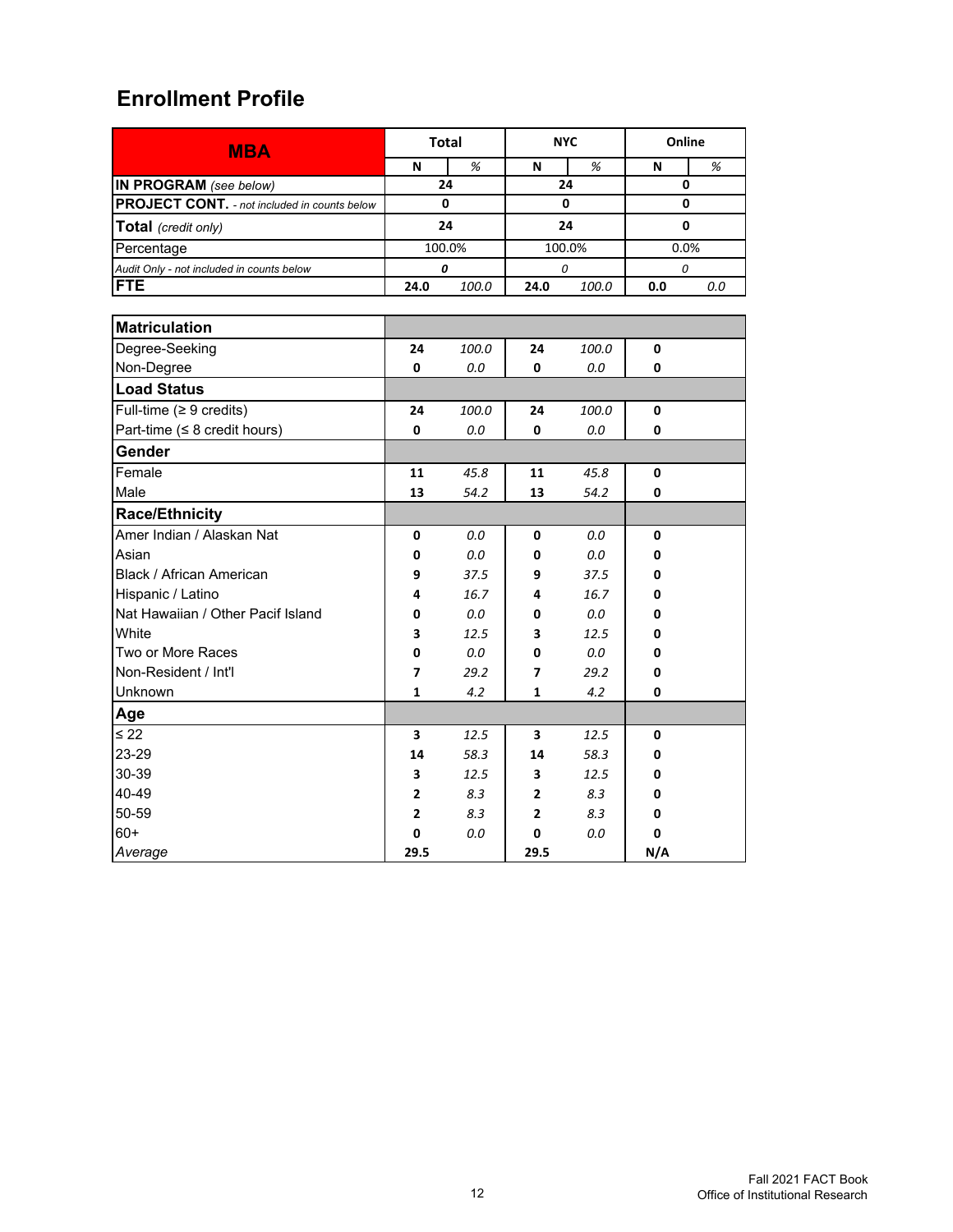## Enrollment Profile

| MBA | Total | | NYC | | Online | |
|---|---|---|---|---|---|---|
| | N | % | N | % | N | % |
| **IN PROGRAM** *(see below)* | 24 | | 24 | | 0 | |
| **PROJECT CONT.** *- not included in counts below* | 0 | | 0 | | 0 | |
| **Total** *(credit only)* | 24 | | 24 | | 0 | |
| Percentage | 100.0% | | 100.0% | | 0.0% | |
| *Audit Only - not included in counts below* | *0* | | *0* | | *0* | |
| **FTE** | **24.0** | *100.0* | **24.0** | *100.0* | **0.0** | *0.0* |
| **Matriculation** | | | | | | |
| Degree-Seeking | **24** | *100.0* | **24** | *100.0* | **0** | |
| Non-Degree | **0** | *0.0* | **0** | *0.0* | **0** | |
| **Load Status** | | | | | | |
| Full-time (≥ 9 credits) | **24** | *100.0* | **24** | *100.0* | **0** | |
| Part-time (≤ 8 credit hours) | **0** | *0.0* | **0** | *0.0* | **0** | |
| **Gender** | | | | | | |
| Female | **11** | *45.8* | **11** | *45.8* | **0** | |
| Male | **13** | *54.2* | **13** | *54.2* | **0** | |
| **Race/Ethnicity** | | | | | | |
| Amer Indian / Alaskan Nat | **0** | *0.0* | **0** | *0.0* | **0** | |
| Asian | **0** | *0.0* | **0** | *0.0* | **0** | |
| Black / African American | **9** | *37.5* | **9** | *37.5* | **0** | |
| Hispanic / Latino | **4** | *16.7* | **4** | *16.7* | **0** | |
| Nat Hawaiian / Other Pacif Island | **0** | *0.0* | **0** | *0.0* | **0** | |
| White | **3** | *12.5* | **3** | *12.5* | **0** | |
| Two or More Races | **0** | *0.0* | **0** | *0.0* | **0** | |
| Non-Resident / Int'l | **7** | *29.2* | **7** | *29.2* | **0** | |
| Unknown | **1** | *4.2* | **1** | *4.2* | **0** | |
| **Age** | | | | | | |
| ≤ 22 | **3** | *12.5* | **3** | *12.5* | **0** | |
| 23-29 | **14** | *58.3* | **14** | *58.3* | **0** | |
| 30-39 | **3** | *12.5* | **3** | *12.5* | **0** | |
| 40-49 | **2** | *8.3* | **2** | *8.3* | **0** | |
| 50-59 | **2** | *8.3* | **2** | *8.3* | **0** | |
| 60+ | **0** | *0.0* | **0** | *0.0* | **0** | |
| *Average* | **29.5** | | **29.5** | | **N/A** | |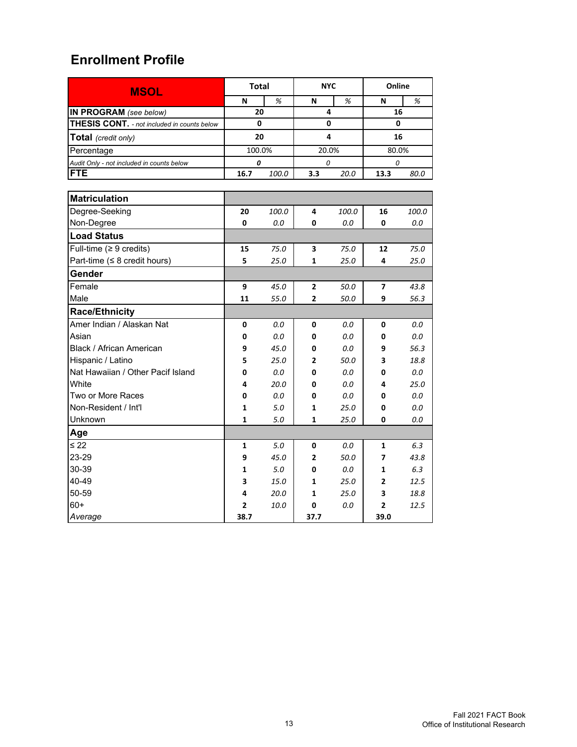## Enrollment Profile

| MSOL | Total | | NYC | | Online | |
|---|---|---|---|---|---|---|
| | N | % | N | % | N | % |
| **IN PROGRAM** *(see below)* | **20** | | **4** | | **16** | |
| **THESIS CONT.** *- not included in counts below* | **0** | | **0** | | **0** | |
| **Total** *(credit only)* | **20** | | **4** | | **16** | |
| Percentage | 100.0% | | 20.0% | | 80.0% | |
| *Audit Only - not included in counts below* | *0* | | *0* | | *0* | |
| **FTE** | **16.7** | *100.0* | **3.3** | *20.0* | **13.3** | *80.0* |
| **Matriculation** | | | | | | |
| Degree-Seeking | **20** | *100.0* | **4** | *100.0* | **16** | *100.0* |
| Non-Degree | **0** | *0.0* | **0** | *0.0* | **0** | *0.0* |
| **Load Status** | | | | | | |
| Full-time (≥ 9 credits) | **15** | *75.0* | **3** | *75.0* | **12** | *75.0* |
| Part-time (≤ 8 credit hours) | **5** | *25.0* | **1** | *25.0* | **4** | *25.0* |
| **Gender** | | | | | | |
| Female | **9** | *45.0* | **2** | *50.0* | **7** | *43.8* |
| Male | **11** | *55.0* | **2** | *50.0* | **9** | *56.3* |
| **Race/Ethnicity** | | | | | | |
| Amer Indian / Alaskan Nat | **0** | *0.0* | **0** | *0.0* | **0** | *0.0* |
| Asian | **0** | *0.0* | **0** | *0.0* | **0** | *0.0* |
| Black / African American | **9** | *45.0* | **0** | *0.0* | **9** | *56.3* |
| Hispanic / Latino | **5** | *25.0* | **2** | *50.0* | **3** | *18.8* |
| Nat Hawaiian / Other Pacif Island | **0** | *0.0* | **0** | *0.0* | **0** | *0.0* |
| White | **4** | *20.0* | **0** | *0.0* | **4** | *25.0* |
| Two or More Races | **0** | *0.0* | **0** | *0.0* | **0** | *0.0* |
| Non-Resident / Int'l | **1** | *5.0* | **1** | *25.0* | **0** | *0.0* |
| Unknown | **1** | *5.0* | **1** | *25.0* | **0** | *0.0* |
| **Age** | | | | | | |
| ≤ 22 | **1** | *5.0* | **0** | *0.0* | **1** | *6.3* |
| 23-29 | **9** | *45.0* | **2** | *50.0* | **7** | *43.8* |
| 30-39 | **1** | *5.0* | **0** | *0.0* | **1** | *6.3* |
| 40-49 | **3** | *15.0* | **1** | *25.0* | **2** | *12.5* |
| 50-59 | **4** | *20.0* | **1** | *25.0* | **3** | *18.8* |
| 60+ | **2** | *10.0* | **0** | *0.0* | **2** | *12.5* |
| *Average* | **38.7** | | **37.7** | | **39.0** | |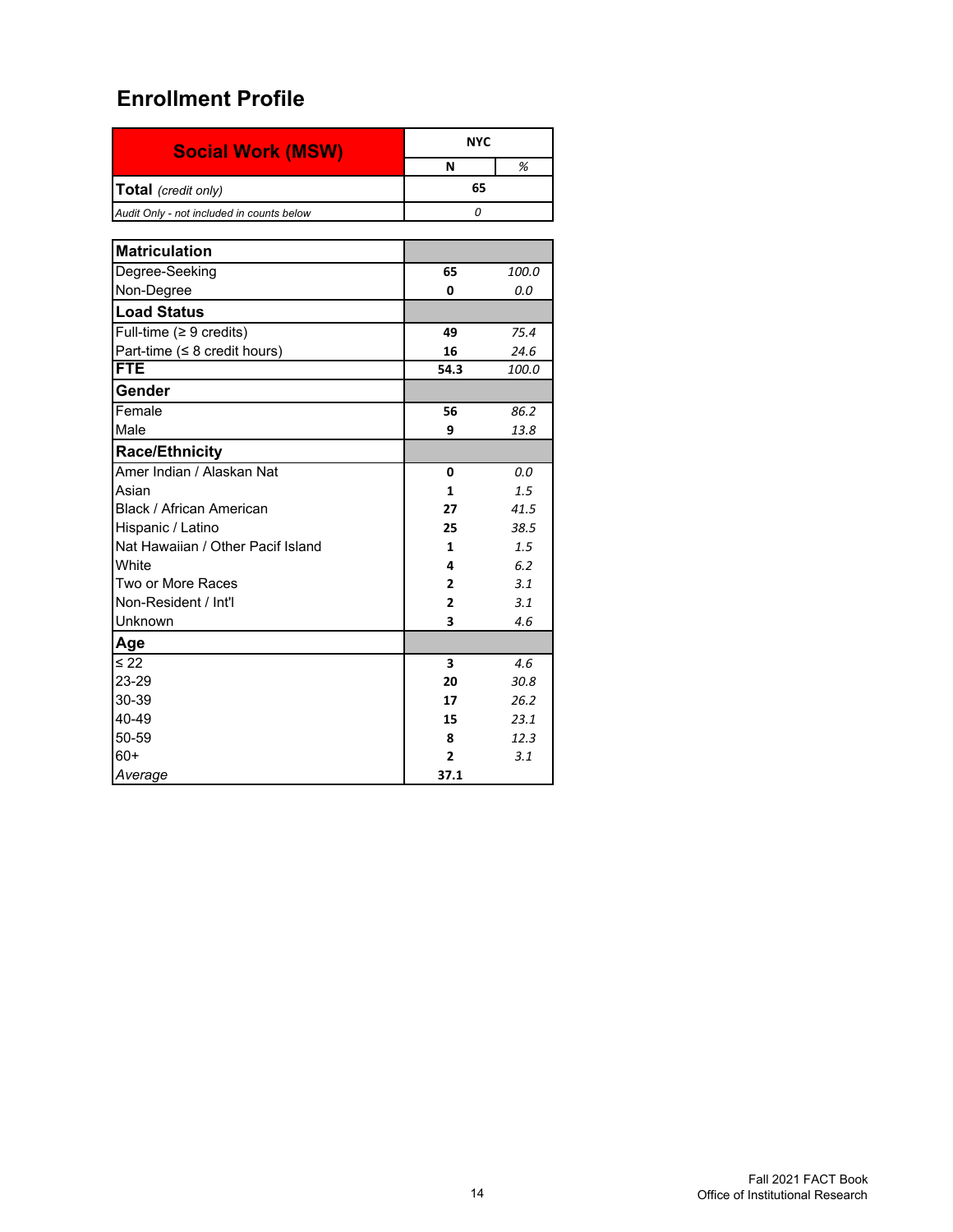## Enrollment Profile

| Social Work (MSW) | NYC | |
|---|---|---|
| | N | % |
| **Total** *(credit only)* | 65 | |
| *Audit Only - not included in counts below* | *0* | |

| | N | % |
|---|---|---|
| **Matriculation** | | |
| Degree-Seeking | 65 | 100.0 |
| Non-Degree | 0 | 0.0 |
| **Load Status** | | |
| Full-time (≥ 9 credits) | 49 | 75.4 |
| Part-time (≤ 8 credit hours) | 16 | 24.6 |
| **FTE** | 54.3 | 100.0 |
| **Gender** | | |
| Female | 56 | 86.2 |
| Male | 9 | 13.8 |
| **Race/Ethnicity** | | |
| Amer Indian / Alaskan Nat | 0 | 0.0 |
| Asian | 1 | 1.5 |
| Black / African American | 27 | 41.5 |
| Hispanic / Latino | 25 | 38.5 |
| Nat Hawaiian / Other Pacif Island | 1 | 1.5 |
| White | 4 | 6.2 |
| Two or More Races | 2 | 3.1 |
| Non-Resident / Int'l | 2 | 3.1 |
| Unknown | 3 | 4.6 |
| **Age** | | |
| ≤ 22 | 3 | 4.6 |
| 23-29 | 20 | 30.8 |
| 30-39 | 17 | 26.2 |
| 40-49 | 15 | 23.1 |
| 50-59 | 8 | 12.3 |
| 60+ | 2 | 3.1 |
| *Average* | 37.1 | |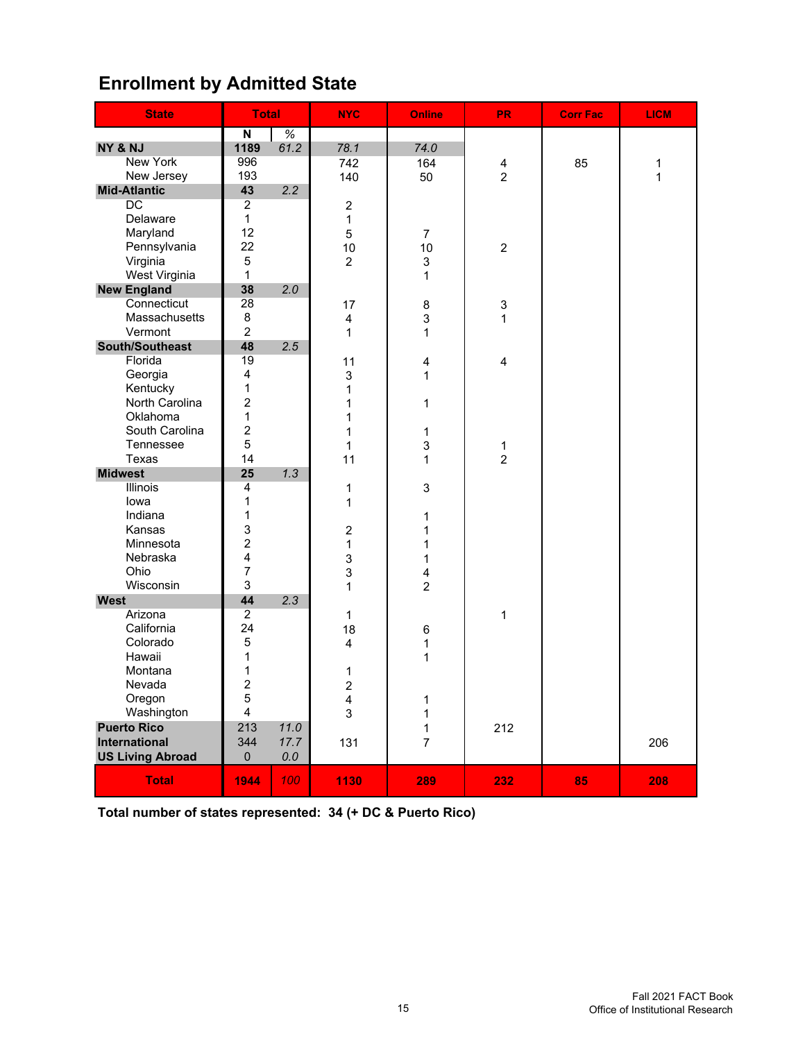## Enrollment by Admitted State

| State | Total | | NYC | Online | PR | Corr Fac | LICM |
|---|---|---|---|---|---|---|---|
| | N | % | | | | | |
| **NY & NJ** | **1189** | *61.2* | *78.1* | *74.0* | | | |
| New York | 996 | | 742 | 164 | 4 | 85 | 1 |
| New Jersey | 193 | | 140 | 50 | 2 | | 1 |
| **Mid-Atlantic** | **43** | *2.2* | | | | | |
| DC | 2 | | 2 | | | | |
| Delaware | 1 | | 1 | | | | |
| Maryland | 12 | | 5 | 7 | | | |
| Pennsylvania | 22 | | 10 | 10 | 2 | | |
| Virginia | 5 | | 2 | 3 | | | |
| West Virginia | 1 | | | 1 | | | |
| **New England** | **38** | *2.0* | | | | | |
| Connecticut | 28 | | 17 | 8 | 3 | | |
| Massachusetts | 8 | | 4 | 3 | 1 | | |
| Vermont | 2 | | 1 | 1 | | | |
| **South/Southeast** | **48** | *2.5* | | | | | |
| Florida | 19 | | 11 | 4 | 4 | | |
| Georgia | 4 | | 3 | 1 | | | |
| Kentucky | 1 | | 1 | | | | |
| North Carolina | 2 | | 1 | 1 | | | |
| Oklahoma | 1 | | 1 | | | | |
| South Carolina | 2 | | 1 | 1 | | | |
| Tennessee | 5 | | 1 | 3 | 1 | | |
| Texas | 14 | | 11 | 1 | 2 | | |
| **Midwest** | **25** | *1.3* | | | | | |
| Illinois | 4 | | 1 | 3 | | | |
| Iowa | 1 | | 1 | | | | |
| Indiana | 1 | | | 1 | | | |
| Kansas | 3 | | 2 | 1 | | | |
| Minnesota | 2 | | 1 | 1 | | | |
| Nebraska | 4 | | 3 | 1 | | | |
| Ohio | 7 | | 3 | 4 | | | |
| Wisconsin | 3 | | 1 | 2 | | | |
| **West** | **44** | *2.3* | | | | | |
| Arizona | 2 | | 1 | | 1 | | |
| California | 24 | | 18 | 6 | | | |
| Colorado | 5 | | 4 | 1 | | | |
| Hawaii | 1 | | | 1 | | | |
| Montana | 1 | | 1 | | | | |
| Nevada | 2 | | 2 | | | | |
| Oregon | 5 | | 4 | 1 | | | |
| Washington | 4 | | 3 | 1 | | | |
| **Puerto Rico** | 213 | *11.0* | | 1 | 212 | | |
| **International** | 344 | *17.7* | 131 | 7 | | | 206 |
| **US Living Abroad** | 0 | *0.0* | | | | | |
| **Total** | **1944** | *100* | **1130** | **289** | **232** | **85** | **208** |

**Total number of states represented: 34 (+ DC & Puerto Rico)**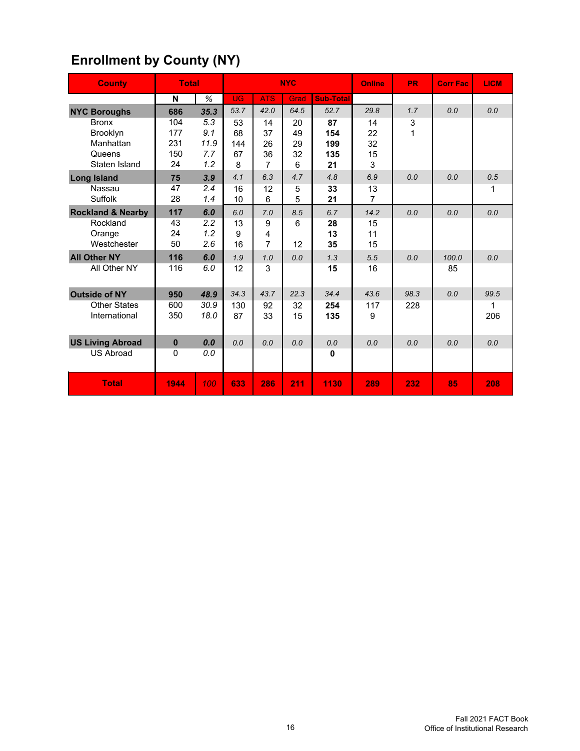## Enrollment by County (NY)

| County | Total | | NYC | | | | Online | PR | Corr Fac | LICM |
|---|---|---|---|---|---|---|---|---|---|---|
| | N | % | UG | ATS | Grad | Sub-Total | | | | |
| **NYC Boroughs** | **686** | ***35.3*** | *53.7* | *42.0* | *64.5* | *52.7* | *29.8* | *1.7* | *0.0* | *0.0* |
| Bronx | 104 | *5.3* | 53 | 14 | 20 | **87** | 14 | 3 | | |
| Brooklyn | 177 | *9.1* | 68 | 37 | 49 | **154** | 22 | 1 | | |
| Manhattan | 231 | *11.9* | 144 | 26 | 29 | **199** | 32 | | | |
| Queens | 150 | *7.7* | 67 | 36 | 32 | **135** | 15 | | | |
| Staten Island | 24 | *1.2* | 8 | 7 | 6 | **21** | 3 | | | |
| **Long Island** | **75** | ***3.9*** | *4.1* | *6.3* | *4.7* | *4.8* | *6.9* | *0.0* | *0.0* | *0.5* |
| Nassau | 47 | *2.4* | 16 | 12 | 5 | **33** | 13 | | | 1 |
| Suffolk | 28 | *1.4* | 10 | 6 | 5 | **21** | 7 | | | |
| **Rockland & Nearby** | **117** | ***6.0*** | *6.0* | *7.0* | *8.5* | *6.7* | *14.2* | *0.0* | *0.0* | *0.0* |
| Rockland | 43 | *2.2* | 13 | 9 | 6 | **28** | 15 | | | |
| Orange | 24 | *1.2* | 9 | 4 | | **13** | 11 | | | |
| Westchester | 50 | *2.6* | 16 | 7 | 12 | **35** | 15 | | | |
| **All Other NY** | **116** | ***6.0*** | *1.9* | *1.0* | *0.0* | *1.3* | *5.5* | *0.0* | *100.0* | *0.0* |
| All Other NY | 116 | *6.0* | 12 | 3 | | **15** | 16 | | 85 | |
| **Outside of NY** | **950** | ***48.9*** | *34.3* | *43.7* | *22.3* | *34.4* | *43.6* | *98.3* | *0.0* | *99.5* |
| Other States | 600 | *30.9* | 130 | 92 | 32 | **254** | 117 | 228 | | 1 |
| International | 350 | *18.0* | 87 | 33 | 15 | **135** | 9 | | | 206 |
| **US Living Abroad** | **0** | ***0.0*** | *0.0* | *0.0* | *0.0* | *0.0* | *0.0* | *0.0* | *0.0* | *0.0* |
| US Abroad | 0 | *0.0* | | | | **0** | | | | |
| **Total** | **1944** | *100* | **633** | **286** | **211** | **1130** | **289** | **232** | **85** | **208** |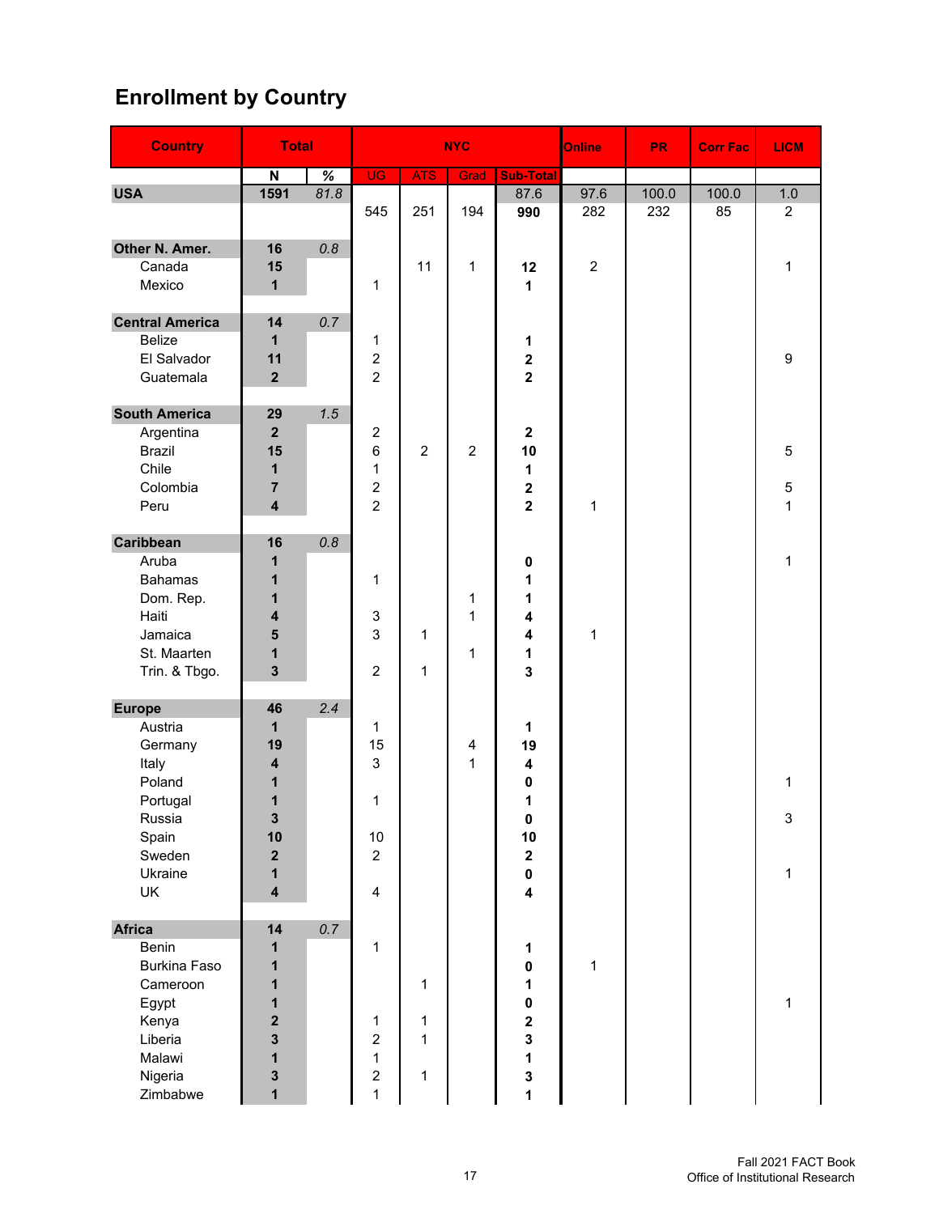## Enrollment by Country

| Country | Total | | NYC | | | | Online | PR | Corr Fac | LICM |
|---|---|---|---|---|---|---|---|---|---|---|
| | N | % | UG | ATS | Grad | Sub-Total | | | | |
| **USA** | **1591** | *81.8* | | | | 87.6 | 97.6 | 100.0 | 100.0 | 1.0 |
| | | | 545 | 251 | 194 | **990** | 282 | 232 | 85 | 2 |
| **Other N. Amer.** | **16** | *0.8* | | | | | | | | |
| Canada | **15** | | | 11 | 1 | **12** | 2 | | | 1 |
| Mexico | **1** | | 1 | | | **1** | | | | |
| **Central America** | **14** | *0.7* | | | | | | | | |
| Belize | **1** | | 1 | | | **1** | | | | |
| El Salvador | **11** | | 2 | | | **2** | | | | 9 |
| Guatemala | **2** | | 2 | | | **2** | | | | |
| **South America** | **29** | *1.5* | | | | | | | | |
| Argentina | **2** | | 2 | | | **2** | | | | |
| Brazil | **15** | | 6 | 2 | 2 | **10** | | | | 5 |
| Chile | **1** | | 1 | | | **1** | | | | |
| Colombia | **7** | | 2 | | | **2** | | | | 5 |
| Peru | **4** | | 2 | | | **2** | 1 | | | 1 |
| **Caribbean** | **16** | *0.8* | | | | | | | | |
| Aruba | **1** | | | | | **0** | | | | 1 |
| Bahamas | **1** | | 1 | | | **1** | | | | |
| Dom. Rep. | **1** | | | | 1 | **1** | | | | |
| Haiti | **4** | | 3 | | 1 | **4** | | | | |
| Jamaica | **5** | | 3 | 1 | | **4** | 1 | | | |
| St. Maarten | **1** | | | | 1 | **1** | | | | |
| Trin. & Tbgo. | **3** | | 2 | 1 | | **3** | | | | |
| **Europe** | **46** | *2.4* | | | | | | | | |
| Austria | **1** | | 1 | | | **1** | | | | |
| Germany | **19** | | 15 | | 4 | **19** | | | | |
| Italy | **4** | | 3 | | 1 | **4** | | | | |
| Poland | **1** | | | | | **0** | | | | 1 |
| Portugal | **1** | | 1 | | | **1** | | | | |
| Russia | **3** | | | | | **0** | | | | 3 |
| Spain | **10** | | 10 | | | **10** | | | | |
| Sweden | **2** | | 2 | | | **2** | | | | |
| Ukraine | **1** | | | | | **0** | | | | 1 |
| UK | **4** | | 4 | | | **4** | | | | |
| **Africa** | **14** | *0.7* | | | | | | | | |
| Benin | **1** | | 1 | | | **1** | | | | |
| Burkina Faso | **1** | | | | | **0** | 1 | | | |
| Cameroon | **1** | | | 1 | | **1** | | | | |
| Egypt | **1** | | | | | **0** | | | | 1 |
| Kenya | **2** | | 1 | 1 | | **2** | | | | |
| Liberia | **3** | | 2 | 1 | | **3** | | | | |
| Malawi | **1** | | 1 | | | **1** | | | | |
| Nigeria | **3** | | 2 | 1 | | **3** | | | | |
| Zimbabwe | **1** | | 1 | | | **1** | | | | |

Fall 2021 FACT Book
Office of Institutional Research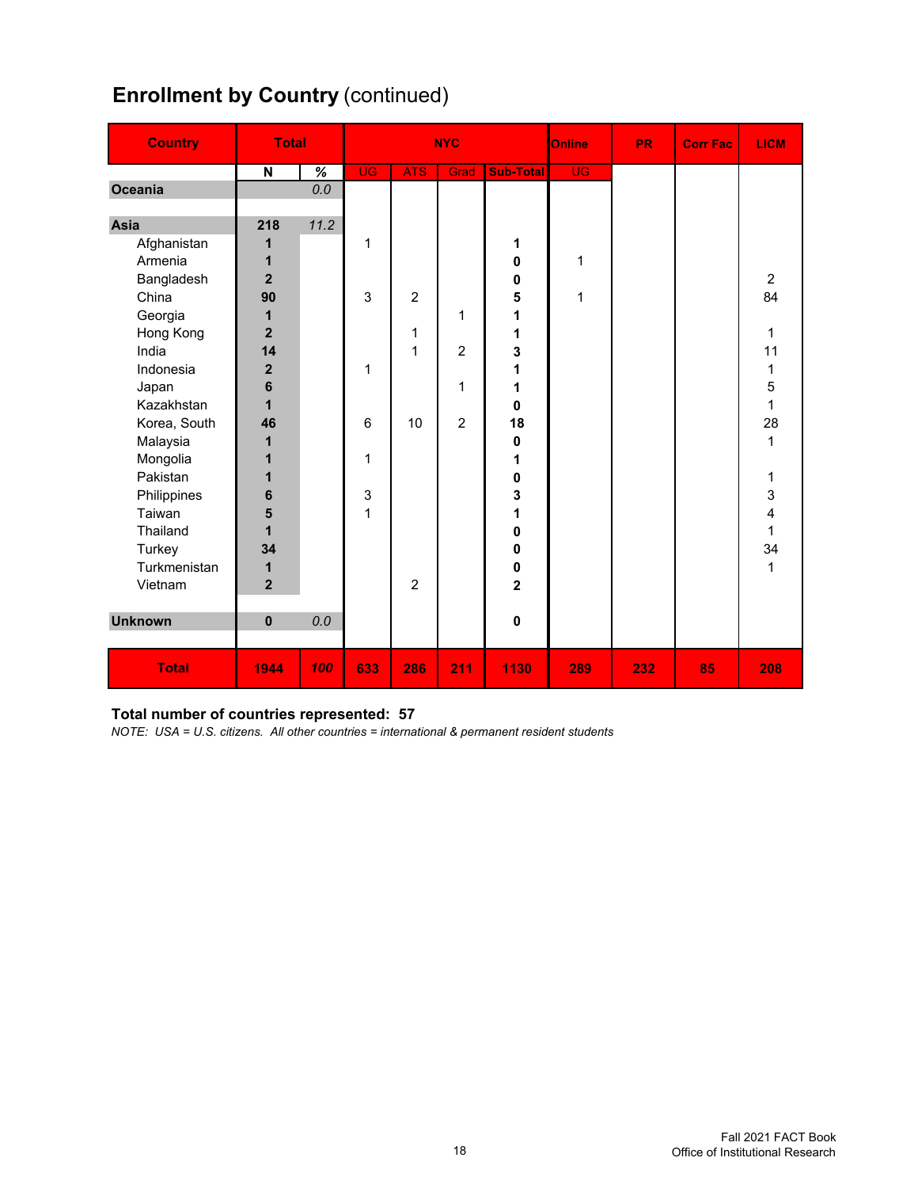## Enrollment by Country (continued)

| Country | Total | | NYC | | | | Online | PR | Corr Fac | LICM |
|---|---|---|---|---|---|---|---|---|---|---|
| | N | % | UG | ATS | Grad | Sub-Total | UG | | | |
| **Oceania** | | 0.0 | | | | | | | | |
| **Asia** | **218** | 11.2 | | | | | | | | |
| Afghanistan | **1** | | 1 | | | **1** | | | | |
| Armenia | **1** | | | | | **0** | 1 | | | |
| Bangladesh | **2** | | | | | **0** | | | | 2 |
| China | **90** | | 3 | 2 | | **5** | 1 | | | 84 |
| Georgia | **1** | | | | 1 | **1** | | | | |
| Hong Kong | **2** | | | 1 | | **1** | | | | 1 |
| India | **14** | | | 1 | 2 | **3** | | | | 11 |
| Indonesia | **2** | | 1 | | | **1** | | | | 1 |
| Japan | **6** | | | | 1 | **1** | | | | 5 |
| Kazakhstan | **1** | | | | | **0** | | | | 1 |
| Korea, South | **46** | | 6 | 10 | 2 | **18** | | | | 28 |
| Malaysia | **1** | | | | | **0** | | | | 1 |
| Mongolia | **1** | | 1 | | | **1** | | | | |
| Pakistan | **1** | | | | | **0** | | | | 1 |
| Philippines | **6** | | 3 | | | **3** | | | | 3 |
| Taiwan | **5** | | 1 | | | **1** | | | | 4 |
| Thailand | **1** | | | | | **0** | | | | 1 |
| Turkey | **34** | | | | | **0** | | | | 34 |
| Turkmenistan | **1** | | | | | **0** | | | | 1 |
| Vietnam | **2** | | | 2 | | **2** | | | | |
| **Unknown** | **0** | 0.0 | | | | **0** | | | | |
| **Total** | **1944** | **100** | **633** | **286** | **211** | **1130** | **289** | **232** | **85** | **208** |

**Total number of countries represented: 57**

*NOTE: USA = U.S. citizens. All other countries = international & permanent resident students*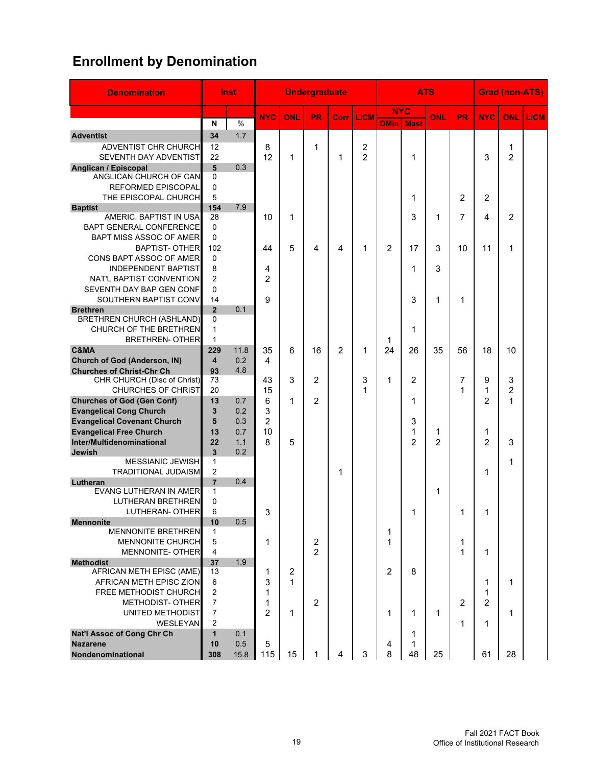# Enrollment by Denomination

| Denomination | Inst | | Undergraduate | | | | | ATS | | | | Grad (non-ATS) | | |
|---|---|---|---|---|---|---|---|---|---|---|---|---|---|---|
| | | | | | | | | NYC | | | | | | |
| | N | % | NYC | ONL | PR | Corr | LICM | DMin | Mast | ONL | PR | NYC | ONL | LICM |
| **Adventist** | **34** | **1.7** | | | | | | | | | | | | |
| ADVENTIST CHR CHURCH | 12 | | 8 | | 1 | | 2 | | | | | | 1 | |
| SEVENTH DAY ADVENTIST | 22 | | 12 | 1 | | 1 | 2 | | 1 | | | 3 | 2 | |
| **Anglican / Episcopal** | **5** | **0.3** | | | | | | | | | | | | |
| ANGLICAN CHURCH OF CAN | 0 | | | | | | | | | | | | | |
| REFORMED EPISCOPAL | 0 | | | | | | | | | | | | | |
| THE EPISCOPAL CHURCH | 5 | | | | | | | | 1 | | 2 | 2 | | |
| **Baptist** | **154** | **7.9** | | | | | | | | | | | | |
| AMERIC. BAPTIST IN USA | 28 | | 10 | 1 | | | | | 3 | 1 | 7 | 4 | 2 | |
| BAPT GENERAL CONFERENCE | 0 | | | | | | | | | | | | | |
| BAPT MISS ASSOC OF AMER | 0 | | | | | | | | | | | | | |
| BAPTIST- OTHER | 102 | | 44 | 5 | 4 | 4 | 1 | 2 | 17 | 3 | 10 | 11 | 1 | |
| CONS BAPT ASSOC OF AMER | 0 | | | | | | | | | | | | | |
| INDEPENDENT BAPTIST | 8 | | 4 | | | | | | 1 | 3 | | | | |
| NAT'L BAPTIST CONVENTION | 2 | | 2 | | | | | | | | | | | |
| SEVENTH DAY BAP GEN CONF | 0 | | | | | | | | | | | | | |
| SOUTHERN BAPTIST CONV | 14 | | 9 | | | | | | 3 | 1 | 1 | | | |
| **Brethren** | **2** | **0.1** | | | | | | | | | | | | |
| BRETHREN CHURCH (ASHLAND) | 0 | | | | | | | | | | | | | |
| CHURCH OF THE BRETHREN | 1 | | | | | | | | 1 | | | | | |
| BRETHREN- OTHER | 1 | | | | | | | 1 | | | | | | |
| **C&MA** | **229** | **11.8** | 35 | 6 | 16 | 2 | 1 | 24 | 26 | 35 | 56 | 18 | 10 | |
| **Church of God (Anderson, IN)** | **4** | **0.2** | 4 | | | | | | | | | | | |
| **Churches of Christ-Chr Ch** | **93** | **4.8** | | | | | | | | | | | | |
| CHR CHURCH (Disc of Christ) | 73 | | 43 | 3 | 2 | | 3 | 1 | 2 | | 7 | 9 | 3 | |
| CHURCHES OF CHRIST | 20 | | 15 | | | | 1 | | | | 1 | 1 | 2 | |
| **Churches of God (Gen Conf)** | **13** | **0.7** | 6 | 1 | 2 | | | | 1 | | | 2 | 1 | |
| **Evangelical Cong Church** | **3** | **0.2** | 3 | | | | | | | | | | | |
| **Evangelical Covenant Church** | **5** | **0.3** | 2 | | | | | | 3 | | | | | |
| **Evangelical Free Church** | **13** | **0.7** | 10 | | | | | | 1 | 1 | | 1 | | |
| **Inter/Multidenominational** | **22** | **1.1** | 8 | 5 | | | | | 2 | 2 | | 2 | 3 | |
| **Jewish** | **3** | **0.2** | | | | | | | | | | | | |
| MESSIANIC JEWISH | 1 | | | | | | | | | | | | 1 | |
| TRADITIONAL JUDAISM | 2 | | | | | 1 | | | | | | 1 | | |
| **Lutheran** | **7** | **0.4** | | | | | | | | | | | | |
| EVANG LUTHERAN IN AMER | 1 | | | | | | | | | 1 | | | | |
| LUTHERAN BRETHREN | 0 | | | | | | | | | | | | | |
| LUTHERAN- OTHER | 6 | | 3 | | | | | | 1 | | 1 | 1 | | |
| **Mennonite** | **10** | **0.5** | | | | | | | | | | | | |
| MENNONITE BRETHREN | 1 | | | | | | | 1 | | | | | | |
| MENNONITE CHURCH | 5 | | 1 | | 2 | | | 1 | | | 1 | | | |
| MENNONITE- OTHER | 4 | | | | 2 | | | | | | 1 | 1 | | |
| **Methodist** | **37** | **1.9** | | | | | | | | | | | | |
| AFRICAN METH EPISC (AME) | 13 | | 1 | 2 | | | | 2 | 8 | | | | | |
| AFRICAN METH EPISC ZION | 6 | | 3 | 1 | | | | | | | | 1 | 1 | |
| FREE METHODIST CHURCH | 2 | | 1 | | | | | | | | | 1 | | |
| METHODIST- OTHER | 7 | | 1 | | 2 | | | | | | 2 | 2 | | |
| UNITED METHODIST | 7 | | 2 | 1 | | | | 1 | 1 | 1 | | | 1 | |
| WESLEYAN | 2 | | | | | | | | | | 1 | 1 | | |
| **Nat'l Assoc of Cong Chr Ch** | **1** | **0.1** | | | | | | | 1 | | | | | |
| **Nazarene** | **10** | **0.5** | 5 | | | | | 4 | 1 | | | | | |
| **Nondenominational** | **308** | **15.8** | 115 | 15 | 1 | 4 | 3 | 8 | 48 | 25 | | 61 | 28 | |

Fall 2021 FACT Book
Office of Institutional Research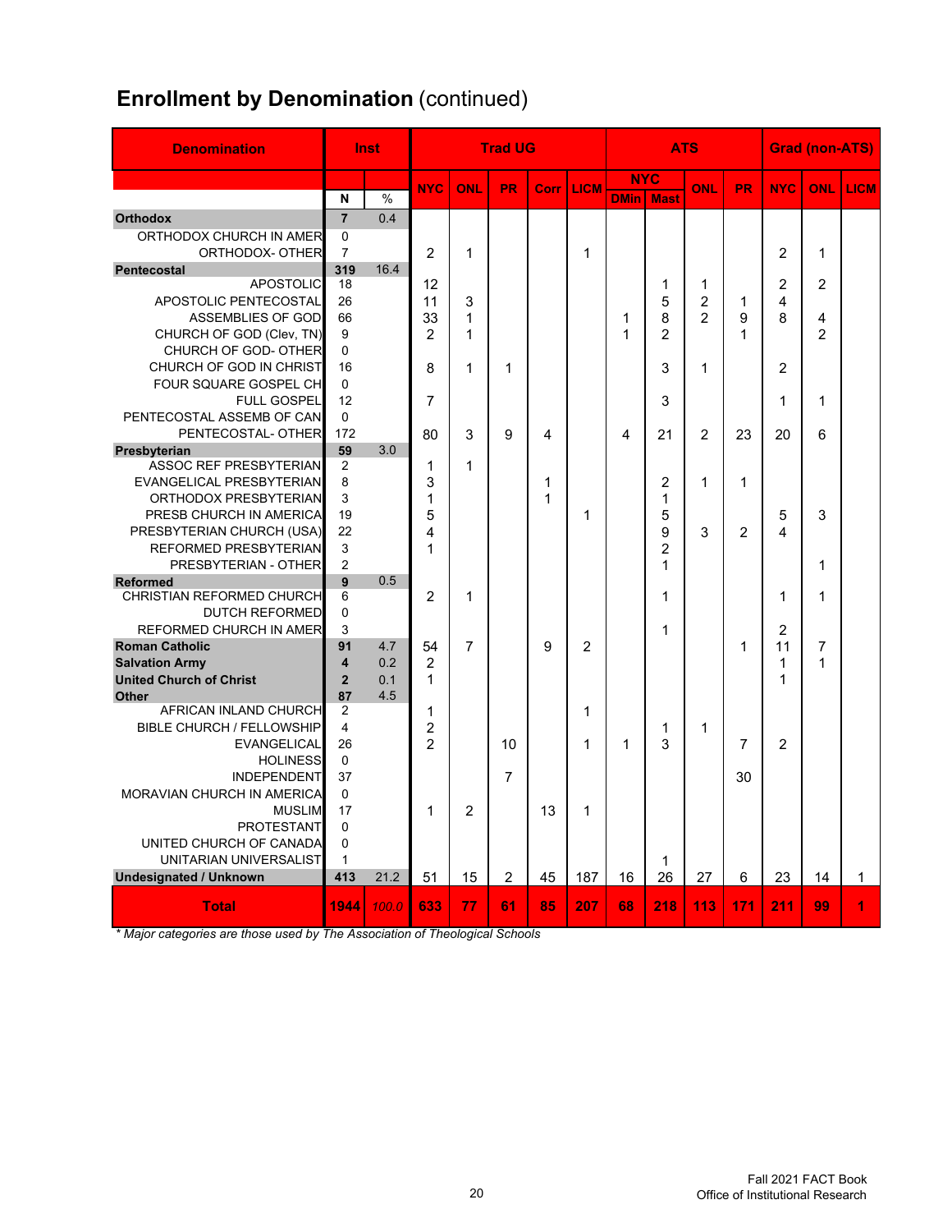# Enrollment by Denomination (continued)

| Denomination | Inst | | Trad UG | | | | | ATS | | | | Grad (non-ATS) | | |
|---|---|---|---|---|---|---|---|---|---|---|---|---|---|---|
| | | | NYC | ONL | PR | Corr | LICM | NYC | | ONL | PR | NYC | ONL | LICM |
| | N | % | | | | | | DMin | Mast | | | | | |
| **Orthodox** | **7** | 0.4 | | | | | | | | | | | | |
| ORTHODOX CHURCH IN AMER | 0 | | | | | | | | | | | | | |
| ORTHODOX- OTHER | 7 | | 2 | 1 | | | 1 | | | | | 2 | 1 | |
| **Pentecostal** | **319** | 16.4 | | | | | | | | | | | | |
| APOSTOLIC | 18 | | 12 | | | | | | 1 | 1 | | 2 | 2 | |
| APOSTOLIC PENTECOSTAL | 26 | | 11 | 3 | | | | | 5 | 2 | 1 | 4 | | |
| ASSEMBLIES OF GOD | 66 | | 33 | 1 | | | | 1 | 8 | 2 | 9 | 8 | 4 | |
| CHURCH OF GOD (Clev, TN) | 9 | | 2 | 1 | | | | 1 | 2 | | 1 | | 2 | |
| CHURCH OF GOD- OTHER | 0 | | | | | | | | | | | | | |
| CHURCH OF GOD IN CHRIST | 16 | | 8 | 1 | 1 | | | | 3 | 1 | | 2 | | |
| FOUR SQUARE GOSPEL CH | 0 | | | | | | | | | | | | | |
| FULL GOSPEL | 12 | | 7 | | | | | | 3 | | | 1 | 1 | |
| PENTECOSTAL ASSEMB OF CAN | 0 | | | | | | | | | | | | | |
| PENTECOSTAL- OTHER | 172 | | 80 | 3 | 9 | 4 | | 4 | 21 | 2 | 23 | 20 | 6 | |
| **Presbyterian** | **59** | 3.0 | | | | | | | | | | | | |
| ASSOC REF PRESBYTERIAN | 2 | | 1 | 1 | | | | | | | | | | |
| EVANGELICAL PRESBYTERIAN | 8 | | 3 | | | 1 | | | 2 | 1 | 1 | | | |
| ORTHODOX PRESBYTERIAN | 3 | | 1 | | | 1 | | | 1 | | | | | |
| PRESB CHURCH IN AMERICA | 19 | | 5 | | | | 1 | | 5 | | | 5 | 3 | |
| PRESBYTERIAN CHURCH (USA) | 22 | | 4 | | | | | | 9 | 3 | 2 | 4 | | |
| REFORMED PRESBYTERIAN | 3 | | 1 | | | | | | 2 | | | | | |
| PRESBYTERIAN - OTHER | 2 | | | | | | | | 1 | | | | 1 | |
| **Reformed** | **9** | 0.5 | | | | | | | | | | | | |
| CHRISTIAN REFORMED CHURCH | 6 | | 2 | 1 | | | | | 1 | | | 1 | 1 | |
| DUTCH REFORMED | 0 | | | | | | | | | | | | | |
| REFORMED CHURCH IN AMER | 3 | | | | | | | | 1 | | | 2 | | |
| **Roman Catholic** | **91** | 4.7 | 54 | 7 | | 9 | 2 | | | | 1 | 11 | 7 | |
| **Salvation Army** | **4** | 0.2 | 2 | | | | | | | | | 1 | 1 | |
| **United Church of Christ** | **2** | 0.1 | 1 | | | | | | | | | 1 | | |
| **Other** | **87** | 4.5 | | | | | | | | | | | | |
| AFRICAN INLAND CHURCH | 2 | | 1 | | | | 1 | | | | | | | |
| BIBLE CHURCH / FELLOWSHIP | 4 | | 2 | | | | | | 1 | 1 | | | | |
| EVANGELICAL | 26 | | 2 | | 10 | | 1 | 1 | 3 | | 7 | 2 | | |
| HOLINESS | 0 | | | | | | | | | | | | | |
| INDEPENDENT | 37 | | | | 7 | | | | | | 30 | | | |
| MORAVIAN CHURCH IN AMERICA | 0 | | | | | | | | | | | | | |
| MUSLIM | 17 | | 1 | 2 | | 13 | 1 | | | | | | | |
| PROTESTANT | 0 | | | | | | | | | | | | | |
| UNITED CHURCH OF CANADA | 0 | | | | | | | | | | | | | |
| UNITARIAN UNIVERSALIST | 1 | | | | | | | | 1 | | | | | |
| **Undesignated / Unknown** | **413** | 21.2 | 51 | 15 | 2 | 45 | 187 | 16 | 26 | 27 | 6 | 23 | 14 | 1 |
| **Total** | **1944** | *100.0* | **633** | **77** | **61** | **85** | **207** | **68** | **218** | **113** | **171** | **211** | **99** | **1** |

*\* Major categories are those used by The Association of Theological Schools*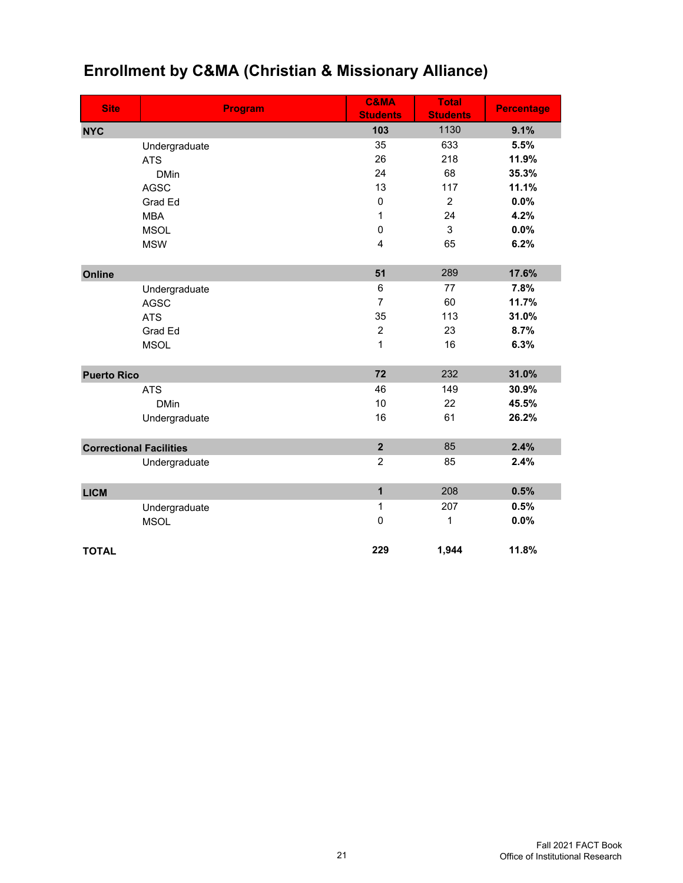## Enrollment by C&MA (Christian & Missionary Alliance)

| Site | Program | C&MA Students | Total Students | Percentage |
|---|---|---|---|---|
| **NYC** | | **103** | 1130 | **9.1%** |
| | Undergraduate | 35 | 633 | **5.5%** |
| | ATS | 26 | 218 | **11.9%** |
| | DMin | 24 | 68 | **35.3%** |
| | AGSC | 13 | 117 | **11.1%** |
| | Grad Ed | 0 | 2 | **0.0%** |
| | MBA | 1 | 24 | **4.2%** |
| | MSOL | 0 | 3 | **0.0%** |
| | MSW | 4 | 65 | **6.2%** |
| **Online** | | **51** | 289 | **17.6%** |
| | Undergraduate | 6 | 77 | **7.8%** |
| | AGSC | 7 | 60 | **11.7%** |
| | ATS | 35 | 113 | **31.0%** |
| | Grad Ed | 2 | 23 | **8.7%** |
| | MSOL | 1 | 16 | **6.3%** |
| **Puerto Rico** | | **72** | 232 | **31.0%** |
| | ATS | 46 | 149 | **30.9%** |
| | DMin | 10 | 22 | **45.5%** |
| | Undergraduate | 16 | 61 | **26.2%** |
| **Correctional Facilities** | | **2** | 85 | **2.4%** |
| | Undergraduate | 2 | 85 | **2.4%** |
| **LICM** | | **1** | 208 | **0.5%** |
| | Undergraduate | 1 | 207 | **0.5%** |
| | MSOL | 0 | 1 | **0.0%** |
| **TOTAL** | | **229** | **1,944** | **11.8%** |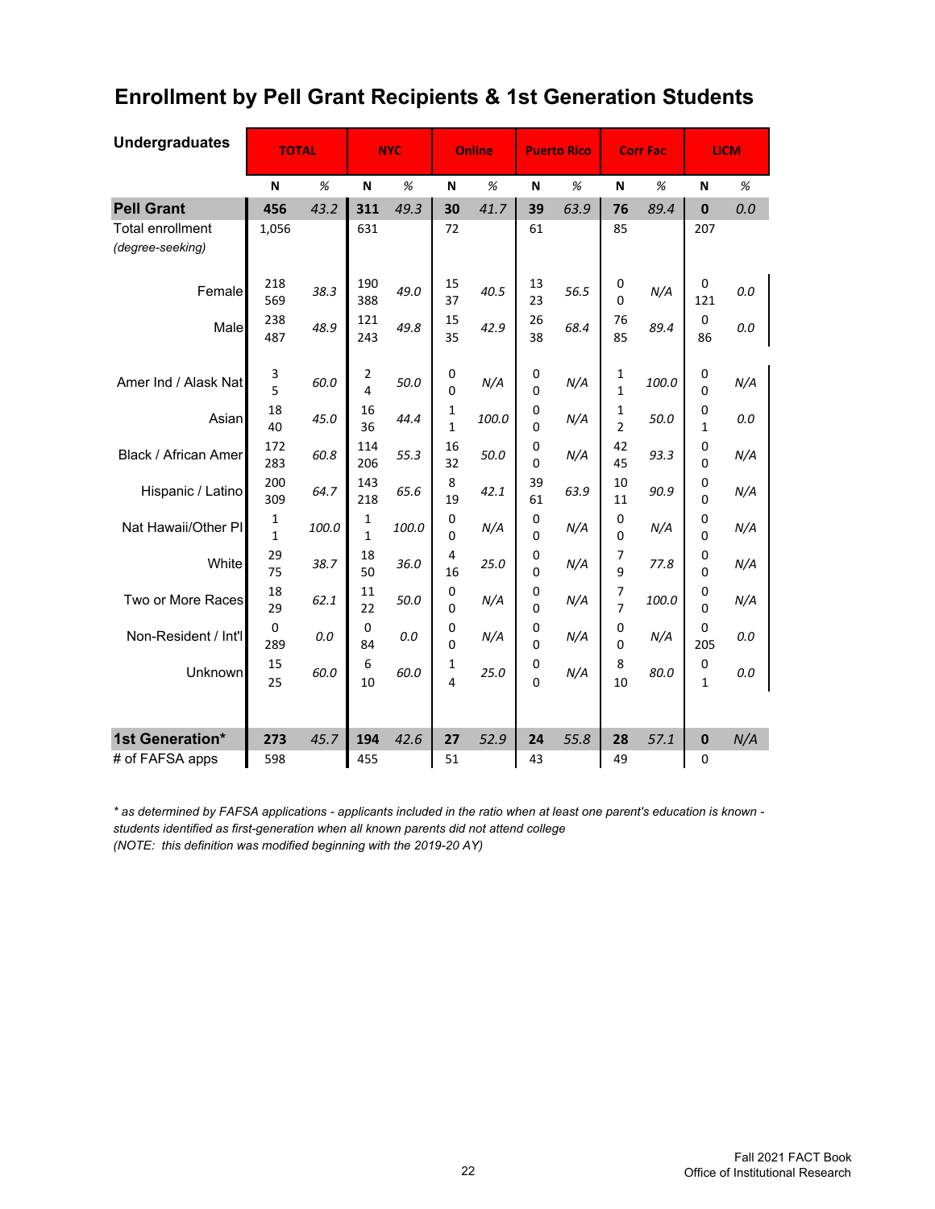# Enrollment by Pell Grant Recipients & 1st Generation Students

| Undergraduates | TOTAL | | NYC | | Online | | Puerto Rico | | Corr Fac | | LICM | |
|---|---|---|---|---|---|---|---|---|---|---|---|---|
| | N | % | N | % | N | % | N | % | N | % | N | % |
| **Pell Grant** | **456** | *43.2* | **311** | *49.3* | **30** | *41.7* | **39** | *63.9* | **76** | *89.4* | **0** | *0.0* |
| Total enrollment *(degree-seeking)* | 1,056 | | 631 | | 72 | | 61 | | 85 | | 207 | |
| Female | 218 / 569 | *38.3* | 190 / 388 | *49.0* | 15 / 37 | *40.5* | 13 / 23 | *56.5* | 0 / 0 | *N/A* | 0 / 121 | *0.0* |
| Male | 238 / 487 | *48.9* | 121 / 243 | *49.8* | 15 / 35 | *42.9* | 26 / 38 | *68.4* | 76 / 85 | *89.4* | 0 / 86 | *0.0* |
| Amer Ind / Alask Nat | 3 / 5 | *60.0* | 2 / 4 | *50.0* | 0 / 0 | *N/A* | 0 / 0 | *N/A* | 1 / 1 | *100.0* | 0 / 0 | *N/A* |
| Asian | 18 / 40 | *45.0* | 16 / 36 | *44.4* | 1 / 1 | *100.0* | 0 / 0 | *N/A* | 1 / 2 | *50.0* | 0 / 1 | *0.0* |
| Black / African Amer | 172 / 283 | *60.8* | 114 / 206 | *55.3* | 16 / 32 | *50.0* | 0 / 0 | *N/A* | 42 / 45 | *93.3* | 0 / 0 | *N/A* |
| Hispanic / Latino | 200 / 309 | *64.7* | 143 / 218 | *65.6* | 8 / 19 | *42.1* | 39 / 61 | *63.9* | 10 / 11 | *90.9* | 0 / 0 | *N/A* |
| Nat Hawaii/Other PI | 1 / 1 | *100.0* | 1 / 1 | *100.0* | 0 / 0 | *N/A* | 0 / 0 | *N/A* | 0 / 0 | *N/A* | 0 / 0 | *N/A* |
| White | 29 / 75 | *38.7* | 18 / 50 | *36.0* | 4 / 16 | *25.0* | 0 / 0 | *N/A* | 7 / 9 | *77.8* | 0 / 0 | *N/A* |
| Two or More Races | 18 / 29 | *62.1* | 11 / 22 | *50.0* | 0 / 0 | *N/A* | 0 / 0 | *N/A* | 7 / 7 | *100.0* | 0 / 0 | *N/A* |
| Non-Resident / Int'l | 0 / 289 | *0.0* | 0 / 84 | *0.0* | 0 / 0 | *N/A* | 0 / 0 | *N/A* | 0 / 0 | *N/A* | 0 / 205 | *0.0* |
| Unknown | 15 / 25 | *60.0* | 6 / 10 | *60.0* | 1 / 4 | *25.0* | 0 / 0 | *N/A* | 8 / 10 | *80.0* | 0 / 1 | *0.0* |
| **1st Generation*** | **273** | *45.7* | **194** | *42.6* | **27** | *52.9* | **24** | *55.8* | **28** | *57.1* | **0** | *N/A* |
| # of FAFSA apps | 598 | | 455 | | 51 | | 43 | | 49 | | 0 | |

*\* as determined by FAFSA applications - applicants included in the ratio when at least one parent's education is known - students identified as first-generation when all known parents did not attend college*
*(NOTE: this definition was modified beginning with the 2019-20 AY)*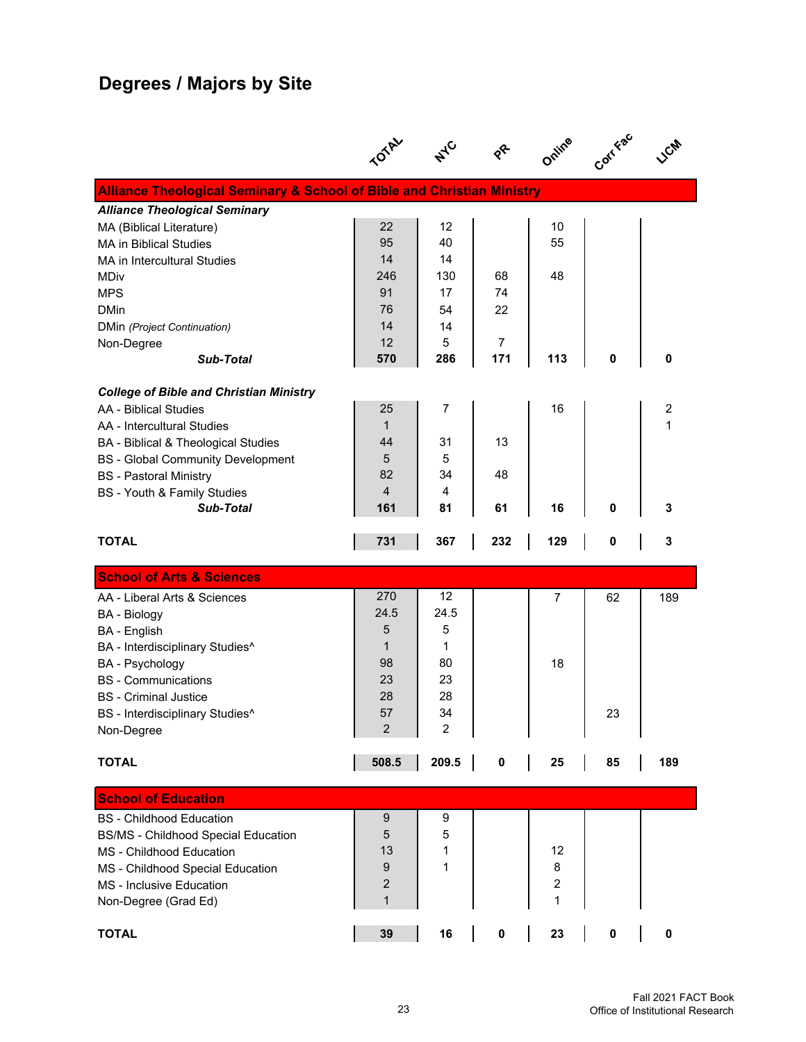# Degrees / Majors by Site

| | TOTAL | NYC | PR | Online | Corr Fac | LICM |
|---|---|---|---|---|---|---|
| **Alliance Theological Seminary & School of Bible and Christian Ministry** | | | | | | |
| ***Alliance Theological Seminary*** | | | | | | |
| MA (Biblical Literature) | 22 | 12 | | 10 | | |
| MA in Biblical Studies | 95 | 40 | | 55 | | |
| MA in Intercultural Studies | 14 | 14 | | | | |
| MDiv | 246 | 130 | 68 | 48 | | |
| MPS | 91 | 17 | 74 | | | |
| DMin | 76 | 54 | 22 | | | |
| DMin *(Project Continuation)* | 14 | 14 | | | | |
| Non-Degree | 12 | 5 | 7 | | | |
| ***Sub-Total*** | **570** | **286** | **171** | **113** | **0** | **0** |
| ***College of Bible and Christian Ministry*** | | | | | | |
| AA - Biblical Studies | 25 | 7 | | 16 | | 2 |
| AA - Intercultural Studies | 1 | | | | | 1 |
| BA - Biblical & Theological Studies | 44 | 31 | 13 | | | |
| BS - Global Community Development | 5 | 5 | | | | |
| BS - Pastoral Ministry | 82 | 34 | 48 | | | |
| BS - Youth & Family Studies | 4 | 4 | | | | |
| ***Sub-Total*** | **161** | **81** | **61** | **16** | **0** | **3** |
| **TOTAL** | **731** | **367** | **232** | **129** | **0** | **3** |
| **School of Arts & Sciences** | | | | | | |
| AA - Liberal Arts & Sciences | 270 | 12 | | 7 | 62 | 189 |
| BA - Biology | 24.5 | 24.5 | | | | |
| BA - English | 5 | 5 | | | | |
| BA - Interdisciplinary Studies^ | 1 | 1 | | | | |
| BA - Psychology | 98 | 80 | | 18 | | |
| BS - Communications | 23 | 23 | | | | |
| BS - Criminal Justice | 28 | 28 | | | | |
| BS - Interdisciplinary Studies^ | 57 | 34 | | | 23 | |
| Non-Degree | 2 | 2 | | | | |
| **TOTAL** | **508.5** | **209.5** | **0** | **25** | **85** | **189** |
| **School of Education** | | | | | | |
| BS - Childhood Education | 9 | 9 | | | | |
| BS/MS - Childhood Special Education | 5 | 5 | | | | |
| MS - Childhood Education | 13 | 1 | | 12 | | |
| MS - Childhood Special Education | 9 | 1 | | 8 | | |
| MS - Inclusive Education | 2 | | | 2 | | |
| Non-Degree (Grad Ed) | 1 | | | 1 | | |
| **TOTAL** | **39** | **16** | **0** | **23** | **0** | **0** |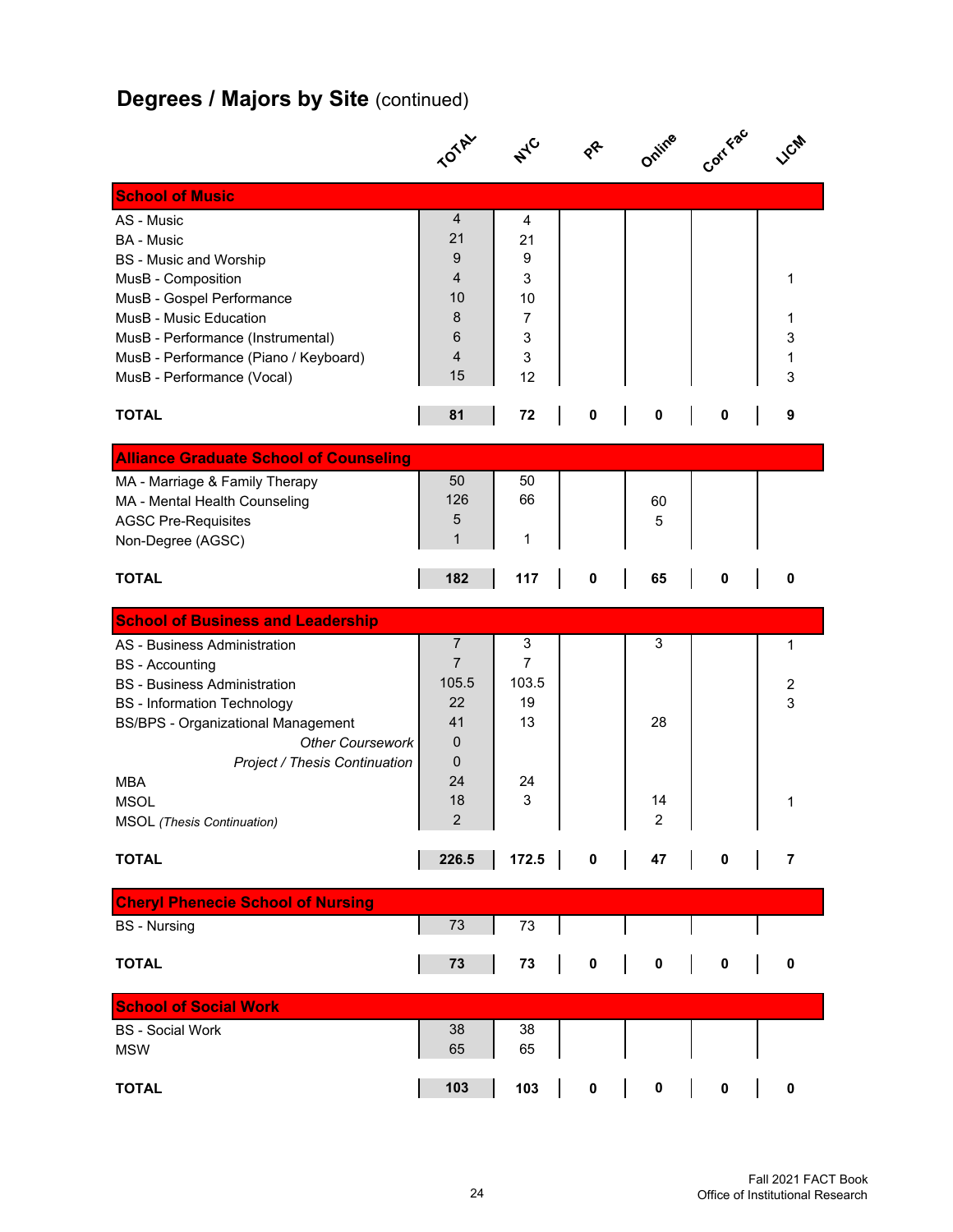## Degrees / Majors by Site (continued)

| | TOTAL | NYC | PR | Online | Corr Fac | LICM |
|---|---|---|---|---|---|---|
| **School of Music** | | | | | | |
| AS - Music | 4 | 4 | | | | |
| BA - Music | 21 | 21 | | | | |
| BS - Music and Worship | 9 | 9 | | | | |
| MusB - Composition | 4 | 3 | | | | 1 |
| MusB - Gospel Performance | 10 | 10 | | | | |
| MusB - Music Education | 8 | 7 | | | | 1 |
| MusB - Performance (Instrumental) | 6 | 3 | | | | 3 |
| MusB - Performance (Piano / Keyboard) | 4 | 3 | | | | 1 |
| MusB - Performance (Vocal) | 15 | 12 | | | | 3 |
| **TOTAL** | **81** | **72** | **0** | **0** | **0** | **9** |
| **Alliance Graduate School of Counseling** | | | | | | |
| MA - Marriage & Family Therapy | 50 | 50 | | | | |
| MA - Mental Health Counseling | 126 | 66 | | 60 | | |
| AGSC Pre-Requisites | 5 | | | 5 | | |
| Non-Degree (AGSC) | 1 | 1 | | | | |
| **TOTAL** | **182** | **117** | **0** | **65** | **0** | **0** |
| **School of Business and Leadership** | | | | | | |
| AS - Business Administration | 7 | 3 | | 3 | | 1 |
| BS - Accounting | 7 | 7 | | | | |
| BS - Business Administration | 105.5 | 103.5 | | | | 2 |
| BS - Information Technology | 22 | 19 | | | | 3 |
| BS/BPS - Organizational Management | 41 | 13 | | 28 | | |
| *Other Coursework* | 0 | | | | | |
| *Project / Thesis Continuation* | 0 | | | | | |
| MBA | 24 | 24 | | | | |
| MSOL | 18 | 3 | | 14 | | 1 |
| MSOL *(Thesis Continuation)* | 2 | | | 2 | | |
| **TOTAL** | **226.5** | **172.5** | **0** | **47** | **0** | **7** |
| **Cheryl Phenecie School of Nursing** | | | | | | |
| BS - Nursing | 73 | 73 | | | | |
| **TOTAL** | **73** | **73** | **0** | **0** | **0** | **0** |
| **School of Social Work** | | | | | | |
| BS - Social Work | 38 | 38 | | | | |
| MSW | 65 | 65 | | | | |
| **TOTAL** | **103** | **103** | **0** | **0** | **0** | **0** |

Fall 2021 FACT Book
Office of Institutional Research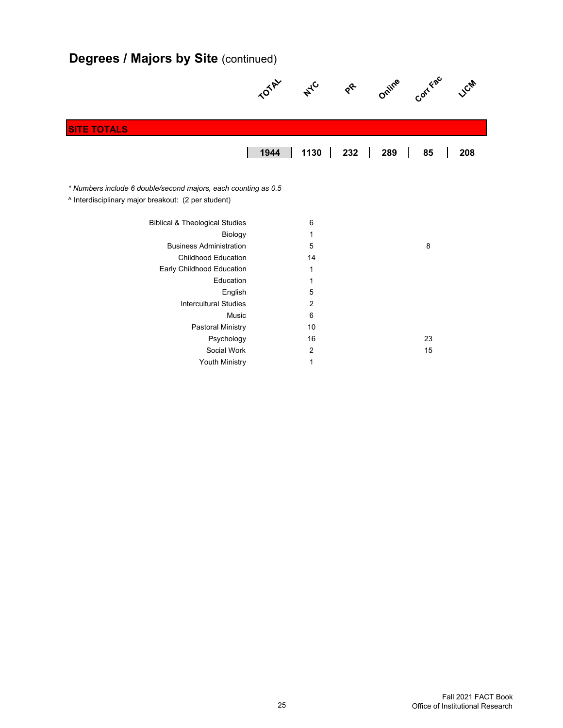## Degrees / Majors by Site (continued)

| | TOTAL | NYC | PR | Online | Corr Fac | LICM |
|---|---|---|---|---|---|---|
| **SITE TOTALS** | | | | | | |
| | **1944** | **1130** | **232** | **289** | **85** | **208** |

*\* Numbers include 6 double/second majors, each counting as 0.5*

^ Interdisciplinary major breakout: (2 per student)

| | TOTAL | NYC | PR | Online | Corr Fac | LICM |
|---|---|---|---|---|---|---|
| Biblical & Theological Studies | | 6 | | | | |
| Biology | | 1 | | | | |
| Business Administration | | 5 | | | 8 | |
| Childhood Education | | 14 | | | | |
| Early Childhood Education | | 1 | | | | |
| Education | | 1 | | | | |
| English | | 5 | | | | |
| Intercultural Studies | | 2 | | | | |
| Music | | 6 | | | | |
| Pastoral Ministry | | 10 | | | | |
| Psychology | | 16 | | | 23 | |
| Social Work | | 2 | | | 15 | |
| Youth Ministry | | 1 | | | | |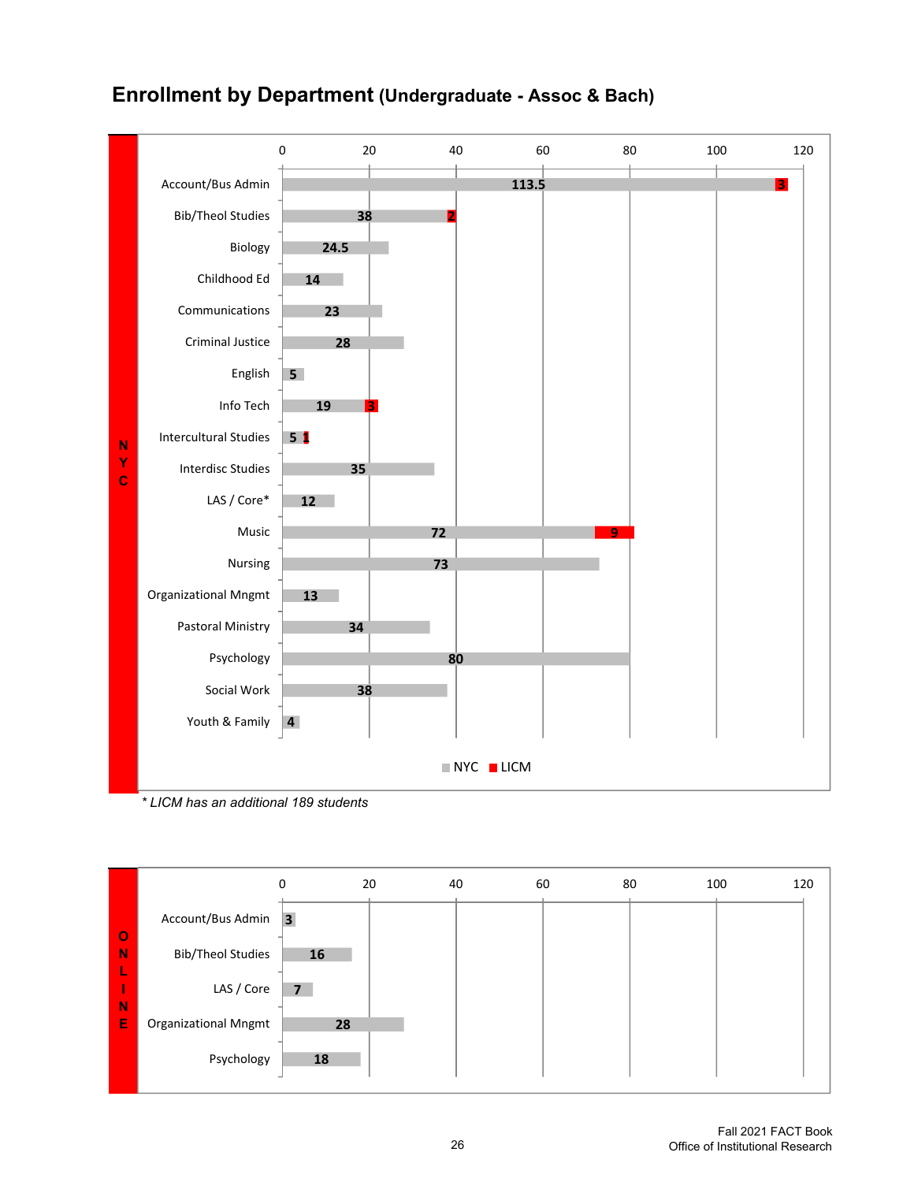# Enrollment by Department (Undergraduate - Assoc & Bach)

**NYC**

| Department | NYC | LICM |
|---|---|---|
| Account/Bus Admin | 113.5 | 3 |
| Bib/Theol Studies | 38 | 2 |
| Biology | 24.5 | |
| Childhood Ed | 14 | |
| Communications | 23 | |
| Criminal Justice | 28 | |
| English | 5 | |
| Info Tech | 19 | 3 |
| Intercultural Studies | 5 | 1 |
| Interdisc Studies | 35 | |
| LAS / Core* | 12 | |
| Music | 72 | 9 |
| Nursing | 73 | |
| Organizational Mngmt | 13 | |
| Pastoral Ministry | 34 | |
| Psychology | 80 | |
| Social Work | 38 | |
| Youth & Family | 4 | |

*\* LICM has an additional 189 students*

**ONLINE**

| Department | Enrollment |
|---|---|
| Account/Bus Admin | 3 |
| Bib/Theol Studies | 16 |
| LAS / Core | 7 |
| Organizational Mngmt | 28 |
| Psychology | 18 |

Fall 2021 FACT Book
Office of Institutional Research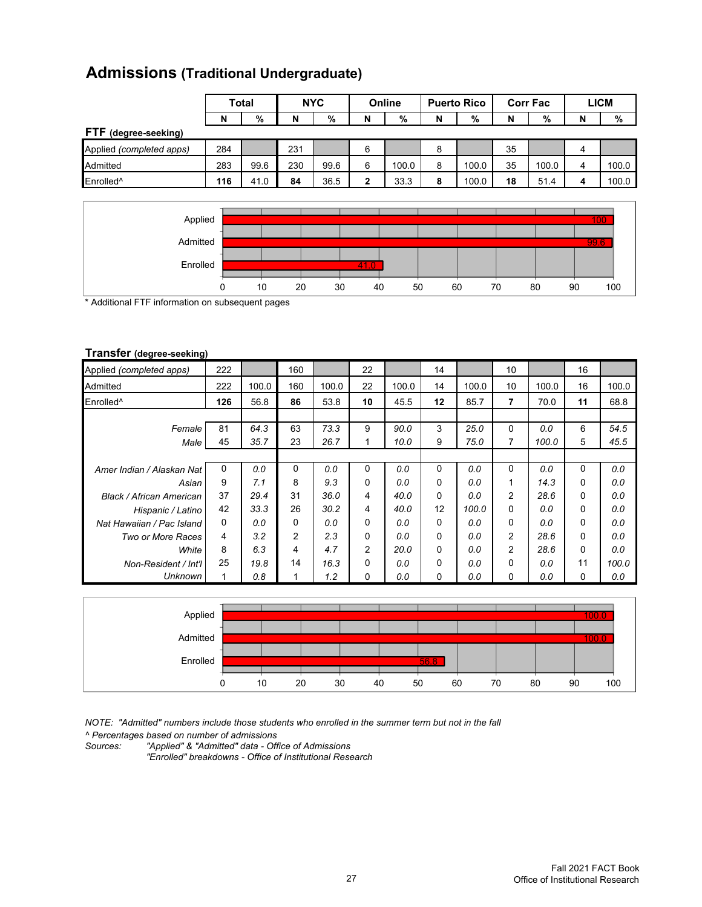# Admissions (Traditional Undergraduate)

| | Total | | NYC | | Online | | Puerto Rico | | Corr Fac | | LICM | |
|---|---|---|---|---|---|---|---|---|---|---|---|---|
| | N | % | N | % | N | % | N | % | N | % | N | % |
| **FTF (degree-seeking)** | | | | | | | | | | | | |
| Applied *(completed apps)* | 284 | | 231 | | 6 | | 8 | | 35 | | 4 | |
| Admitted | 283 | 99.6 | 230 | 99.6 | 6 | 100.0 | 8 | 100.0 | 35 | 100.0 | 4 | 100.0 |
| Enrolled^ | **116** | 41.0 | **84** | 36.5 | **2** | 33.3 | **8** | 100.0 | **18** | 51.4 | **4** | 100.0 |

| | % |
|---|---|
| Applied | 100 |
| Admitted | 99.6 |
| Enrolled | 41.0 |

\* Additional FTF information on subsequent pages

**Transfer (degree-seeking)**

| | Total | | NYC | | Online | | Puerto Rico | | Corr Fac | | LICM | |
|---|---|---|---|---|---|---|---|---|---|---|---|---|
| | N | % | N | % | N | % | N | % | N | % | N | % |
| Applied *(completed apps)* | 222 | | 160 | | 22 | | 14 | | 10 | | 16 | |
| Admitted | 222 | 100.0 | 160 | 100.0 | 22 | 100.0 | 14 | 100.0 | 10 | 100.0 | 16 | 100.0 |
| Enrolled^ | **126** | 56.8 | **86** | 53.8 | **10** | 45.5 | **12** | 85.7 | **7** | 70.0 | **11** | 68.8 |
| *Female* | 81 | *64.3* | 63 | *73.3* | 9 | *90.0* | 3 | *25.0* | 0 | *0.0* | 6 | *54.5* |
| *Male* | 45 | *35.7* | 23 | *26.7* | 1 | *10.0* | 9 | *75.0* | 7 | *100.0* | 5 | *45.5* |
| *Amer Indian / Alaskan Nat* | 0 | *0.0* | 0 | *0.0* | 0 | *0.0* | 0 | *0.0* | 0 | *0.0* | 0 | *0.0* |
| *Asian* | 9 | *7.1* | 8 | *9.3* | 0 | *0.0* | 0 | *0.0* | 1 | *14.3* | 0 | *0.0* |
| *Black / African American* | 37 | *29.4* | 31 | *36.0* | 4 | *40.0* | 0 | *0.0* | 2 | *28.6* | 0 | *0.0* |
| *Hispanic / Latino* | 42 | *33.3* | 26 | *30.2* | 4 | *40.0* | 12 | *100.0* | 0 | *0.0* | 0 | *0.0* |
| *Nat Hawaiian / Pac Island* | 0 | *0.0* | 0 | *0.0* | 0 | *0.0* | 0 | *0.0* | 0 | *0.0* | 0 | *0.0* |
| *Two or More Races* | 4 | *3.2* | 2 | *2.3* | 0 | *0.0* | 0 | *0.0* | 2 | *28.6* | 0 | *0.0* |
| *White* | 8 | *6.3* | 4 | *4.7* | 2 | *20.0* | 0 | *0.0* | 2 | *28.6* | 0 | *0.0* |
| *Non-Resident / Int'l* | 25 | *19.8* | 14 | *16.3* | 0 | *0.0* | 0 | *0.0* | 0 | *0.0* | 11 | *100.0* |
| *Unknown* | 1 | *0.8* | 1 | *1.2* | 0 | *0.0* | 0 | *0.0* | 0 | *0.0* | 0 | *0.0* |

| | % |
|---|---|
| Applied | 100.0 |
| Admitted | 100.0 |
| Enrolled | 56.8 |

*NOTE: "Admitted" numbers include those students who enrolled in the summer term but not in the fall*

*^ Percentages based on number of admissions*

*Sources: "Applied" & "Admitted" data - Office of Admissions*
*"Enrolled" breakdowns - Office of Institutional Research*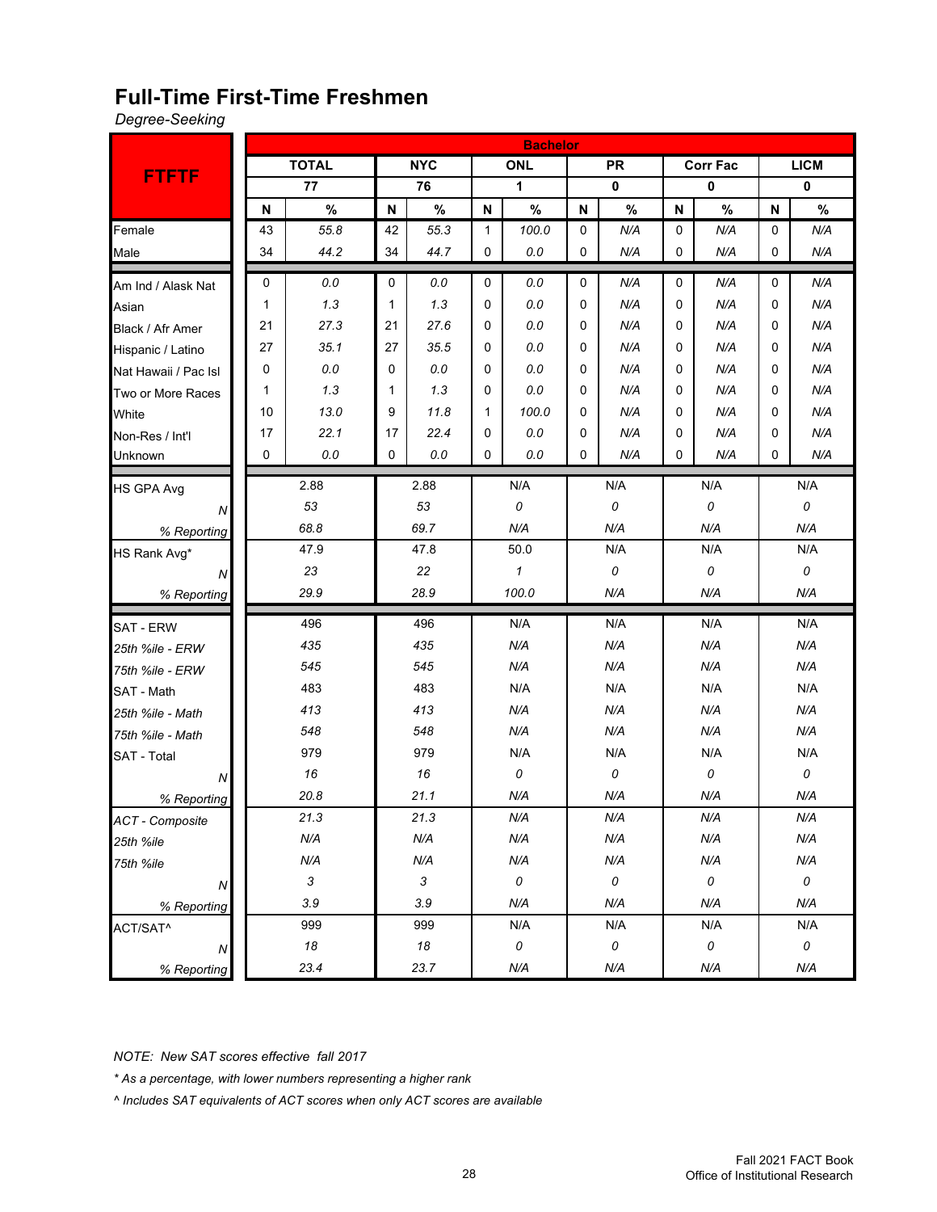## Full-Time First-Time Freshmen

*Degree-Seeking*

| FTFTF | Bachelor | | | | | | | | | | | |
|---|---|---|---|---|---|---|---|---|---|---|---|---|
| | TOTAL | | NYC | | ONL | | PR | | Corr Fac | | LICM | |
| | 77 | | 76 | | 1 | | 0 | | 0 | | 0 | |
| | N | % | N | % | N | % | N | % | N | % | N | % |
| Female | 43 | *55.8* | 42 | *55.3* | 1 | *100.0* | 0 | *N/A* | 0 | *N/A* | 0 | *N/A* |
| Male | 34 | *44.2* | 34 | *44.7* | 0 | *0.0* | 0 | *N/A* | 0 | *N/A* | 0 | *N/A* |
| Am Ind / Alask Nat | 0 | *0.0* | 0 | *0.0* | 0 | *0.0* | 0 | *N/A* | 0 | *N/A* | 0 | *N/A* |
| Asian | 1 | *1.3* | 1 | *1.3* | 0 | *0.0* | 0 | *N/A* | 0 | *N/A* | 0 | *N/A* |
| Black / Afr Amer | 21 | *27.3* | 21 | *27.6* | 0 | *0.0* | 0 | *N/A* | 0 | *N/A* | 0 | *N/A* |
| Hispanic / Latino | 27 | *35.1* | 27 | *35.5* | 0 | *0.0* | 0 | *N/A* | 0 | *N/A* | 0 | *N/A* |
| Nat Hawaii / Pac Isl | 0 | *0.0* | 0 | *0.0* | 0 | *0.0* | 0 | *N/A* | 0 | *N/A* | 0 | *N/A* |
| Two or More Races | 1 | *1.3* | 1 | *1.3* | 0 | *0.0* | 0 | *N/A* | 0 | *N/A* | 0 | *N/A* |
| White | 10 | *13.0* | 9 | *11.8* | 1 | *100.0* | 0 | *N/A* | 0 | *N/A* | 0 | *N/A* |
| Non-Res / Int'l | 17 | *22.1* | 17 | *22.4* | 0 | *0.0* | 0 | *N/A* | 0 | *N/A* | 0 | *N/A* |
| Unknown | 0 | *0.0* | 0 | *0.0* | 0 | *0.0* | 0 | *N/A* | 0 | *N/A* | 0 | *N/A* |
| HS GPA Avg | 2.88 | | 2.88 | | N/A | | N/A | | N/A | | N/A | |
| *N* | *53* | | *53* | | *0* | | *0* | | *0* | | *0* | |
| *% Reporting* | *68.8* | | *69.7* | | *N/A* | | *N/A* | | *N/A* | | *N/A* | |
| HS Rank Avg* | 47.9 | | 47.8 | | 50.0 | | N/A | | N/A | | N/A | |
| *N* | *23* | | *22* | | *1* | | *0* | | *0* | | *0* | |
| *% Reporting* | *29.9* | | *28.9* | | *100.0* | | *N/A* | | *N/A* | | *N/A* | |
| SAT - ERW | 496 | | 496 | | N/A | | N/A | | N/A | | N/A | |
| *25th %ile - ERW* | *435* | | *435* | | *N/A* | | *N/A* | | *N/A* | | *N/A* | |
| *75th %ile - ERW* | *545* | | *545* | | *N/A* | | *N/A* | | *N/A* | | *N/A* | |
| SAT - Math | 483 | | 483 | | N/A | | N/A | | N/A | | N/A | |
| *25th %ile - Math* | *413* | | *413* | | *N/A* | | *N/A* | | *N/A* | | *N/A* | |
| *75th %ile - Math* | *548* | | *548* | | *N/A* | | *N/A* | | *N/A* | | *N/A* | |
| SAT - Total | 979 | | 979 | | N/A | | N/A | | N/A | | N/A | |
| *N* | *16* | | *16* | | *0* | | *0* | | *0* | | *0* | |
| *% Reporting* | *20.8* | | *21.1* | | *N/A* | | *N/A* | | *N/A* | | *N/A* | |
| *ACT - Composite* | *21.3* | | *21.3* | | *N/A* | | *N/A* | | *N/A* | | *N/A* | |
| *25th %ile* | *N/A* | | *N/A* | | *N/A* | | *N/A* | | *N/A* | | *N/A* | |
| *75th %ile* | *N/A* | | *N/A* | | *N/A* | | *N/A* | | *N/A* | | *N/A* | |
| *N* | *3* | | *3* | | *0* | | *0* | | *0* | | *0* | |
| *% Reporting* | *3.9* | | *3.9* | | *N/A* | | *N/A* | | *N/A* | | *N/A* | |
| ACT/SAT^ | 999 | | 999 | | N/A | | N/A | | N/A | | N/A | |
| *N* | *18* | | *18* | | *0* | | *0* | | *0* | | *0* | |
| *% Reporting* | *23.4* | | *23.7* | | *N/A* | | *N/A* | | *N/A* | | *N/A* | |

*NOTE: New SAT scores effective fall 2017*

*\* As a percentage, with lower numbers representing a higher rank*

*^ Includes SAT equivalents of ACT scores when only ACT scores are available*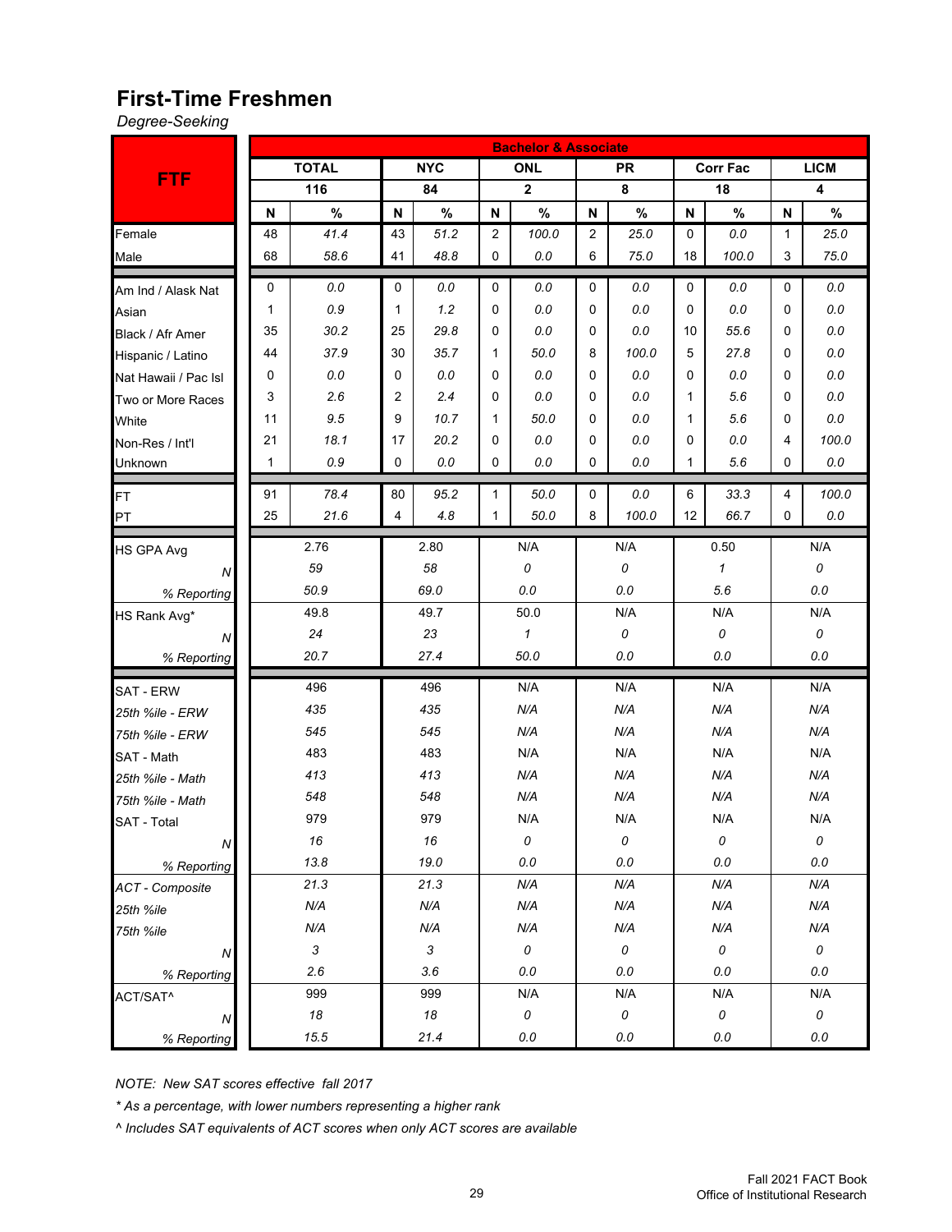## First-Time Freshmen

*Degree-Seeking*

| FTF | Bachelor & Associate | | | | | | | | | | | |
|---|---|---|---|---|---|---|---|---|---|---|---|---|
| | TOTAL | | NYC | | ONL | | PR | | Corr Fac | | LICM | |
| | 116 | | 84 | | 2 | | 8 | | 18 | | 4 | |
| | N | % | N | % | N | % | N | % | N | % | N | % |
| Female | 48 | *41.4* | 43 | *51.2* | 2 | *100.0* | 2 | *25.0* | 0 | *0.0* | 1 | *25.0* |
| Male | 68 | *58.6* | 41 | *48.8* | 0 | *0.0* | 6 | *75.0* | 18 | *100.0* | 3 | *75.0* |
| Am Ind / Alask Nat | 0 | *0.0* | 0 | *0.0* | 0 | *0.0* | 0 | *0.0* | 0 | *0.0* | 0 | *0.0* |
| Asian | 1 | *0.9* | 1 | *1.2* | 0 | *0.0* | 0 | *0.0* | 0 | *0.0* | 0 | *0.0* |
| Black / Afr Amer | 35 | *30.2* | 25 | *29.8* | 0 | *0.0* | 0 | *0.0* | 10 | *55.6* | 0 | *0.0* |
| Hispanic / Latino | 44 | *37.9* | 30 | *35.7* | 1 | *50.0* | 8 | *100.0* | 5 | *27.8* | 0 | *0.0* |
| Nat Hawaii / Pac Isl | 0 | *0.0* | 0 | *0.0* | 0 | *0.0* | 0 | *0.0* | 0 | *0.0* | 0 | *0.0* |
| Two or More Races | 3 | *2.6* | 2 | *2.4* | 0 | *0.0* | 0 | *0.0* | 1 | *5.6* | 0 | *0.0* |
| White | 11 | *9.5* | 9 | *10.7* | 1 | *50.0* | 0 | *0.0* | 1 | *5.6* | 0 | *0.0* |
| Non-Res / Int'l | 21 | *18.1* | 17 | *20.2* | 0 | *0.0* | 0 | *0.0* | 0 | *0.0* | 4 | *100.0* |
| Unknown | 1 | *0.9* | 0 | *0.0* | 0 | *0.0* | 0 | *0.0* | 1 | *5.6* | 0 | *0.0* |
| FT | 91 | *78.4* | 80 | *95.2* | 1 | *50.0* | 0 | *0.0* | 6 | *33.3* | 4 | *100.0* |
| PT | 25 | *21.6* | 4 | *4.8* | 1 | *50.0* | 8 | *100.0* | 12 | *66.7* | 0 | *0.0* |
| HS GPA Avg | 2.76 | | 2.80 | | N/A | | N/A | | 0.50 | | N/A | |
| *N* | *59* | | *58* | | *0* | | *0* | | *1* | | *0* | |
| *% Reporting* | *50.9* | | *69.0* | | *0.0* | | *0.0* | | *5.6* | | *0.0* | |
| HS Rank Avg* | 49.8 | | 49.7 | | 50.0 | | N/A | | N/A | | N/A | |
| *N* | *24* | | *23* | | *1* | | *0* | | *0* | | *0* | |
| *% Reporting* | *20.7* | | *27.4* | | *50.0* | | *0.0* | | *0.0* | | *0.0* | |
| SAT - ERW | 496 | | 496 | | N/A | | N/A | | N/A | | N/A | |
| *25th %ile - ERW* | *435* | | *435* | | *N/A* | | *N/A* | | *N/A* | | *N/A* | |
| *75th %ile - ERW* | *545* | | *545* | | *N/A* | | *N/A* | | *N/A* | | *N/A* | |
| SAT - Math | 483 | | 483 | | N/A | | N/A | | N/A | | N/A | |
| *25th %ile - Math* | *413* | | *413* | | *N/A* | | *N/A* | | *N/A* | | *N/A* | |
| *75th %ile - Math* | *548* | | *548* | | *N/A* | | *N/A* | | *N/A* | | *N/A* | |
| SAT - Total | 979 | | 979 | | N/A | | N/A | | N/A | | N/A | |
| *N* | *16* | | *16* | | *0* | | *0* | | *0* | | *0* | |
| *% Reporting* | *13.8* | | *19.0* | | *0.0* | | *0.0* | | *0.0* | | *0.0* | |
| *ACT - Composite* | *21.3* | | *21.3* | | *N/A* | | *N/A* | | *N/A* | | *N/A* | |
| *25th %ile* | *N/A* | | *N/A* | | *N/A* | | *N/A* | | *N/A* | | *N/A* | |
| *75th %ile* | *N/A* | | *N/A* | | *N/A* | | *N/A* | | *N/A* | | *N/A* | |
| *N* | *3* | | *3* | | *0* | | *0* | | *0* | | *0* | |
| *% Reporting* | *2.6* | | *3.6* | | *0.0* | | *0.0* | | *0.0* | | *0.0* | |
| ACT/SAT^ | 999 | | 999 | | N/A | | N/A | | N/A | | N/A | |
| *N* | *18* | | *18* | | *0* | | *0* | | *0* | | *0* | |
| *% Reporting* | *15.5* | | *21.4* | | *0.0* | | *0.0* | | *0.0* | | *0.0* | |

*NOTE: New SAT scores effective fall 2017*

** As a percentage, with lower numbers representing a higher rank*

*^ Includes SAT equivalents of ACT scores when only ACT scores are available*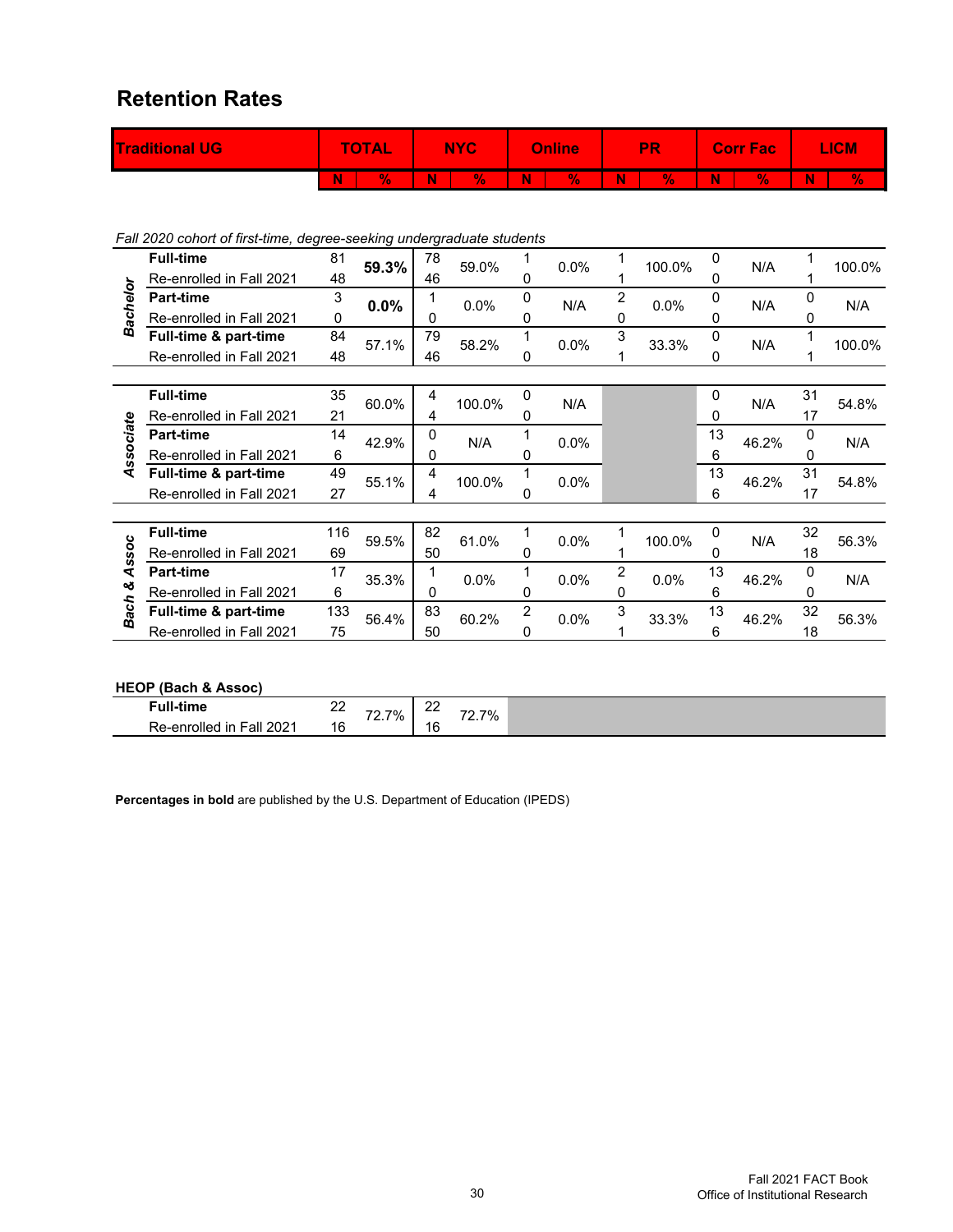# Retention Rates

| Traditional UG | | TOTAL | | NYC | | Online | | PR | | Corr Fac | | LICM | |
|---|---|---|---|---|---|---|---|---|---|---|---|---|---|
| | | N | % | N | % | N | % | N | % | N | % | N | % |
| *Fall 2020 cohort of first-time, degree-seeking undergraduate students* | | | | | | | | | | | | | |
| ***Bachelor*** | **Full-time** | 81 | **59.3%** | 78 | 59.0% | 1 | 0.0% | 1 | 100.0% | 0 | N/A | 1 | 100.0% |
| | Re-enrolled in Fall 2021 | 48 | | 46 | | 0 | | 1 | | 0 | | 1 | |
| | **Part-time** | 3 | **0.0%** | 1 | 0.0% | 0 | N/A | 2 | 0.0% | 0 | N/A | 0 | N/A |
| | Re-enrolled in Fall 2021 | 0 | | 0 | | 0 | | 0 | | 0 | | 0 | |
| | **Full-time & part-time** | 84 | 57.1% | 79 | 58.2% | 1 | 0.0% | 3 | 33.3% | 0 | N/A | 1 | 100.0% |
| | Re-enrolled in Fall 2021 | 48 | | 46 | | 0 | | 1 | | 0 | | 1 | |
| ***Associate*** | **Full-time** | 35 | 60.0% | 4 | 100.0% | 0 | N/A | | | 0 | N/A | 31 | 54.8% |
| | Re-enrolled in Fall 2021 | 21 | | 4 | | 0 | | | | 0 | | 17 | |
| | **Part-time** | 14 | 42.9% | 0 | N/A | 1 | 0.0% | | | 13 | 46.2% | 0 | N/A |
| | Re-enrolled in Fall 2021 | 6 | | 0 | | 0 | | | | 6 | | 0 | |
| | **Full-time & part-time** | 49 | 55.1% | 4 | 100.0% | 1 | 0.0% | | | 13 | 46.2% | 31 | 54.8% |
| | Re-enrolled in Fall 2021 | 27 | | 4 | | 0 | | | | 6 | | 17 | |
| ***Bach & Assoc*** | **Full-time** | 116 | 59.5% | 82 | 61.0% | 1 | 0.0% | 1 | 100.0% | 0 | N/A | 32 | 56.3% |
| | Re-enrolled in Fall 2021 | 69 | | 50 | | 0 | | 1 | | 0 | | 18 | |
| | **Part-time** | 17 | 35.3% | 1 | 0.0% | 1 | 0.0% | 2 | 0.0% | 13 | 46.2% | 0 | N/A |
| | Re-enrolled in Fall 2021 | 6 | | 0 | | 0 | | 0 | | 6 | | 0 | |
| | **Full-time & part-time** | 133 | 56.4% | 83 | 60.2% | 2 | 0.0% | 3 | 33.3% | 13 | 46.2% | 32 | 56.3% |
| | Re-enrolled in Fall 2021 | 75 | | 50 | | 0 | | 1 | | 6 | | 18 | |
| **HEOP (Bach & Assoc)** | | | | | | | | | | | | | |
| | **Full-time** | 22 | 72.7% | 22 | 72.7% | | | | | | | | |
| | Re-enrolled in Fall 2021 | 16 | | 16 | | | | | | | | | |

**Percentages in bold** are published by the U.S. Department of Education (IPEDS)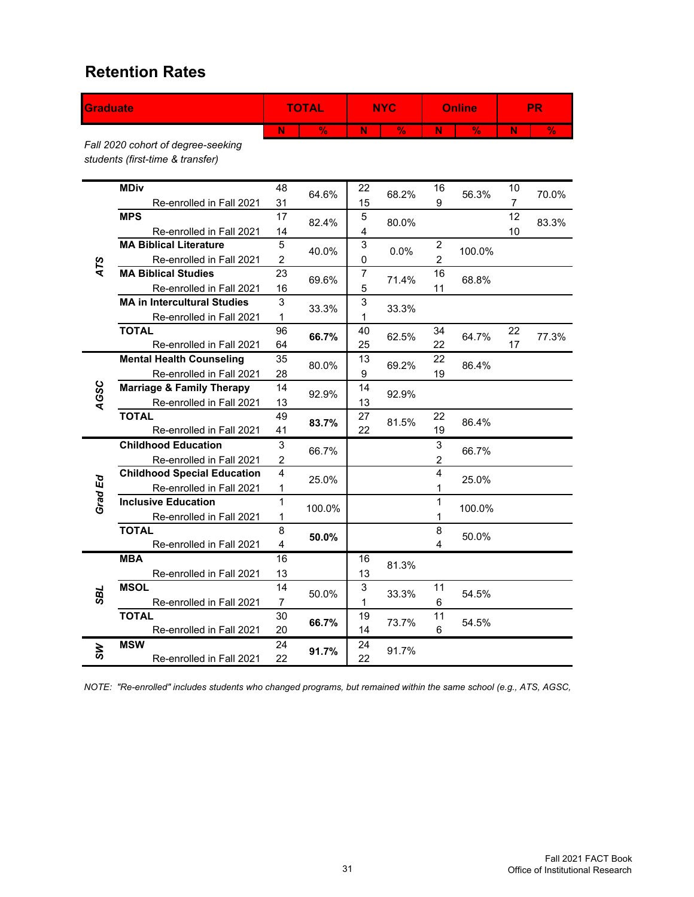# Retention Rates

| Graduate | | TOTAL | | NYC | | Online | | PR | |
|---|---|---|---|---|---|---|---|---|---|
| | | N | % | N | % | N | % | N | % |
| *Fall 2020 cohort of degree-seeking students (first-time & transfer)* | | | | | | | | | |
| ATS | **MDiv** | 48 | 64.6% | 22 | 68.2% | 16 | 56.3% | 10 | 70.0% |
| | Re-enrolled in Fall 2021 | 31 | | 15 | | 9 | | 7 | |
| | **MPS** | 17 | 82.4% | 5 | 80.0% | | | 12 | 83.3% |
| | Re-enrolled in Fall 2021 | 14 | | 4 | | | | 10 | |
| | **MA Biblical Literature** | 5 | 40.0% | 3 | 0.0% | 2 | 100.0% | | |
| | Re-enrolled in Fall 2021 | 2 | | 0 | | 2 | | | |
| | **MA Biblical Studies** | 23 | 69.6% | 7 | 71.4% | 16 | 68.8% | | |
| | Re-enrolled in Fall 2021 | 16 | | 5 | | 11 | | | |
| | **MA in Intercultural Studies** | 3 | 33.3% | 3 | 33.3% | | | | |
| | Re-enrolled in Fall 2021 | 1 | | 1 | | | | | |
| | **TOTAL** | 96 | **66.7%** | 40 | 62.5% | 34 | 64.7% | 22 | 77.3% |
| | Re-enrolled in Fall 2021 | 64 | | 25 | | 22 | | 17 | |
| AGSC | **Mental Health Counseling** | 35 | 80.0% | 13 | 69.2% | 22 | 86.4% | | |
| | Re-enrolled in Fall 2021 | 28 | | 9 | | 19 | | | |
| | **Marriage & Family Therapy** | 14 | 92.9% | 14 | 92.9% | | | | |
| | Re-enrolled in Fall 2021 | 13 | | 13 | | | | | |
| | **TOTAL** | 49 | **83.7%** | 27 | 81.5% | 22 | 86.4% | | |
| | Re-enrolled in Fall 2021 | 41 | | 22 | | 19 | | | |
| Grad Ed | **Childhood Education** | 3 | 66.7% | | | 3 | 66.7% | | |
| | Re-enrolled in Fall 2021 | 2 | | | | 2 | | | |
| | **Childhood Special Education** | 4 | 25.0% | | | 4 | 25.0% | | |
| | Re-enrolled in Fall 2021 | 1 | | | | 1 | | | |
| | **Inclusive Education** | 1 | 100.0% | | | 1 | 100.0% | | |
| | Re-enrolled in Fall 2021 | 1 | | | | 1 | | | |
| | **TOTAL** | 8 | **50.0%** | | | 8 | 50.0% | | |
| | Re-enrolled in Fall 2021 | 4 | | | | 4 | | | |
| SBL | **MBA** | 16 | | 16 | 81.3% | | | | |
| | Re-enrolled in Fall 2021 | 13 | | 13 | | | | | |
| | **MSOL** | 14 | 50.0% | 3 | 33.3% | 11 | 54.5% | | |
| | Re-enrolled in Fall 2021 | 7 | | 1 | | 6 | | | |
| | **TOTAL** | 30 | **66.7%** | 19 | 73.7% | 11 | 54.5% | | |
| | Re-enrolled in Fall 2021 | 20 | | 14 | | 6 | | | |
| SW | **MSW** | 24 | **91.7%** | 24 | 91.7% | | | | |
| | Re-enrolled in Fall 2021 | 22 | | 22 | | | | | |

*NOTE: "Re-enrolled" includes students who changed programs, but remained within the same school (e.g., ATS, AGSC,*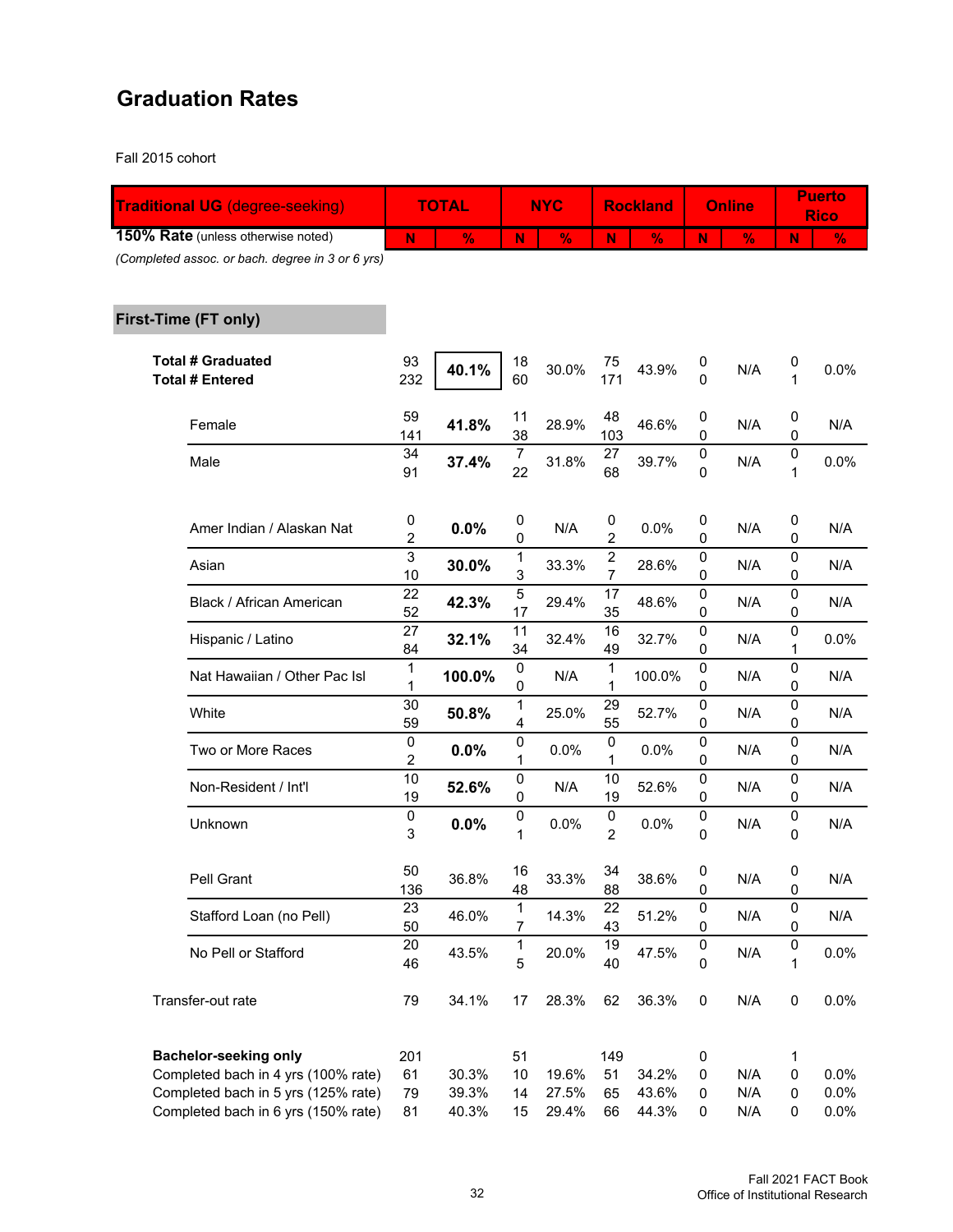## Graduation Rates

Fall 2015 cohort

| **Traditional UG** (degree-seeking) | **TOTAL** | | **NYC** | | **Rockland** | | **Online** | | **Puerto Rico** | |
|---|---|---|---|---|---|---|---|---|---|---|
| **150% Rate** (unless otherwise noted) *(Completed assoc. or bach. degree in 3 or 6 yrs)* | N | % | N | % | N | % | N | % | N | % |
| **First-Time (FT only)** | | | | | | | | | | |
| **Total # Graduated** | 93 | **40.1%** | 18 | 30.0% | 75 | 43.9% | 0 | N/A | 0 | 0.0% |
| **Total # Entered** | 232 | | 60 | | 171 | | 0 | | 1 | |
| Female | 59 / 141 | **41.8%** | 11 / 38 | 28.9% | 48 / 103 | 46.6% | 0 / 0 | N/A | 0 / 0 | N/A |
| Male | 34 / 91 | **37.4%** | 7 / 22 | 31.8% | 27 / 68 | 39.7% | 0 / 0 | N/A | 0 / 1 | 0.0% |
| Amer Indian / Alaskan Nat | 0 / 2 | **0.0%** | 0 / 0 | N/A | 0 / 2 | 0.0% | 0 / 0 | N/A | 0 / 0 | N/A |
| Asian | 3 / 10 | **30.0%** | 1 / 3 | 33.3% | 2 / 7 | 28.6% | 0 / 0 | N/A | 0 / 0 | N/A |
| Black / African American | 22 / 52 | **42.3%** | 5 / 17 | 29.4% | 17 / 35 | 48.6% | 0 / 0 | N/A | 0 / 0 | N/A |
| Hispanic / Latino | 27 / 84 | **32.1%** | 11 / 34 | 32.4% | 16 / 49 | 32.7% | 0 / 0 | N/A | 0 / 1 | 0.0% |
| Nat Hawaiian / Other Pac Isl | 1 / 1 | **100.0%** | 0 / 0 | N/A | 1 / 1 | 100.0% | 0 / 0 | N/A | 0 / 0 | N/A |
| White | 30 / 59 | **50.8%** | 1 / 4 | 25.0% | 29 / 55 | 52.7% | 0 / 0 | N/A | 0 / 0 | N/A |
| Two or More Races | 0 / 2 | **0.0%** | 0 / 1 | 0.0% | 0 / 1 | 0.0% | 0 / 0 | N/A | 0 / 0 | N/A |
| Non-Resident / Int'l | 10 / 19 | **52.6%** | 0 / 0 | N/A | 10 / 19 | 52.6% | 0 / 0 | N/A | 0 / 0 | N/A |
| Unknown | 0 / 3 | **0.0%** | 0 / 1 | 0.0% | 0 / 2 | 0.0% | 0 / 0 | N/A | 0 / 0 | N/A |
| Pell Grant | 50 / 136 | 36.8% | 16 / 48 | 33.3% | 34 / 88 | 38.6% | 0 / 0 | N/A | 0 / 0 | N/A |
| Stafford Loan (no Pell) | 23 / 50 | 46.0% | 1 / 7 | 14.3% | 22 / 43 | 51.2% | 0 / 0 | N/A | 0 / 0 | N/A |
| No Pell or Stafford | 20 / 46 | 43.5% | 1 / 5 | 20.0% | 19 / 40 | 47.5% | 0 / 0 | N/A | 0 / 1 | 0.0% |
| Transfer-out rate | 79 | 34.1% | 17 | 28.3% | 62 | 36.3% | 0 | N/A | 0 | 0.0% |
| **Bachelor-seeking only** | 201 | | 51 | | 149 | | 0 | | 1 | |
| Completed bach in 4 yrs (100% rate) | 61 | 30.3% | 10 | 19.6% | 51 | 34.2% | 0 | N/A | 0 | 0.0% |
| Completed bach in 5 yrs (125% rate) | 79 | 39.3% | 14 | 27.5% | 65 | 43.6% | 0 | N/A | 0 | 0.0% |
| Completed bach in 6 yrs (150% rate) | 81 | 40.3% | 15 | 29.4% | 66 | 44.3% | 0 | N/A | 0 | 0.0% |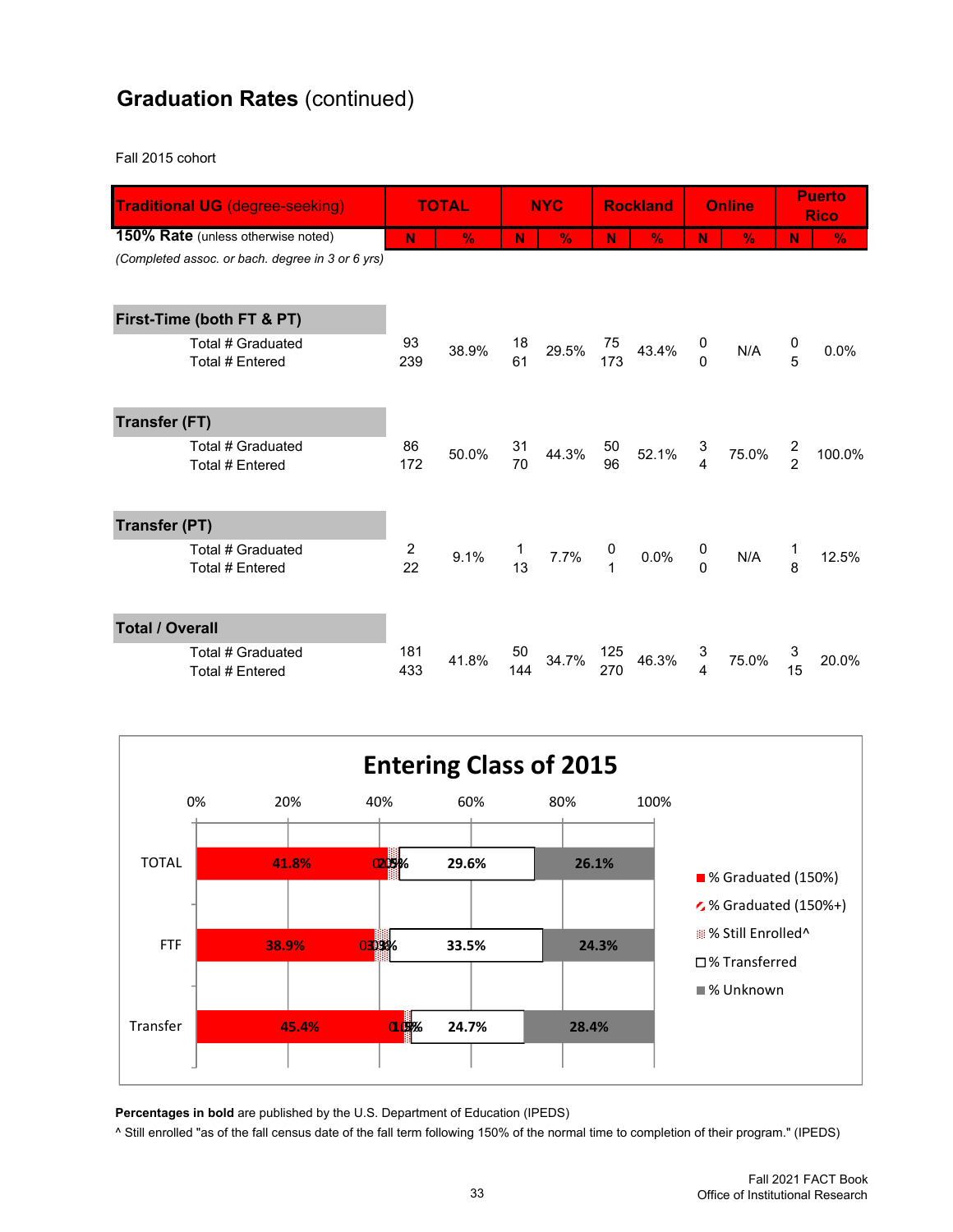## Graduation Rates (continued)

Fall 2015 cohort

| **Traditional UG** (degree-seeking) | TOTAL | | NYC | | Rockland | | Online | | Puerto Rico | |
|---|---|---|---|---|---|---|---|---|---|---|
| **150% Rate** (unless otherwise noted) *(Completed assoc. or bach. degree in 3 or 6 yrs)* | N | % | N | % | N | % | N | % | N | % |
| **First-Time (both FT & PT)** | | | | | | | | | | |
| Total # Graduated | 93 | 38.9% | 18 | 29.5% | 75 | 43.4% | 0 | N/A | 0 | 0.0% |
| Total # Entered | 239 | | 61 | | 173 | | 0 | | 5 | |
| **Transfer (FT)** | | | | | | | | | | |
| Total # Graduated | 86 | 50.0% | 31 | 44.3% | 50 | 52.1% | 3 | 75.0% | 2 | 100.0% |
| Total # Entered | 172 | | 70 | | 96 | | 4 | | 2 | |
| **Transfer (PT)** | | | | | | | | | | |
| Total # Graduated | 2 | 9.1% | 1 | 7.7% | 0 | 0.0% | 0 | N/A | 1 | 12.5% |
| Total # Entered | 22 | | 13 | | 1 | | 0 | | 8 | |
| **Total / Overall** | | | | | | | | | | |
| Total # Graduated | 181 | 41.8% | 50 | 34.7% | 125 | 46.3% | 3 | 75.0% | 3 | 20.0% |
| Total # Entered | 433 | | 144 | | 270 | | 4 | | 15 | |

**Entering Class of 2015**

| | % Graduated (150%) | % Graduated (150%+) | % Still Enrolled^ | % Transferred | % Unknown |
|---|---|---|---|---|---|
| TOTAL | **41.8%** | 0.2% | 2.5% | **29.6%** | 26.1% |
| FTF | **38.9%** | 0.0% | 3.3% | **33.5%** | 24.3% |
| Transfer | **45.4%** | 0.0% | 1.5% | **24.7%** | 28.4% |

**Percentages in bold** are published by the U.S. Department of Education (IPEDS)

^ Still enrolled "as of the fall census date of the fall term following 150% of the normal time to completion of their program." (IPEDS)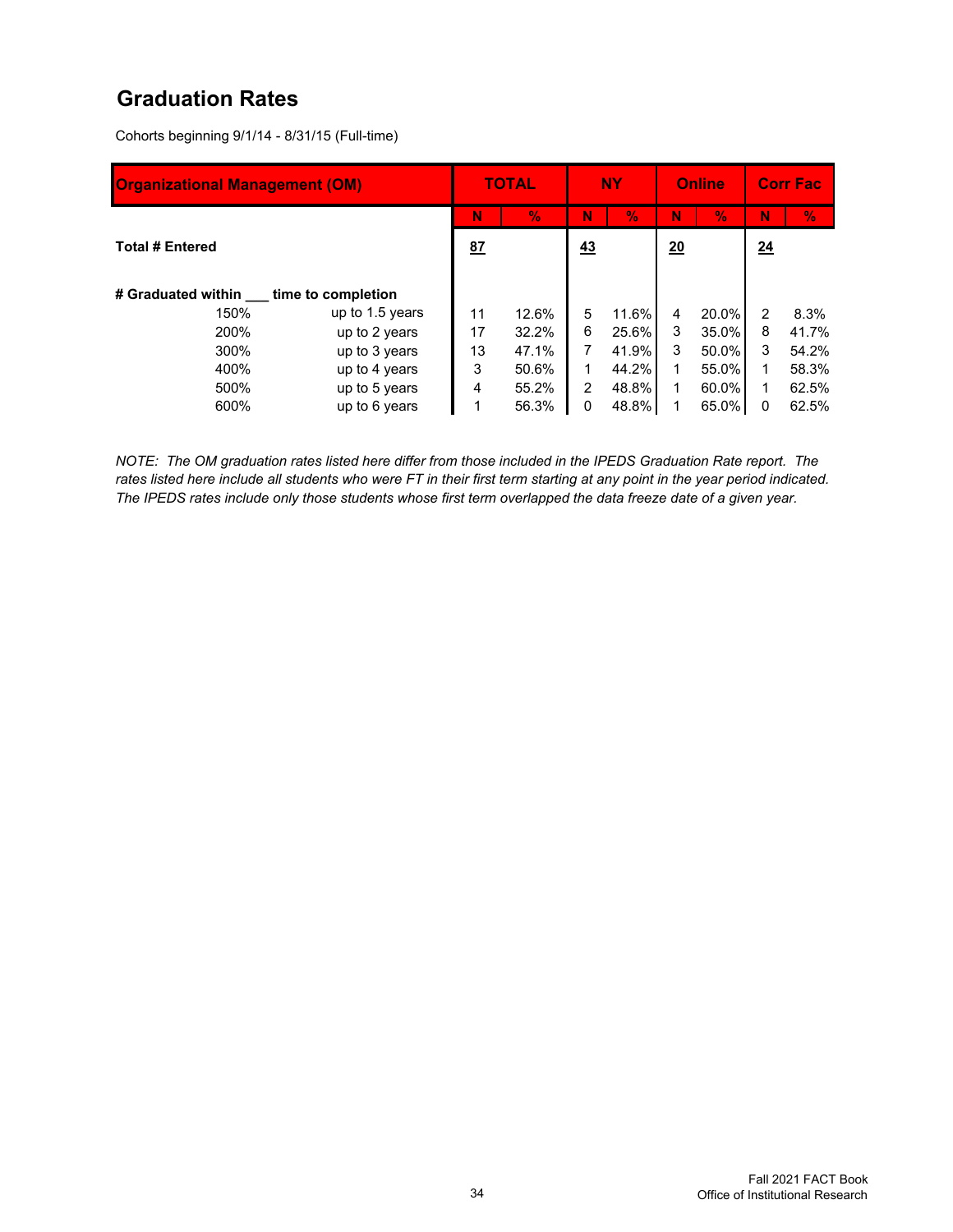## Graduation Rates

Cohorts beginning 9/1/14 - 8/31/15 (Full-time)

| Organizational Management (OM) | | TOTAL | | NY | | Online | | Corr Fac | |
|---|---|---|---|---|---|---|---|---|---|
| | | N | % | N | % | N | % | N | % |
| **Total # Entered** | | 87 | | 43 | | 20 | | 24 | |
| **# Graduated within ___ time to completion** | | | | | | | | | |
| 150% | up to 1.5 years | 11 | 12.6% | 5 | 11.6% | 4 | 20.0% | 2 | 8.3% |
| 200% | up to 2 years | 17 | 32.2% | 6 | 25.6% | 3 | 35.0% | 8 | 41.7% |
| 300% | up to 3 years | 13 | 47.1% | 7 | 41.9% | 3 | 50.0% | 3 | 54.2% |
| 400% | up to 4 years | 3 | 50.6% | 1 | 44.2% | 1 | 55.0% | 1 | 58.3% |
| 500% | up to 5 years | 4 | 55.2% | 2 | 48.8% | 1 | 60.0% | 1 | 62.5% |
| 600% | up to 6 years | 1 | 56.3% | 0 | 48.8% | 1 | 65.0% | 0 | 62.5% |

*NOTE: The OM graduation rates listed here differ from those included in the IPEDS Graduation Rate report. The rates listed here include all students who were FT in their first term starting at any point in the year period indicated. The IPEDS rates include only those students whose first term overlapped the data freeze date of a given year.*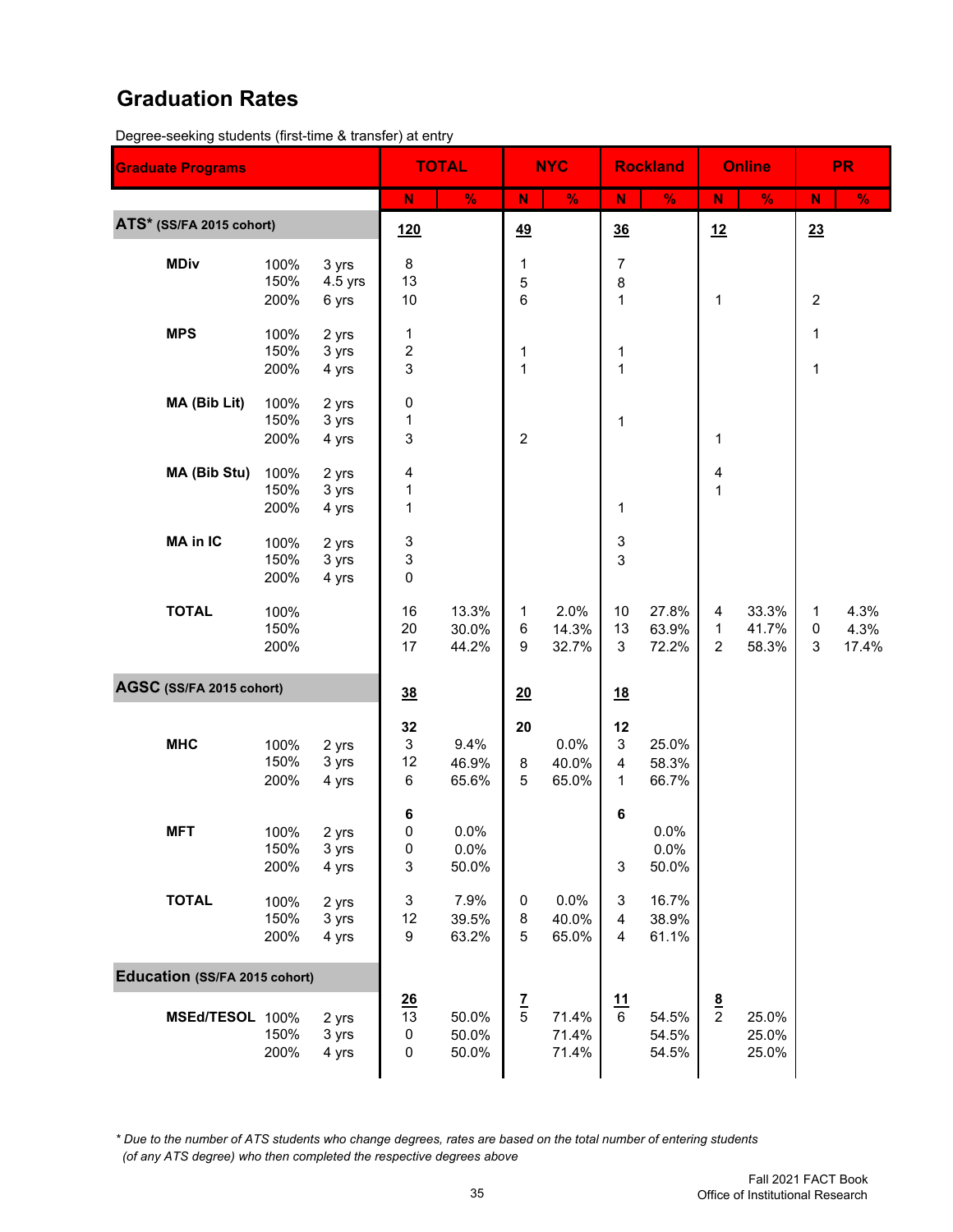## Graduation Rates

Degree-seeking students (first-time & transfer) at entry

| Graduate Programs | | | TOTAL | | NYC | | Rockland | | Online | | PR | |
|---|---|---|---|---|---|---|---|---|---|---|---|---|
| | | | N | % | N | % | N | % | N | % | N | % |
| **ATS*** (SS/FA 2015 cohort) | | | 120 | | 49 | | 36 | | 12 | | 23 | |
| **MDiv** | 100% | 3 yrs | 8 | | 1 | | 7 | | | | | |
| | 150% | 4.5 yrs | 13 | | 5 | | 8 | | | | | |
| | 200% | 6 yrs | 10 | | 6 | | 1 | | 1 | | 2 | |
| **MPS** | 100% | 2 yrs | 1 | | | | | | | | 1 | |
| | 150% | 3 yrs | 2 | | 1 | | 1 | | | | | |
| | 200% | 4 yrs | 3 | | 1 | | 1 | | | | 1 | |
| **MA (Bib Lit)** | 100% | 2 yrs | 0 | | | | | | | | | |
| | 150% | 3 yrs | 1 | | | | 1 | | | | | |
| | 200% | 4 yrs | 3 | | 2 | | | | 1 | | | |
| **MA (Bib Stu)** | 100% | 2 yrs | 4 | | | | | | 4 | | | |
| | 150% | 3 yrs | 1 | | | | | | 1 | | | |
| | 200% | 4 yrs | 1 | | | | 1 | | | | | |
| **MA in IC** | 100% | 2 yrs | 3 | | | | 3 | | | | | |
| | 150% | 3 yrs | 3 | | | | 3 | | | | | |
| | 200% | 4 yrs | 0 | | | | | | | | | |
| **TOTAL** | 100% | | 16 | 13.3% | 1 | 2.0% | 10 | 27.8% | 4 | 33.3% | 1 | 4.3% |
| | 150% | | 20 | 30.0% | 6 | 14.3% | 13 | 63.9% | 1 | 41.7% | 0 | 4.3% |
| | 200% | | 17 | 44.2% | 9 | 32.7% | 3 | 72.2% | 2 | 58.3% | 3 | 17.4% |
| **AGSC** (SS/FA 2015 cohort) | | | 38 | | 20 | | 18 | | | | | |
| **MHC** | | | 32 | | 20 | | 12 | | | | | |
| | 100% | 2 yrs | 3 | 9.4% | | 0.0% | 3 | 25.0% | | | | |
| | 150% | 3 yrs | 12 | 46.9% | 8 | 40.0% | 4 | 58.3% | | | | |
| | 200% | 4 yrs | 6 | 65.6% | 5 | 65.0% | 1 | 66.7% | | | | |
| **MFT** | | | 6 | | | | 6 | | | | | |
| | 100% | 2 yrs | 0 | 0.0% | | | | 0.0% | | | | |
| | 150% | 3 yrs | 0 | 0.0% | | | | 0.0% | | | | |
| | 200% | 4 yrs | 3 | 50.0% | | | 3 | 50.0% | | | | |
| **TOTAL** | 100% | 2 yrs | 3 | 7.9% | 0 | 0.0% | 3 | 16.7% | | | | |
| | 150% | 3 yrs | 12 | 39.5% | 8 | 40.0% | 4 | 38.9% | | | | |
| | 200% | 4 yrs | 9 | 63.2% | 5 | 65.0% | 4 | 61.1% | | | | |
| **Education** (SS/FA 2015 cohort) | | | 26 | | 7 | | 11 | | 8 | | | |
| **MSEd/TESOL** | 100% | 2 yrs | 13 | 50.0% | 5 | 71.4% | 6 | 54.5% | 2 | 25.0% | | |
| | 150% | 3 yrs | 0 | 50.0% | | 71.4% | | 54.5% | | 25.0% | | |
| | 200% | 4 yrs | 0 | 50.0% | | 71.4% | | 54.5% | | 25.0% | | |

*\* Due to the number of ATS students who change degrees, rates are based on the total number of entering students (of any ATS degree) who then completed the respective degrees above*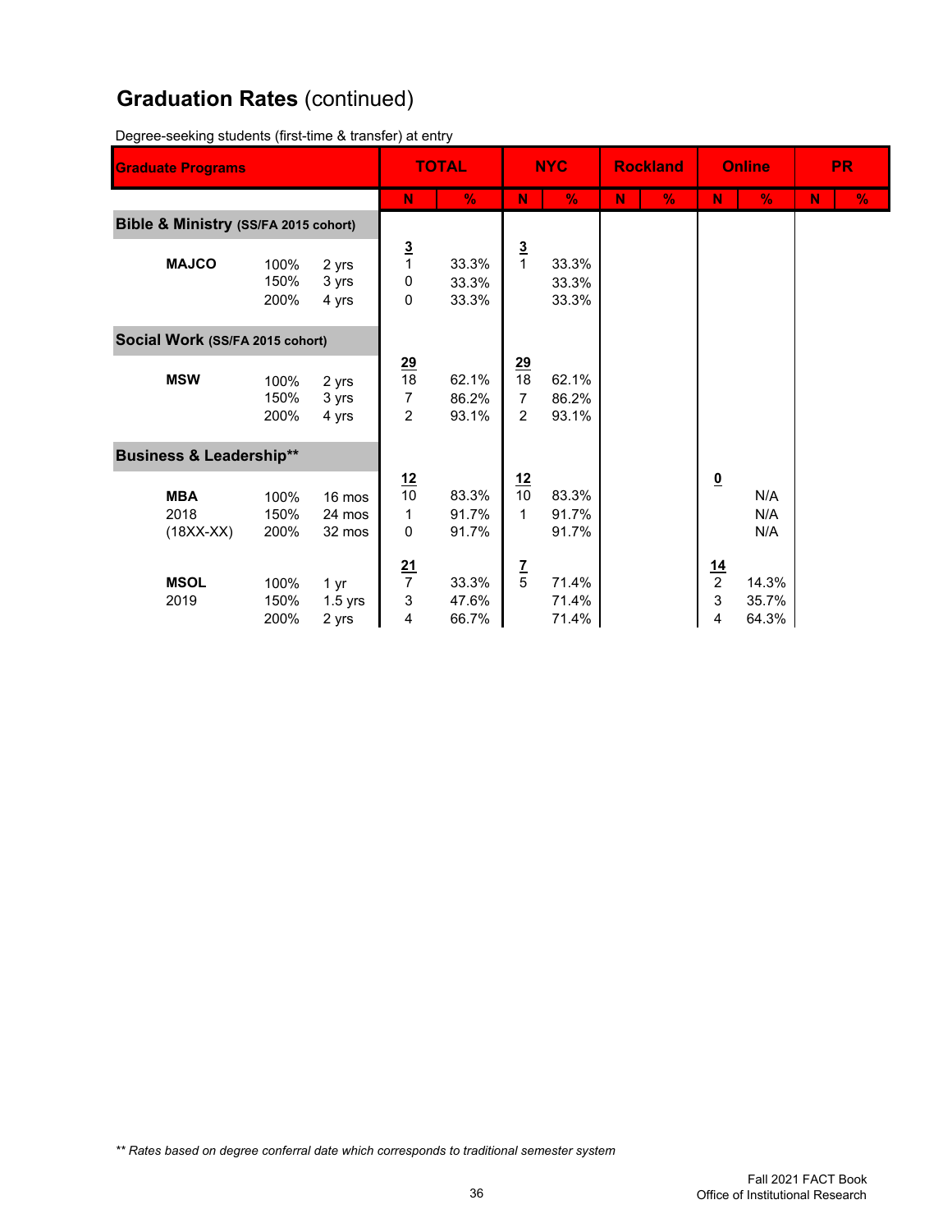# Graduation Rates (continued)

Degree-seeking students (first-time & transfer) at entry

| Graduate Programs | | | TOTAL | | NYC | | Rockland | | Online | | PR | |
|---|---|---|---|---|---|---|---|---|---|---|---|---|
| | | | N | % | N | % | N | % | N | % | N | % |
| **Bible & Ministry (SS/FA 2015 cohort)** | | | | | | | | | | | | |
| | | | **3** | | **3** | | | | | | | |
| **MAJCO** | 100% | 2 yrs | 1 | 33.3% | 1 | 33.3% | | | | | | |
| | 150% | 3 yrs | 0 | 33.3% | | 33.3% | | | | | | |
| | 200% | 4 yrs | 0 | 33.3% | | 33.3% | | | | | | |
| **Social Work (SS/FA 2015 cohort)** | | | | | | | | | | | | |
| | | | **29** | | **29** | | | | | | | |
| **MSW** | 100% | 2 yrs | 18 | 62.1% | 18 | 62.1% | | | | | | |
| | 150% | 3 yrs | 7 | 86.2% | 7 | 86.2% | | | | | | |
| | 200% | 4 yrs | 2 | 93.1% | 2 | 93.1% | | | | | | |
| **Business & Leadership\*\*** | | | | | | | | | | | | |
| | | | **12** | | **12** | | | | **0** | | | |
| **MBA** | 100% | 16 mos | 10 | 83.3% | 10 | 83.3% | | | | N/A | | |
| 2018 | 150% | 24 mos | 1 | 91.7% | 1 | 91.7% | | | | N/A | | |
| (18XX-XX) | 200% | 32 mos | 0 | 91.7% | | 91.7% | | | | N/A | | |
| | | | **21** | | **7** | | | | **14** | | | |
| **MSOL** | 100% | 1 yr | 7 | 33.3% | 5 | 71.4% | | | 2 | 14.3% | | |
| 2019 | 150% | 1.5 yrs | 3 | 47.6% | | 71.4% | | | 3 | 35.7% | | |
| | 200% | 2 yrs | 4 | 66.7% | | 71.4% | | | 4 | 64.3% | | |

*\*\* Rates based on degree conferral date which corresponds to traditional semester system*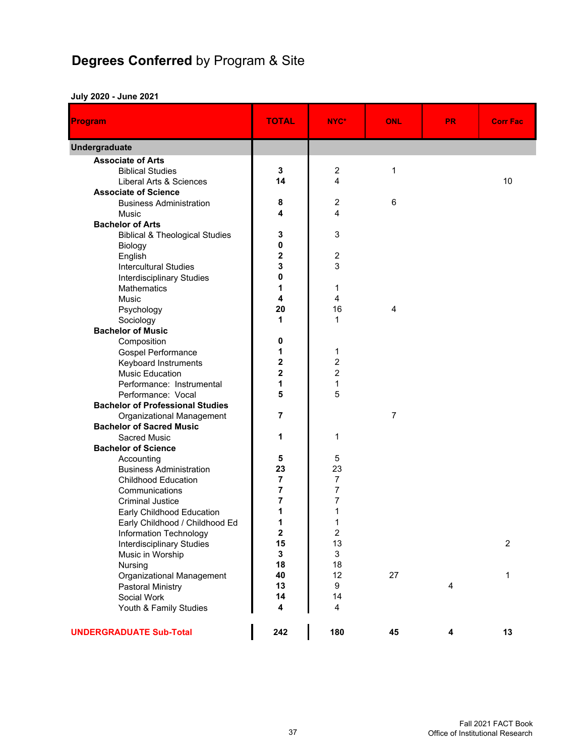# **Degrees Conferred** by Program & Site

**July 2020 - June 2021**

| Program | TOTAL | NYC* | ONL | PR | Corr Fac |
|---|---|---|---|---|---|
| **Undergraduate** | | | | | |
| **Associate of Arts** | | | | | |
| Biblical Studies | **3** | 2 | 1 | | |
| Liberal Arts & Sciences | **14** | 4 | | | 10 |
| **Associate of Science** | | | | | |
| Business Administration | **8** | 2 | 6 | | |
| Music | **4** | 4 | | | |
| **Bachelor of Arts** | | | | | |
| Biblical & Theological Studies | **3** | 3 | | | |
| Biology | **0** | | | | |
| English | **2** | 2 | | | |
| Intercultural Studies | **3** | 3 | | | |
| Interdisciplinary Studies | **0** | | | | |
| Mathematics | **1** | 1 | | | |
| Music | **4** | 4 | | | |
| Psychology | **20** | 16 | 4 | | |
| Sociology | **1** | 1 | | | |
| **Bachelor of Music** | | | | | |
| Composition | **0** | | | | |
| Gospel Performance | **1** | 1 | | | |
| Keyboard Instruments | **2** | 2 | | | |
| Music Education | **2** | 2 | | | |
| Performance: Instrumental | **1** | 1 | | | |
| Performance: Vocal | **5** | 5 | | | |
| **Bachelor of Professional Studies** | | | | | |
| Organizational Management | **7** | | 7 | | |
| **Bachelor of Sacred Music** | | | | | |
| Sacred Music | **1** | 1 | | | |
| **Bachelor of Science** | | | | | |
| Accounting | **5** | 5 | | | |
| Business Administration | **23** | 23 | | | |
| Childhood Education | **7** | 7 | | | |
| Communications | **7** | 7 | | | |
| Criminal Justice | **7** | 7 | | | |
| Early Childhood Education | **1** | 1 | | | |
| Early Childhood / Childhood Ed | **1** | 1 | | | |
| Information Technology | **2** | 2 | | | |
| Interdisciplinary Studies | **15** | 13 | | | 2 |
| Music in Worship | **3** | 3 | | | |
| Nursing | **18** | 18 | | | |
| Organizational Management | **40** | 12 | 27 | | 1 |
| Pastoral Ministry | **13** | 9 | | 4 | |
| Social Work | **14** | 14 | | | |
| Youth & Family Studies | **4** | 4 | | | |
| **UNDERGRADUATE Sub-Total** | **242** | **180** | **45** | **4** | **13** |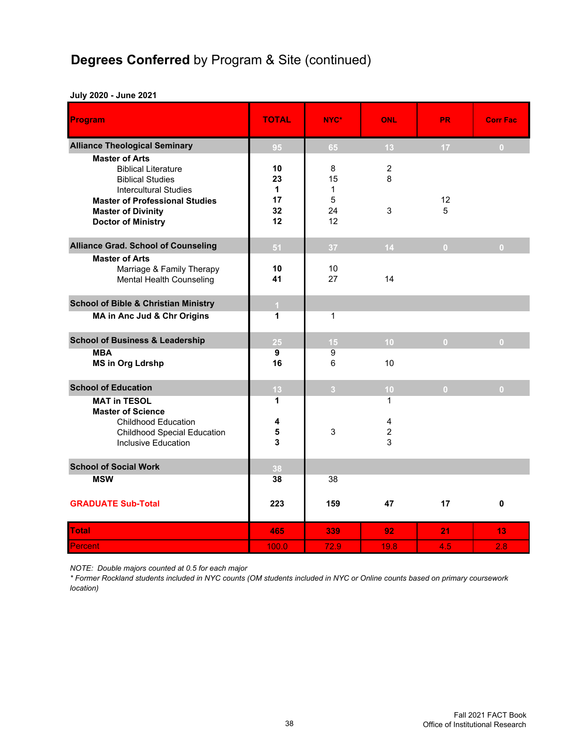## **Degrees Conferred** by Program & Site (continued)

**July 2020 - June 2021**

| Program | TOTAL | NYC* | ONL | PR | Corr Fac |
|---|---|---|---|---|---|
| **Alliance Theological Seminary** | 95 | 65 | 13 | 17 | 0 |
| **Master of Arts** | | | | | |
| Biblical Literature | **10** | 8 | 2 | | |
| Biblical Studies | **23** | 15 | 8 | | |
| Intercultural Studies | **1** | 1 | | | |
| **Master of Professional Studies** | **17** | 5 | | 12 | |
| **Master of Divinity** | **32** | 24 | 3 | 5 | |
| **Doctor of Ministry** | **12** | 12 | | | |
| **Alliance Grad. School of Counseling** | 51 | 37 | 14 | 0 | 0 |
| **Master of Arts** | | | | | |
| Marriage & Family Therapy | **10** | 10 | | | |
| Mental Health Counseling | **41** | 27 | 14 | | |
| **School of Bible & Christian Ministry** | 1 | | | | |
| **MA in Anc Jud & Chr Origins** | **1** | 1 | | | |
| **School of Business & Leadership** | 25 | 15 | 10 | 0 | 0 |
| **MBA** | **9** | 9 | | | |
| **MS in Org Ldrshp** | **16** | 6 | 10 | | |
| **School of Education** | 13 | 3 | 10 | 0 | 0 |
| **MAT in TESOL** | **1** | | 1 | | |
| **Master of Science** | | | | | |
| Childhood Education | **4** | | 4 | | |
| Childhood Special Education | **5** | 3 | 2 | | |
| Inclusive Education | **3** | | 3 | | |
| **School of Social Work** | 38 | | | | |
| **MSW** | **38** | 38 | | | |
| **GRADUATE Sub-Total** | **223** | **159** | **47** | **17** | **0** |
| **Total** | **465** | **339** | **92** | **21** | **13** |
| Percent | 100.0 | 72.9 | 19.8 | 4.5 | 2.8 |

*NOTE: Double majors counted at 0.5 for each major*

*\* Former Rockland students included in NYC counts (OM students included in NYC or Online counts based on primary coursework location)*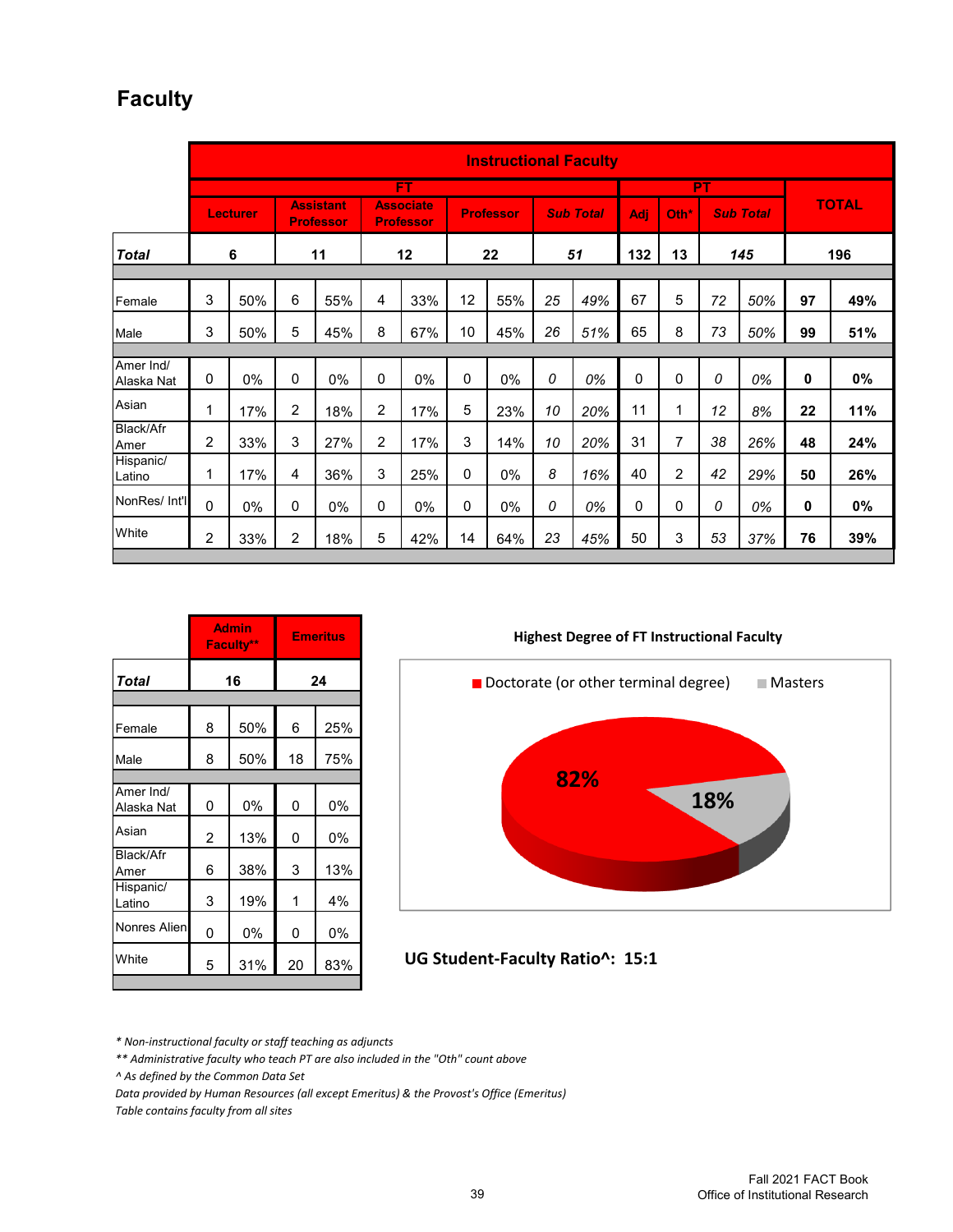# Faculty

| | Instructional Faculty | | | | | | | | | | | | | | | |
|---|---|---|---|---|---|---|---|---|---|---|---|---|---|---|---|---|
| | FT | | | | | | | | | | PT | | | | TOTAL | |
| | Lecturer | | Assistant Professor | | Associate Professor | | Professor | | *Sub Total* | | Adj | Oth* | *Sub Total* | | | |
| ***Total*** | 6 | | 11 | | 12 | | 22 | | *51* | | 132 | 13 | *145* | | 196 | |
| Female | 3 | 50% | 6 | 55% | 4 | 33% | 12 | 55% | *25* | *49%* | 67 | 5 | *72* | *50%* | **97** | **49%** |
| Male | 3 | 50% | 5 | 45% | 8 | 67% | 10 | 45% | *26* | *51%* | 65 | 8 | *73* | *50%* | **99** | **51%** |
| Amer Ind/ Alaska Nat | 0 | 0% | 0 | 0% | 0 | 0% | 0 | 0% | *0* | *0%* | 0 | 0 | *0* | *0%* | **0** | **0%** |
| Asian | 1 | 17% | 2 | 18% | 2 | 17% | 5 | 23% | *10* | *20%* | 11 | 1 | *12* | *8%* | **22** | **11%** |
| Black/Afr Amer | 2 | 33% | 3 | 27% | 2 | 17% | 3 | 14% | *10* | *20%* | 31 | 7 | *38* | *26%* | **48** | **24%** |
| Hispanic/ Latino | 1 | 17% | 4 | 36% | 3 | 25% | 0 | 0% | *8* | *16%* | 40 | 2 | *42* | *29%* | **50** | **26%** |
| NonRes/ Int'l | 0 | 0% | 0 | 0% | 0 | 0% | 0 | 0% | *0* | *0%* | 0 | 0 | *0* | *0%* | **0** | **0%** |
| White | 2 | 33% | 2 | 18% | 5 | 42% | 14 | 64% | *23* | *45%* | 50 | 3 | *53* | *37%* | **76** | **39%** |

| | Admin Faculty** | | Emeritus | |
|---|---|---|---|---|
| ***Total*** | 16 | | 24 | |
| Female | 8 | 50% | 6 | 25% |
| Male | 8 | 50% | 18 | 75% |
| Amer Ind/ Alaska Nat | 0 | 0% | 0 | 0% |
| Asian | 2 | 13% | 0 | 0% |
| Black/Afr Amer | 6 | 38% | 3 | 13% |
| Hispanic/ Latino | 3 | 19% | 1 | 4% |
| Nonres Alien | 0 | 0% | 0 | 0% |
| White | 5 | 31% | 20 | 83% |

**Highest Degree of FT Instructional Faculty**

- Doctorate (or other terminal degree): 82%
- Masters: 18%

**UG Student-Faculty Ratio^: 15:1**

*\* Non-instructional faculty or staff teaching as adjuncts*
*\*\* Administrative faculty who teach PT are also included in the "Oth" count above*
*^ As defined by the Common Data Set*
*Data provided by Human Resources (all except Emeritus) & the Provost's Office (Emeritus)*
*Table contains faculty from all sites*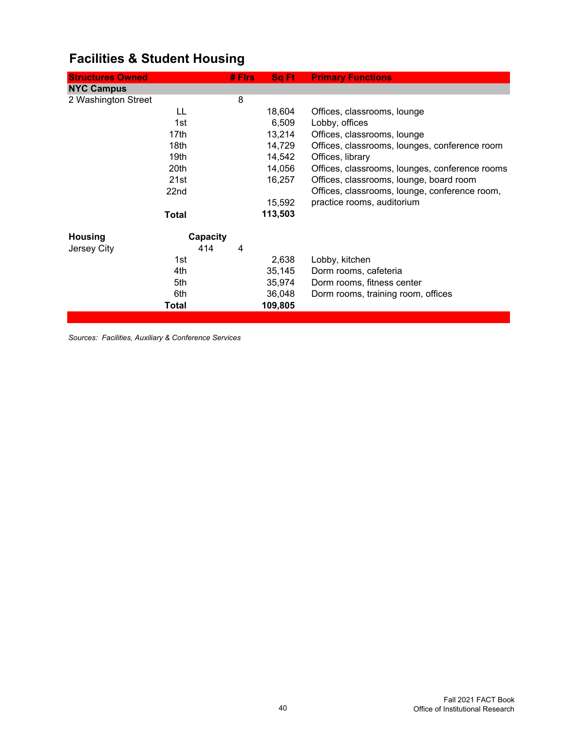# Facilities & Student Housing

| Structures Owned | | # Flrs | Sq Ft | Primary Functions |
|---|---|---|---|---|
| **NYC Campus** | | | | |
| 2 Washington Street | | 8 | | |
| | LL | | 18,604 | Offices, classrooms, lounge |
| | 1st | | 6,509 | Lobby, offices |
| | 17th | | 13,214 | Offices, classrooms, lounge |
| | 18th | | 14,729 | Offices, classrooms, lounges, conference room |
| | 19th | | 14,542 | Offices, library |
| | 20th | | 14,056 | Offices, classrooms, lounges, conference rooms |
| | 21st | | 16,257 | Offices, classrooms, lounge, board room |
| | 22nd | | 15,592 | Offices, classrooms, lounge, conference room, practice rooms, auditorium |
| | **Total** | | **113,503** | |
| **Housing** | **Capacity** | | | |
| Jersey City | 414 | 4 | | |
| | 1st | | 2,638 | Lobby, kitchen |
| | 4th | | 35,145 | Dorm rooms, cafeteria |
| | 5th | | 35,974 | Dorm rooms, fitness center |
| | 6th | | 36,048 | Dorm rooms, training room, offices |
| | **Total** | | **109,805** | |

*Sources: Facilities, Auxiliary & Conference Services*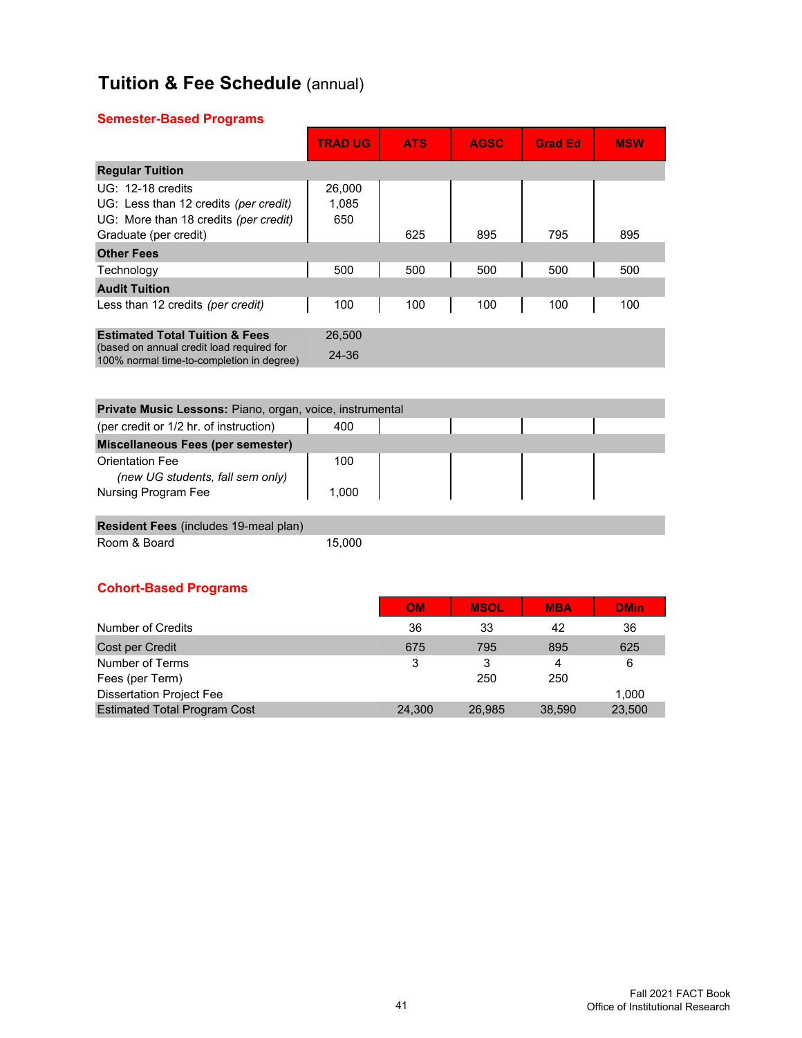# Tuition & Fee Schedule (annual)

## Semester-Based Programs

| | TRAD UG | ATS | AGSC | Grad Ed | MSW |
|---|---|---|---|---|---|
| **Regular Tuition** | | | | | |
| UG: 12-18 credits | 26,000 | | | | |
| UG: Less than 12 credits *(per credit)* | 1,085 | | | | |
| UG: More than 18 credits *(per credit)* | 650 | | | | |
| Graduate (per credit) | | 625 | 895 | 795 | 895 |
| **Other Fees** | | | | | |
| Technology | 500 | 500 | 500 | 500 | 500 |
| **Audit Tuition** | | | | | |
| Less than 12 credits *(per credit)* | 100 | 100 | 100 | 100 | 100 |
| **Estimated Total Tuition & Fees** | 26,500 | | | | |
| (based on annual credit load required for 100% normal time-to-completion in degree) | 24-36 | | | | |

| | | | | | |
|---|---|---|---|---|---|
| **Private Music Lessons:** Piano, organ, voice, instrumental | | | | | |
| (per credit or 1/2 hr. of instruction) | 400 | | | | |
| **Miscellaneous Fees (per semester)** | | | | | |
| Orientation Fee *(new UG students, fall sem only)* | 100 | | | | |
| Nursing Program Fee | 1,000 | | | | |

| | |
|---|---|
| **Resident Fees** (includes 19-meal plan) | |
| Room & Board | 15,000 |

## Cohort-Based Programs

| | OM | MSOL | MBA | DMin |
|---|---|---|---|---|
| Number of Credits | 36 | 33 | 42 | 36 |
| Cost per Credit | 675 | 795 | 895 | 625 |
| Number of Terms | 3 | 3 | 4 | 6 |
| Fees (per Term) | | 250 | 250 | |
| Dissertation Project Fee | | | | 1,000 |
| Estimated Total Program Cost | 24,300 | 26,985 | 38,590 | 23,500 |

Fall 2021 FACT Book
Office of Institutional Research